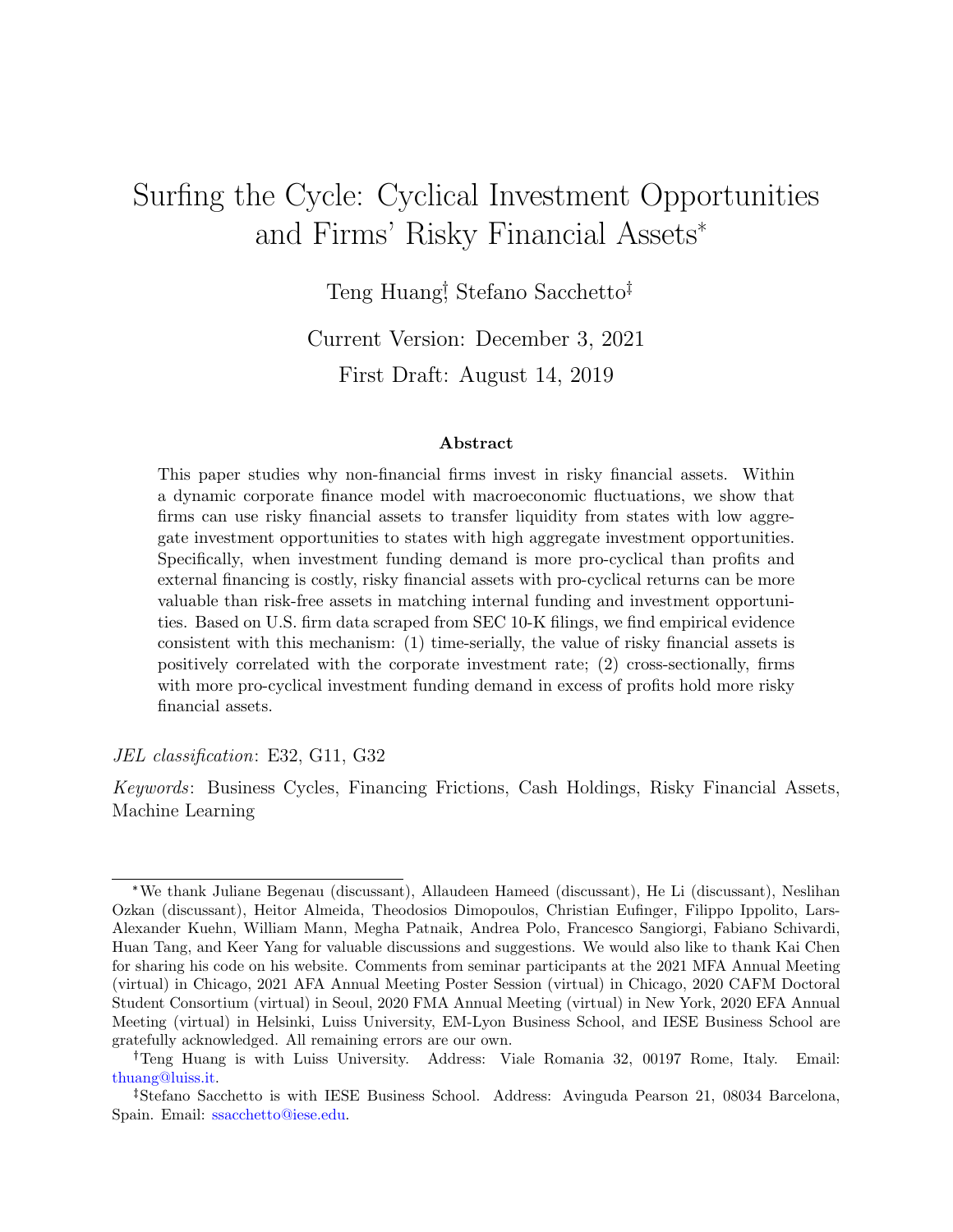# Surfing the Cycle: Cyclical Investment Opportunities and Firms' Risky Financial Assets[*]

Teng Huang[†], Stefano Sacchetto[‡]

Current Version: December 3, 2021

First Draft: August 14, 2019

### Abstract

This paper studies why non-financial firms invest in risky financial assets. Within a dynamic corporate finance model with macroeconomic fluctuations, we show that firms can use risky financial assets to transfer liquidity from states with low aggregate investment opportunities to states with high aggregate investment opportunities. Specifically, when investment funding demand is more pro-cyclical than profits and external financing is costly, risky financial assets with pro-cyclical returns can be more valuable than risk-free assets in matching internal funding and investment opportunities. Based on U.S. firm data scraped from SEC 10-K filings, we find empirical evidence consistent with this mechanism: (1) time-serially, the value of risky financial assets is positively correlated with the corporate investment rate; (2) cross-sectionally, firms with more pro-cyclical investment funding demand in excess of profits hold more risky financial assets.

*JEL classification*: E32, G11, G32

*Keywords*: Business Cycles, Financing Frictions, Cash Holdings, Risky Financial Assets, Machine Learning

---

[*] We thank Juliane Begenau (discussant), Allaudeen Hameed (discussant), He Li (discussant), Neslihan Ozkan (discussant), Heitor Almeida, Theodosios Dimopoulos, Christian Eufinger, Filippo Ippolito, Lars-Alexander Kuehn, William Mann, Megha Patnaik, Andrea Polo, Francesco Sangiorgi, Fabiano Schivardi, Huan Tang, and Keer Yang for valuable discussions and suggestions. We would also like to thank Kai Chen for sharing his code on his website. Comments from seminar participants at the 2021 MFA Annual Meeting (virtual) in Chicago, 2021 AFA Annual Meeting Poster Session (virtual) in Chicago, 2020 CAFM Doctoral Student Consortium (virtual) in Seoul, 2020 FMA Annual Meeting (virtual) in New York, 2020 EFA Annual Meeting (virtual) in Helsinki, Luiss University, EM-Lyon Business School, and IESE Business School are gratefully acknowledged. All remaining errors are our own.

[†] Teng Huang is with Luiss University. Address: Viale Romania 32, 00197 Rome, Italy. Email: thuang@luiss.it.

[‡] Stefano Sacchetto is with IESE Business School. Address: Avinguda Pearson 21, 08034 Barcelona, Spain. Email: ssacchetto@iese.edu.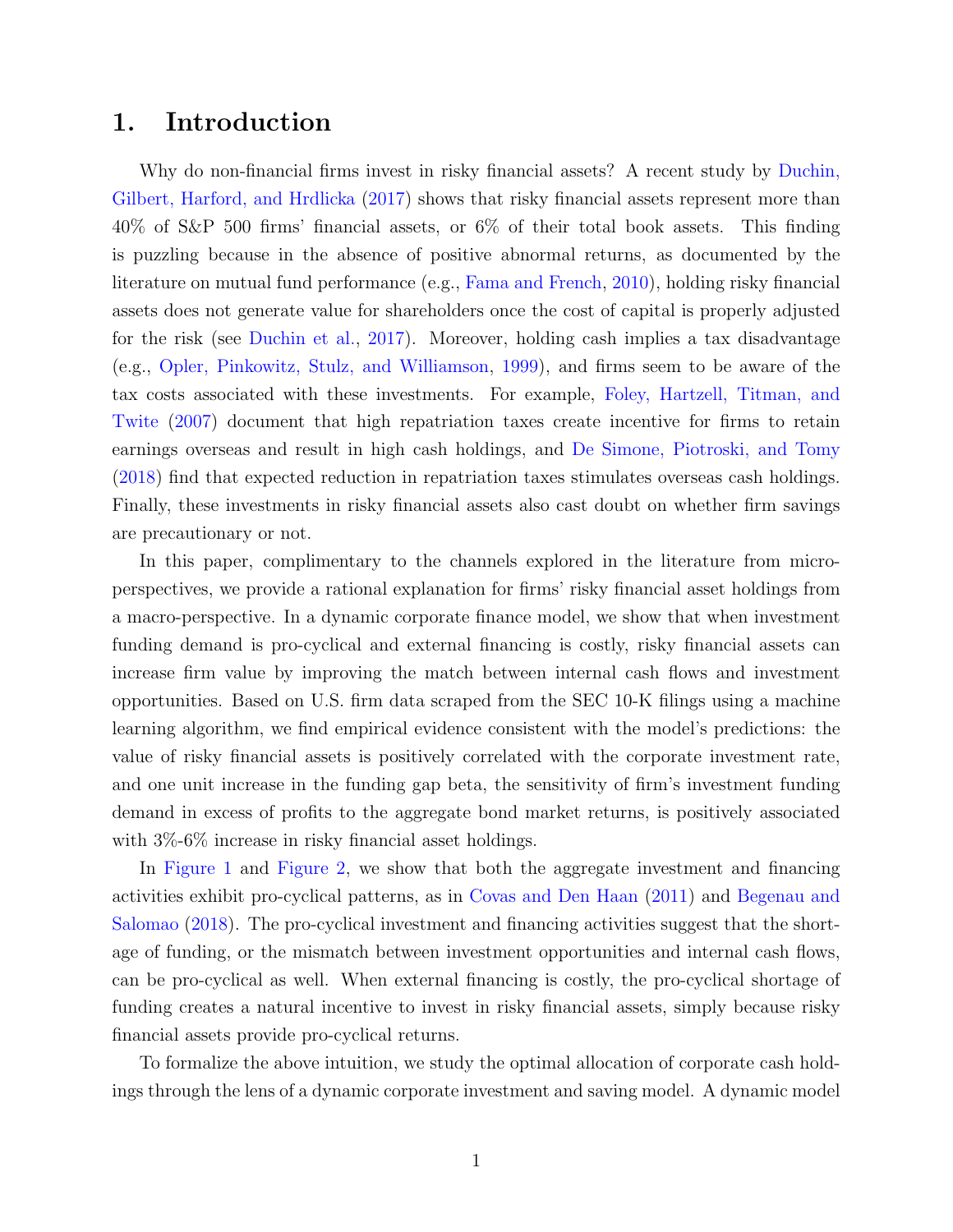# 1. Introduction

Why do non-financial firms invest in risky financial assets? A recent study by Duchin, Gilbert, Harford, and Hrdlicka (2017) shows that risky financial assets represent more than 40% of S&P 500 firms' financial assets, or 6% of their total book assets. This finding is puzzling because in the absence of positive abnormal returns, as documented by the literature on mutual fund performance (e.g., Fama and French, 2010), holding risky financial assets does not generate value for shareholders once the cost of capital is properly adjusted for the risk (see Duchin et al., 2017). Moreover, holding cash implies a tax disadvantage (e.g., Opler, Pinkowitz, Stulz, and Williamson, 1999), and firms seem to be aware of the tax costs associated with these investments. For example, Foley, Hartzell, Titman, and Twite (2007) document that high repatriation taxes create incentive for firms to retain earnings overseas and result in high cash holdings, and De Simone, Piotroski, and Tomy (2018) find that expected reduction in repatriation taxes stimulates overseas cash holdings. Finally, these investments in risky financial assets also cast doubt on whether firm savings are precautionary or not.

In this paper, complimentary to the channels explored in the literature from micro-perspectives, we provide a rational explanation for firms' risky financial asset holdings from a macro-perspective. In a dynamic corporate finance model, we show that when investment funding demand is pro-cyclical and external financing is costly, risky financial assets can increase firm value by improving the match between internal cash flows and investment opportunities. Based on U.S. firm data scraped from the SEC 10-K filings using a machine learning algorithm, we find empirical evidence consistent with the model's predictions: the value of risky financial assets is positively correlated with the corporate investment rate, and one unit increase in the funding gap beta, the sensitivity of firm's investment funding demand in excess of profits to the aggregate bond market returns, is positively associated with 3%-6% increase in risky financial asset holdings.

In Figure 1 and Figure 2, we show that both the aggregate investment and financing activities exhibit pro-cyclical patterns, as in Covas and Den Haan (2011) and Begenau and Salomao (2018). The pro-cyclical investment and financing activities suggest that the shortage of funding, or the mismatch between investment opportunities and internal cash flows, can be pro-cyclical as well. When external financing is costly, the pro-cyclical shortage of funding creates a natural incentive to invest in risky financial assets, simply because risky financial assets provide pro-cyclical returns.

To formalize the above intuition, we study the optimal allocation of corporate cash holdings through the lens of a dynamic corporate investment and saving model. A dynamic model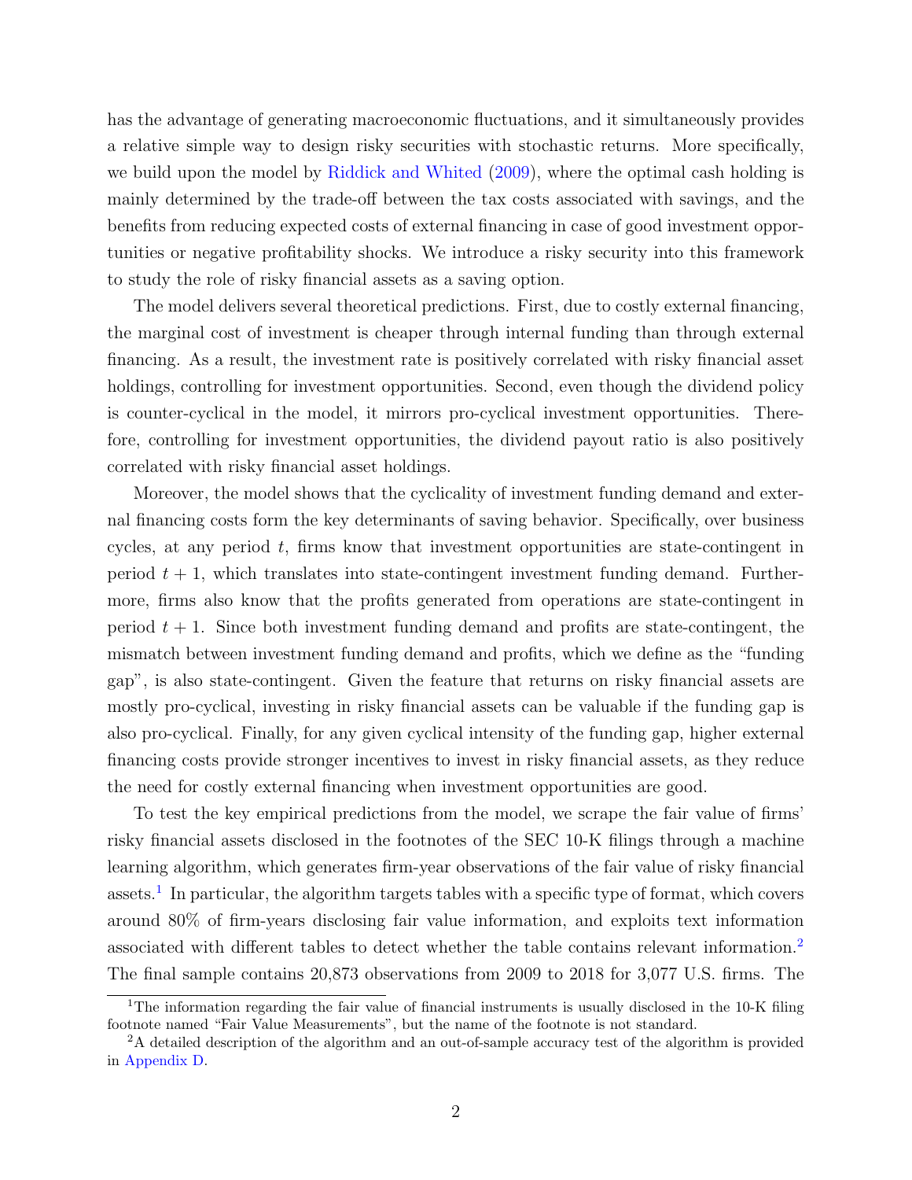has the advantage of generating macroeconomic fluctuations, and it simultaneously provides a relative simple way to design risky securities with stochastic returns. More specifically, we build upon the model by Riddick and Whited (2009), where the optimal cash holding is mainly determined by the trade-off between the tax costs associated with savings, and the benefits from reducing expected costs of external financing in case of good investment opportunities or negative profitability shocks. We introduce a risky security into this framework to study the role of risky financial assets as a saving option.

The model delivers several theoretical predictions. First, due to costly external financing, the marginal cost of investment is cheaper through internal funding than through external financing. As a result, the investment rate is positively correlated with risky financial asset holdings, controlling for investment opportunities. Second, even though the dividend policy is counter-cyclical in the model, it mirrors pro-cyclical investment opportunities. Therefore, controlling for investment opportunities, the dividend payout ratio is also positively correlated with risky financial asset holdings.

Moreover, the model shows that the cyclicality of investment funding demand and external financing costs form the key determinants of saving behavior. Specifically, over business cycles, at any period $t$, firms know that investment opportunities are state-contingent in period $t+1$, which translates into state-contingent investment funding demand. Furthermore, firms also know that the profits generated from operations are state-contingent in period $t+1$. Since both investment funding demand and profits are state-contingent, the mismatch between investment funding demand and profits, which we define as the "funding gap", is also state-contingent. Given the feature that returns on risky financial assets are mostly pro-cyclical, investing in risky financial assets can be valuable if the funding gap is also pro-cyclical. Finally, for any given cyclical intensity of the funding gap, higher external financing costs provide stronger incentives to invest in risky financial assets, as they reduce the need for costly external financing when investment opportunities are good.

To test the key empirical predictions from the model, we scrape the fair value of firms' risky financial assets disclosed in the footnotes of the SEC 10-K filings through a machine learning algorithm, which generates firm-year observations of the fair value of risky financial assets.[1] In particular, the algorithm targets tables with a specific type of format, which covers around 80% of firm-years disclosing fair value information, and exploits text information associated with different tables to detect whether the table contains relevant information.[2] The final sample contains 20,873 observations from 2009 to 2018 for 3,077 U.S. firms. The

[1] The information regarding the fair value of financial instruments is usually disclosed in the 10-K filing footnote named "Fair Value Measurements", but the name of the footnote is not standard.

[2] A detailed description of the algorithm and an out-of-sample accuracy test of the algorithm is provided in Appendix D.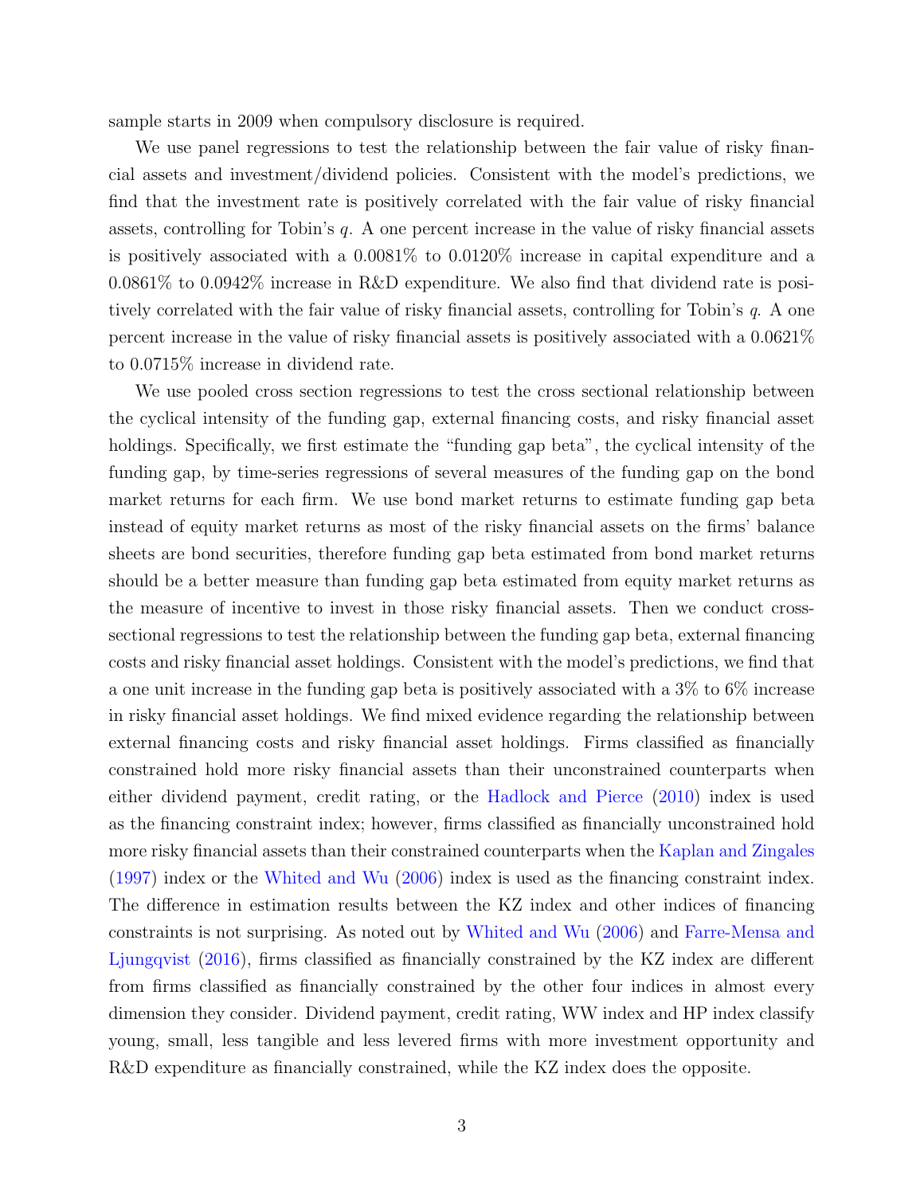sample starts in 2009 when compulsory disclosure is required.

We use panel regressions to test the relationship between the fair value of risky financial assets and investment/dividend policies. Consistent with the model's predictions, we find that the investment rate is positively correlated with the fair value of risky financial assets, controlling for Tobin's $q$. A one percent increase in the value of risky financial assets is positively associated with a 0.0081% to 0.0120% increase in capital expenditure and a 0.0861% to 0.0942% increase in R&D expenditure. We also find that dividend rate is positively correlated with the fair value of risky financial assets, controlling for Tobin's $q$. A one percent increase in the value of risky financial assets is positively associated with a 0.0621% to 0.0715% increase in dividend rate.

We use pooled cross section regressions to test the cross sectional relationship between the cyclical intensity of the funding gap, external financing costs, and risky financial asset holdings. Specifically, we first estimate the "funding gap beta", the cyclical intensity of the funding gap, by time-series regressions of several measures of the funding gap on the bond market returns for each firm. We use bond market returns to estimate funding gap beta instead of equity market returns as most of the risky financial assets on the firms' balance sheets are bond securities, therefore funding gap beta estimated from bond market returns should be a better measure than funding gap beta estimated from equity market returns as the measure of incentive to invest in those risky financial assets. Then we conduct cross-sectional regressions to test the relationship between the funding gap beta, external financing costs and risky financial asset holdings. Consistent with the model's predictions, we find that a one unit increase in the funding gap beta is positively associated with a 3% to 6% increase in risky financial asset holdings. We find mixed evidence regarding the relationship between external financing costs and risky financial asset holdings. Firms classified as financially constrained hold more risky financial assets than their unconstrained counterparts when either dividend payment, credit rating, or the Hadlock and Pierce (2010) index is used as the financing constraint index; however, firms classified as financially unconstrained hold more risky financial assets than their constrained counterparts when the Kaplan and Zingales (1997) index or the Whited and Wu (2006) index is used as the financing constraint index. The difference in estimation results between the KZ index and other indices of financing constraints is not surprising. As noted out by Whited and Wu (2006) and Farre-Mensa and Ljungqvist (2016), firms classified as financially constrained by the KZ index are different from firms classified as financially constrained by the other four indices in almost every dimension they consider. Dividend payment, credit rating, WW index and HP index classify young, small, less tangible and less levered firms with more investment opportunity and R&D expenditure as financially constrained, while the KZ index does the opposite.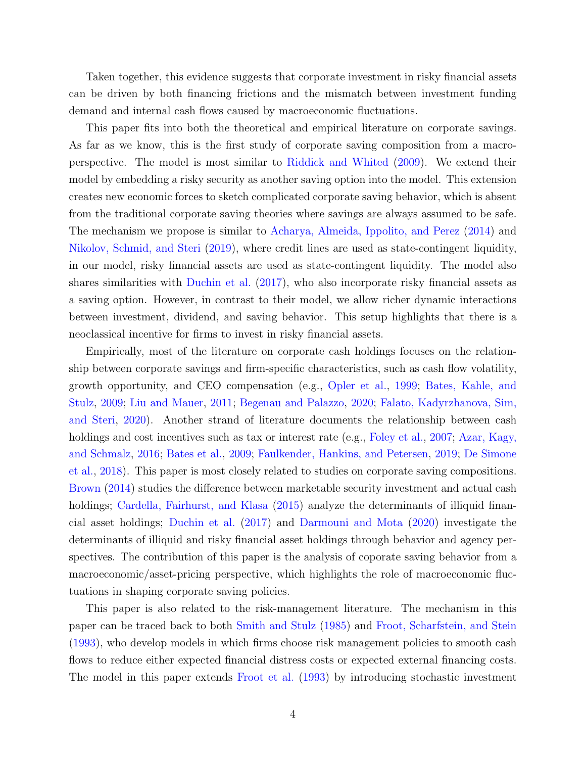Taken together, this evidence suggests that corporate investment in risky financial assets can be driven by both financing frictions and the mismatch between investment funding demand and internal cash flows caused by macroeconomic fluctuations.

This paper fits into both the theoretical and empirical literature on corporate savings. As far as we know, this is the first study of corporate saving composition from a macro-perspective. The model is most similar to Riddick and Whited (2009). We extend their model by embedding a risky security as another saving option into the model. This extension creates new economic forces to sketch complicated corporate saving behavior, which is absent from the traditional corporate saving theories where savings are always assumed to be safe. The mechanism we propose is similar to Acharya, Almeida, Ippolito, and Perez (2014) and Nikolov, Schmid, and Steri (2019), where credit lines are used as state-contingent liquidity, in our model, risky financial assets are used as state-contingent liquidity. The model also shares similarities with Duchin et al. (2017), who also incorporate risky financial assets as a saving option. However, in contrast to their model, we allow richer dynamic interactions between investment, dividend, and saving behavior. This setup highlights that there is a neoclassical incentive for firms to invest in risky financial assets.

Empirically, most of the literature on corporate cash holdings focuses on the relationship between corporate savings and firm-specific characteristics, such as cash flow volatility, growth opportunity, and CEO compensation (e.g., Opler et al., 1999; Bates, Kahle, and Stulz, 2009; Liu and Mauer, 2011; Begenau and Palazzo, 2020; Falato, Kadyrzhanova, Sim, and Steri, 2020). Another strand of literature documents the relationship between cash holdings and cost incentives such as tax or interest rate (e.g., Foley et al., 2007; Azar, Kagy, and Schmalz, 2016; Bates et al., 2009; Faulkender, Hankins, and Petersen, 2019; De Simone et al., 2018). This paper is most closely related to studies on corporate saving compositions. Brown (2014) studies the difference between marketable security investment and actual cash holdings; Cardella, Fairhurst, and Klasa (2015) analyze the determinants of illiquid financial asset holdings; Duchin et al. (2017) and Darmouni and Mota (2020) investigate the determinants of illiquid and risky financial asset holdings through behavior and agency perspectives. The contribution of this paper is the analysis of coporate saving behavior from a macroeconomic/asset-pricing perspective, which highlights the role of macroeconomic fluctuations in shaping corporate saving policies.

This paper is also related to the risk-management literature. The mechanism in this paper can be traced back to both Smith and Stulz (1985) and Froot, Scharfstein, and Stein (1993), who develop models in which firms choose risk management policies to smooth cash flows to reduce either expected financial distress costs or expected external financing costs. The model in this paper extends Froot et al. (1993) by introducing stochastic investment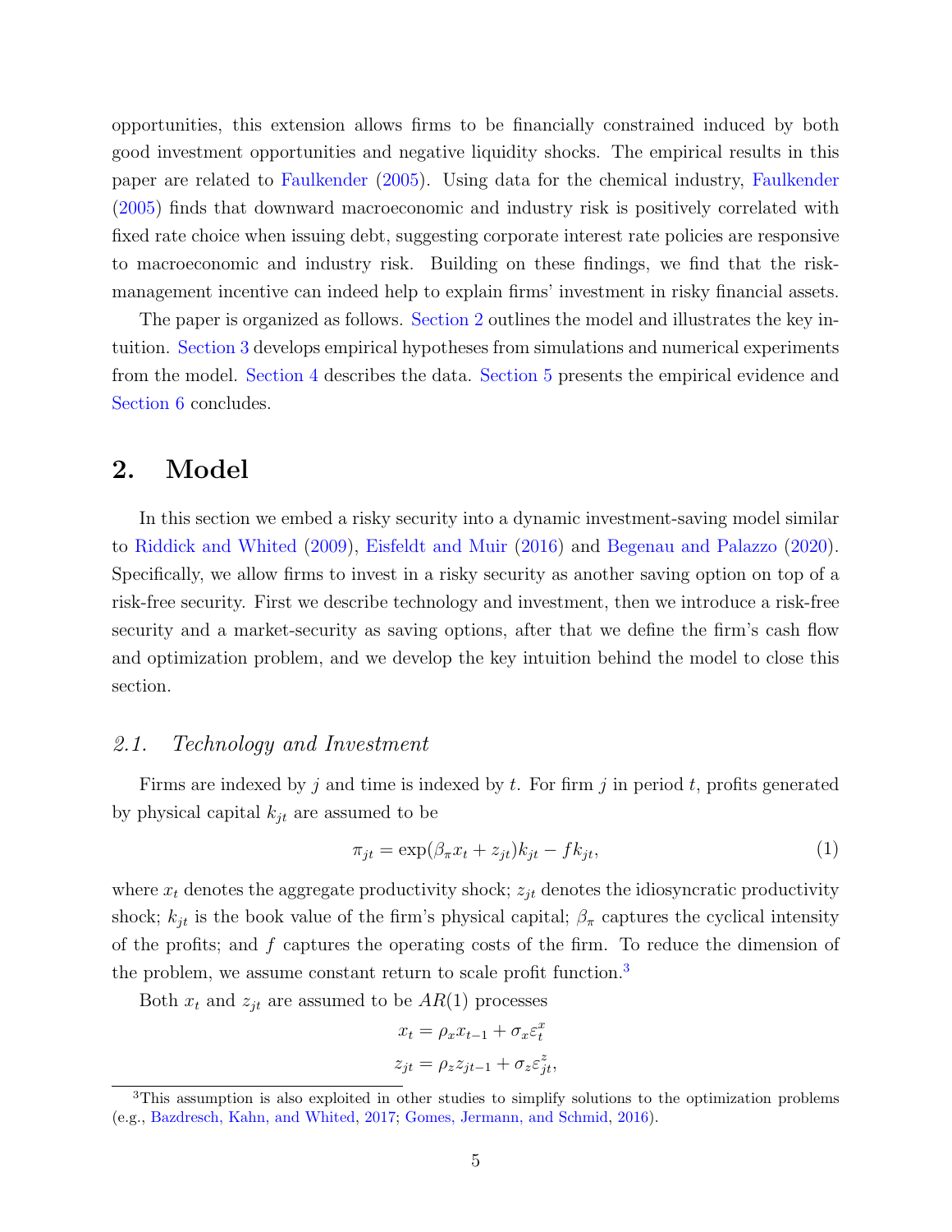opportunities, this extension allows firms to be financially constrained induced by both good investment opportunities and negative liquidity shocks. The empirical results in this paper are related to Faulkender (2005). Using data for the chemical industry, Faulkender (2005) finds that downward macroeconomic and industry risk is positively correlated with fixed rate choice when issuing debt, suggesting corporate interest rate policies are responsive to macroeconomic and industry risk. Building on these findings, we find that the risk-management incentive can indeed help to explain firms' investment in risky financial assets.

The paper is organized as follows. Section 2 outlines the model and illustrates the key intuition. Section 3 develops empirical hypotheses from simulations and numerical experiments from the model. Section 4 describes the data. Section 5 presents the empirical evidence and Section 6 concludes.

## 2. Model

In this section we embed a risky security into a dynamic investment-saving model similar to Riddick and Whited (2009), Eisfeldt and Muir (2016) and Begenau and Palazzo (2020). Specifically, we allow firms to invest in a risky security as another saving option on top of a risk-free security. First we describe technology and investment, then we introduce a risk-free security and a market-security as saving options, after that we define the firm's cash flow and optimization problem, and we develop the key intuition behind the model to close this section.

### *2.1. Technology and Investment*

Firms are indexed by $j$ and time is indexed by $t$. For firm $j$ in period $t$, profits generated by physical capital $k_{jt}$ are assumed to be

$$\pi_{jt} = \exp(\beta_\pi x_t + z_{jt})k_{jt} - fk_{jt}, \tag{1}$$

where $x_t$ denotes the aggregate productivity shock; $z_{jt}$ denotes the idiosyncratic productivity shock; $k_{jt}$ is the book value of the firm's physical capital; $\beta_\pi$ captures the cyclical intensity of the profits; and $f$ captures the operating costs of the firm. To reduce the dimension of the problem, we assume constant return to scale profit function.[3]

Both $x_t$ and $z_{jt}$ are assumed to be $AR(1)$ processes

$$x_t = \rho_x x_{t-1} + \sigma_x \varepsilon_t^x$$
$$z_{jt} = \rho_z z_{jt-1} + \sigma_z \varepsilon_{jt}^z,$$

[3] This assumption is also exploited in other studies to simplify solutions to the optimization problems (e.g., Bazdresch, Kahn, and Whited, 2017; Gomes, Jermann, and Schmid, 2016).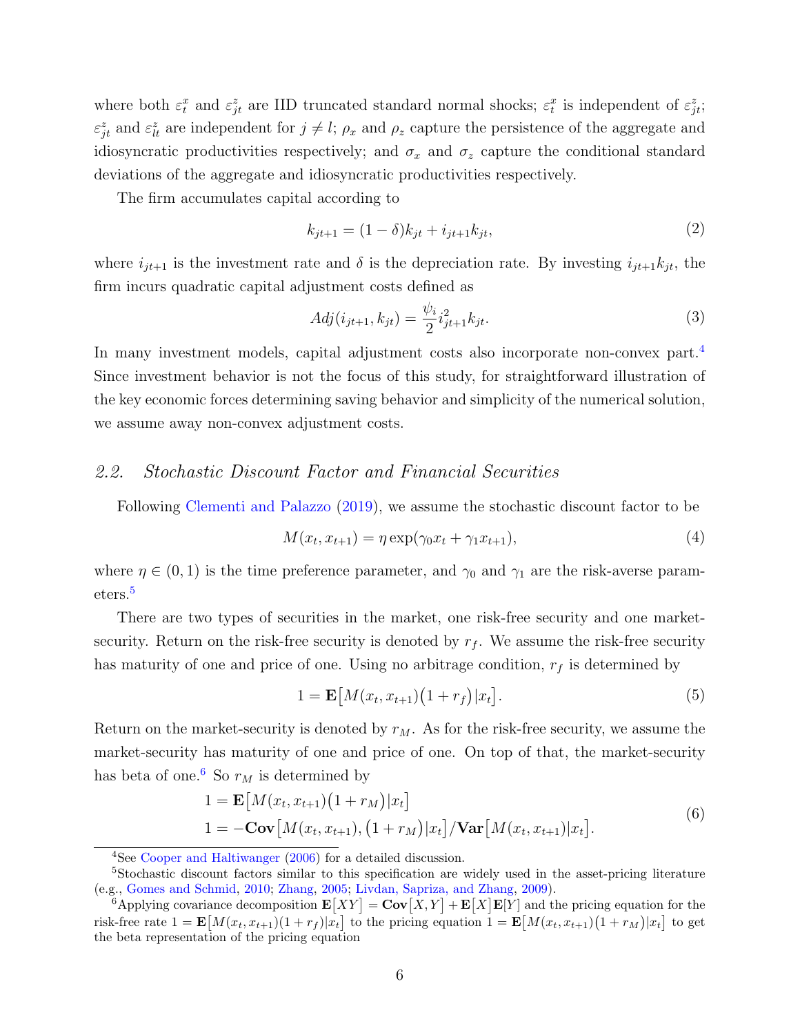where both $\varepsilon_t^x$ and $\varepsilon_{jt}^z$ are IID truncated standard normal shocks; $\varepsilon_t^x$ is independent of $\varepsilon_{jt}^z$; $\varepsilon_{jt}^z$ and $\varepsilon_{lt}^z$ are independent for $j \neq l$; $\rho_x$ and $\rho_z$ capture the persistence of the aggregate and idiosyncratic productivities respectively; and $\sigma_x$ and $\sigma_z$ capture the conditional standard deviations of the aggregate and idiosyncratic productivities respectively.

The firm accumulates capital according to

$$k_{jt+1} = (1-\delta)k_{jt} + i_{jt+1}k_{jt}, \tag{2}$$

where $i_{jt+1}$ is the investment rate and $\delta$ is the depreciation rate. By investing $i_{jt+1}k_{jt}$, the firm incurs quadratic capital adjustment costs defined as

$$Adj(i_{jt+1}, k_{jt}) = \frac{\psi_i}{2} i_{jt+1}^2 k_{jt}. \tag{3}$$

In many investment models, capital adjustment costs also incorporate non-convex part.[4] Since investment behavior is not the focus of this study, for straightforward illustration of the key economic forces determining saving behavior and simplicity of the numerical solution, we assume away non-convex adjustment costs.

## 2.2. *Stochastic Discount Factor and Financial Securities*

Following Clementi and Palazzo (2019), we assume the stochastic discount factor to be

$$M(x_t, x_{t+1}) = \eta \exp(\gamma_0 x_t + \gamma_1 x_{t+1}), \tag{4}$$

where $\eta \in (0,1)$ is the time preference parameter, and $\gamma_0$ and $\gamma_1$ are the risk-averse parameters.[5]

There are two types of securities in the market, one risk-free security and one market-security. Return on the risk-free security is denoted by $r_f$. We assume the risk-free security has maturity of one and price of one. Using no arbitrage condition, $r_f$ is determined by

$$1 = \mathbf{E}\big[M(x_t, x_{t+1})\big(1 + r_f\big)|x_t\big]. \tag{5}$$

Return on the market-security is denoted by $r_M$. As for the risk-free security, we assume the market-security has maturity of one and price of one. On top of that, the market-security has beta of one.[6] So $r_M$ is determined by

$$\begin{aligned} 1 &= \mathbf{E}\big[M(x_t, x_{t+1})\big(1 + r_M\big)|x_t\big] \\ 1 &= -\mathbf{Cov}\big[M(x_t, x_{t+1}), \big(1 + r_M\big)|x_t\big] / \mathbf{Var}\big[M(x_t, x_{t+1})|x_t\big]. \end{aligned} \tag{6}$$

---

[4] See Cooper and Haltiwanger (2006) for a detailed discussion.

[5] Stochastic discount factors similar to this specification are widely used in the asset-pricing literature (e.g., Gomes and Schmid, 2010; Zhang, 2005; Livdan, Sapriza, and Zhang, 2009).

[6] Applying covariance decomposition $\mathbf{E}\big[XY\big] = \mathbf{Cov}\big[X, Y\big] + \mathbf{E}\big[X\big]\mathbf{E}\big[Y\big]$ and the pricing equation for the risk-free rate $1 = \mathbf{E}\big[M(x_t, x_{t+1})(1 + r_f)|x_t\big]$ to the pricing equation $1 = \mathbf{E}\big[M(x_t, x_{t+1})\big(1 + r_M\big)|x_t\big]$ to get the beta representation of the pricing equation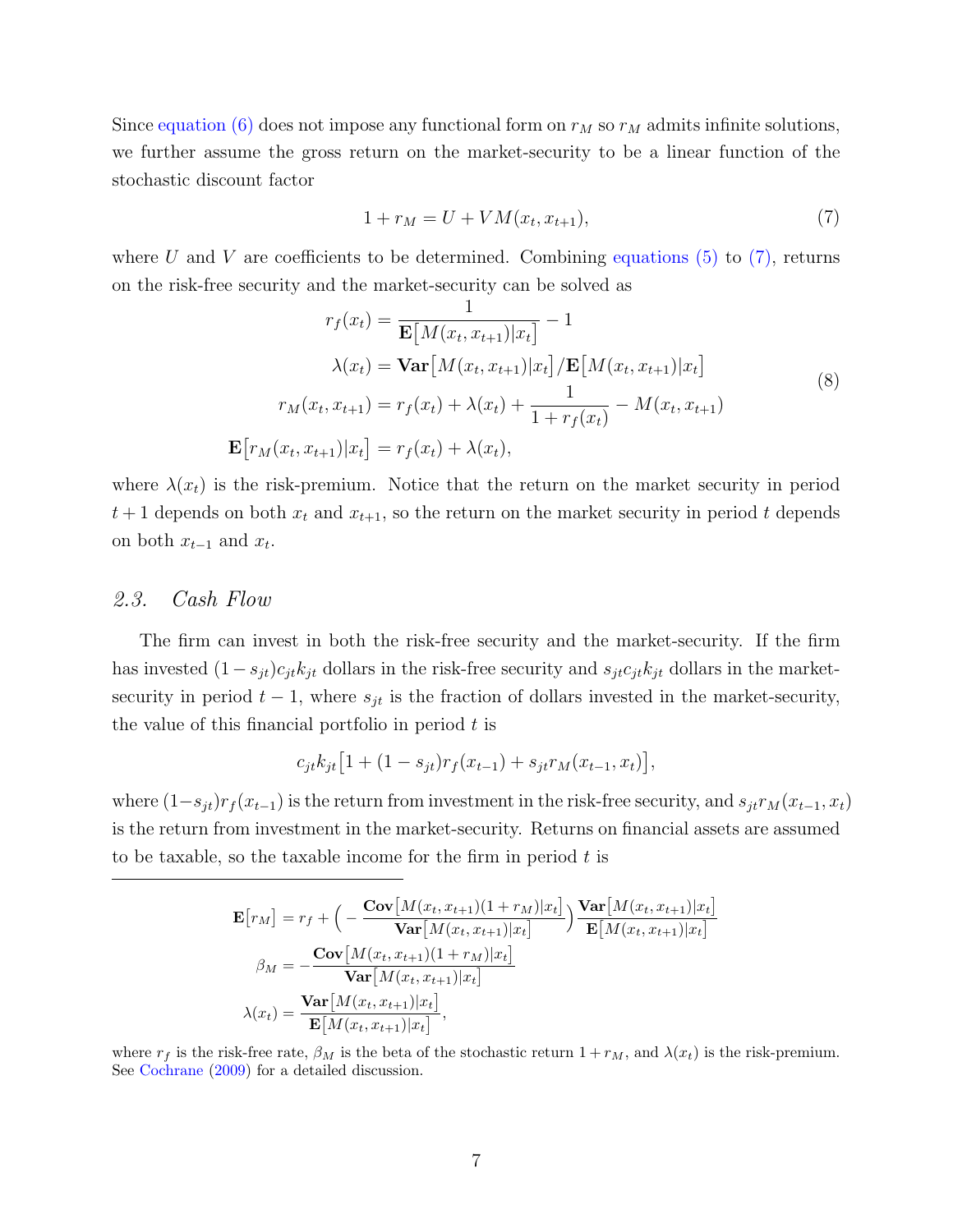Since equation (6) does not impose any functional form on $r_M$ so $r_M$ admits infinite solutions, we further assume the gross return on the market-security to be a linear function of the stochastic discount factor

$$1 + r_M = U + VM(x_t, x_{t+1}), \tag{7}$$

where $U$ and $V$ are coefficients to be determined. Combining equations (5) to (7), returns on the risk-free security and the market-security can be solved as

$$\begin{aligned}
r_f(x_t) &= \frac{1}{\mathbf{E}\big[M(x_t, x_{t+1})|x_t\big]} - 1 \\
\lambda(x_t) &= \mathbf{Var}\big[M(x_t, x_{t+1})|x_t\big] / \mathbf{E}\big[M(x_t, x_{t+1})|x_t\big] \\
r_M(x_t, x_{t+1}) &= r_f(x_t) + \lambda(x_t) + \frac{1}{1 + r_f(x_t)} - M(x_t, x_{t+1}) \\
\mathbf{E}\big[r_M(x_t, x_{t+1})|x_t\big] &= r_f(x_t) + \lambda(x_t),
\end{aligned} \tag{8}$$

where $\lambda(x_t)$ is the risk-premium. Notice that the return on the market security in period $t+1$ depends on both $x_t$ and $x_{t+1}$, so the return on the market security in period $t$ depends on both $x_{t-1}$ and $x_t$.

## 2.3. Cash Flow

The firm can invest in both the risk-free security and the market-security. If the firm has invested $(1 - s_{jt})c_{jt}k_{jt}$ dollars in the risk-free security and $s_{jt}c_{jt}k_{jt}$ dollars in the market-security in period $t-1$, where $s_{jt}$ is the fraction of dollars invested in the market-security, the value of this financial portfolio in period $t$ is

$$c_{jt}k_{jt}\big[1 + (1 - s_{jt})r_f(x_{t-1}) + s_{jt}r_M(x_{t-1}, x_t)\big],$$

where $(1-s_{jt})r_f(x_{t-1})$ is the return from investment in the risk-free security, and $s_{jt}r_M(x_{t-1}, x_t)$ is the return from investment in the market-security. Returns on financial assets are assumed to be taxable, so the taxable income for the firm in period $t$ is

---

$$\begin{aligned}
\mathbf{E}\big[r_M\big] &= r_f + \Big( -\frac{\mathbf{Cov}\big[M(x_t, x_{t+1})(1 + r_M)|x_t\big]}{\mathbf{Var}\big[M(x_t, x_{t+1})|x_t\big]} \Big) \frac{\mathbf{Var}\big[M(x_t, x_{t+1})|x_t\big]}{\mathbf{E}\big[M(x_t, x_{t+1})|x_t\big]} \\
\beta_M &= -\frac{\mathbf{Cov}\big[M(x_t, x_{t+1})(1 + r_M)|x_t\big]}{\mathbf{Var}\big[M(x_t, x_{t+1})|x_t\big]} \\
\lambda(x_t) &= \frac{\mathbf{Var}\big[M(x_t, x_{t+1})|x_t\big]}{\mathbf{E}\big[M(x_t, x_{t+1})|x_t\big]},
\end{aligned}$$

where $r_f$ is the risk-free rate, $\beta_M$ is the beta of the stochastic return $1 + r_M$, and $\lambda(x_t)$ is the risk-premium. See Cochrane (2009) for a detailed discussion.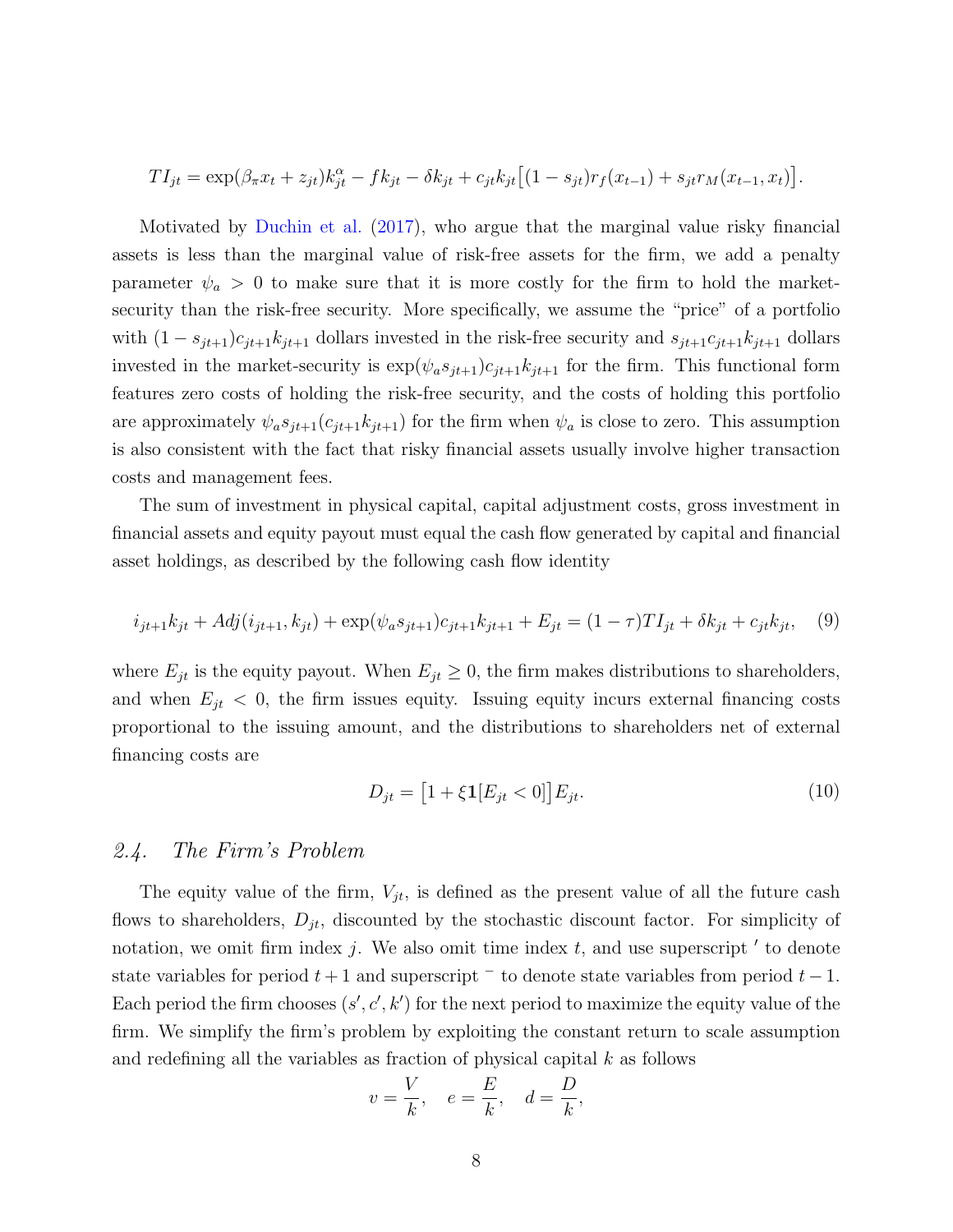$$TI_{jt} = \exp(\beta_\pi x_t + z_{jt})k_{jt}^{\alpha} - fk_{jt} - \delta k_{jt} + c_{jt}k_{jt}\big[(1 - s_{jt})r_f(x_{t-1}) + s_{jt}r_M(x_{t-1}, x_t)\big].$$

Motivated by Duchin et al. (2017), who argue that the marginal value risky financial assets is less than the marginal value of risk-free assets for the firm, we add a penalty parameter $\psi_a > 0$ to make sure that it is more costly for the firm to hold the market-security than the risk-free security. More specifically, we assume the "price" of a portfolio with $(1 - s_{jt+1})c_{jt+1}k_{jt+1}$ dollars invested in the risk-free security and $s_{jt+1}c_{jt+1}k_{jt+1}$ dollars invested in the market-security is $\exp(\psi_a s_{jt+1})c_{jt+1}k_{jt+1}$ for the firm. This functional form features zero costs of holding the risk-free security, and the costs of holding this portfolio are approximately $\psi_a s_{jt+1}(c_{jt+1}k_{jt+1})$ for the firm when $\psi_a$ is close to zero. This assumption is also consistent with the fact that risky financial assets usually involve higher transaction costs and management fees.

The sum of investment in physical capital, capital adjustment costs, gross investment in financial assets and equity payout must equal the cash flow generated by capital and financial asset holdings, as described by the following cash flow identity

$$i_{jt+1}k_{jt} + Adj(i_{jt+1}, k_{jt}) + \exp(\psi_a s_{jt+1})c_{jt+1}k_{jt+1} + E_{jt} = (1 - \tau)TI_{jt} + \delta k_{jt} + c_{jt}k_{jt}, \quad (9)$$

where $E_{jt}$ is the equity payout. When $E_{jt} \geq 0$, the firm makes distributions to shareholders, and when $E_{jt} < 0$, the firm issues equity. Issuing equity incurs external financing costs proportional to the issuing amount, and the distributions to shareholders net of external financing costs are

$$D_{jt} = \big[1 + \xi \mathbf{1}[E_{jt} < 0]\big]E_{jt}. \quad (10)$$

## 2.4. The Firm's Problem

The equity value of the firm, $V_{jt}$, is defined as the present value of all the future cash flows to shareholders, $D_{jt}$, discounted by the stochastic discount factor. For simplicity of notation, we omit firm index $j$. We also omit time index $t$, and use superscript $'$ to denote state variables for period $t + 1$ and superscript $^-$ to denote state variables from period $t - 1$. Each period the firm chooses $(s', c', k')$ for the next period to maximize the equity value of the firm. We simplify the firm's problem by exploiting the constant return to scale assumption and redefining all the variables as fraction of physical capital $k$ as follows

$$v = \frac{V}{k}, \quad e = \frac{E}{k}, \quad d = \frac{D}{k},$$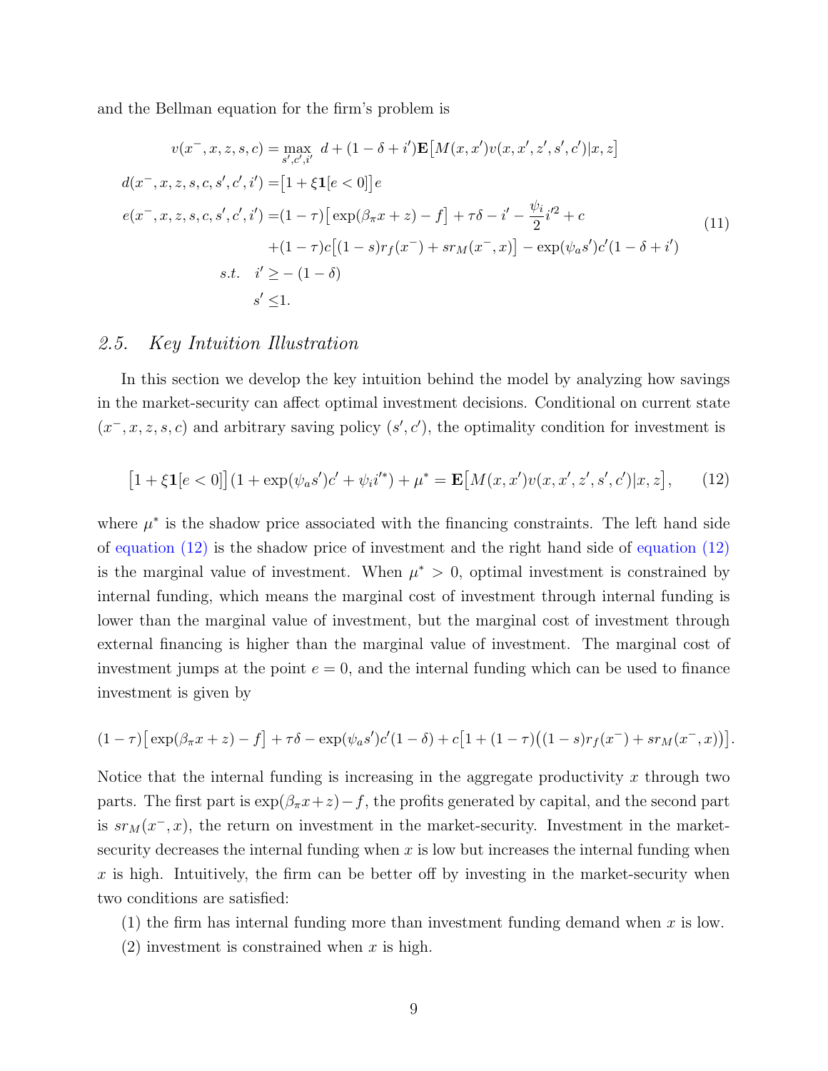and the Bellman equation for the firm's problem is

$$
\begin{aligned}
v(x^{-}, x, z, s, c) &= \max_{s', c', i'} \; d + (1 - \delta + i')\mathbf{E}\big[M(x, x')v(x, x', z', s', c')|x, z\big] \\
d(x^{-}, x, z, s, c, s', c', i') &= \big[1 + \xi \mathbf{1}[e < 0]\big]e \\
e(x^{-}, x, z, s, c, s', c', i') &= (1 - \tau)\big[\exp(\beta_{\pi} x + z) - f\big] + \tau\delta - i' - \frac{\psi_i}{2} i'^2 + c \\
&\quad + (1 - \tau)c\big[(1 - s)r_f(x^{-}) + s r_M(x^{-}, x)\big] - \exp(\psi_a s')c'(1 - \delta + i') \\
s.t. \quad i' &\geq -(1 - \delta) \\
s' &\leq 1.
\end{aligned}
\tag{11}
$$

## 2.5. *Key Intuition Illustration*

In this section we develop the key intuition behind the model by analyzing how savings in the market-security can affect optimal investment decisions. Conditional on current state $(x^{-}, x, z, s, c)$ and arbitrary saving policy $(s', c')$, the optimality condition for investment is

$$
\big[1 + \xi \mathbf{1}[e < 0]\big](1 + \exp(\psi_a s')c' + \psi_i i'^{*}) + \mu^{*} = \mathbf{E}\big[M(x, x')v(x, x', z', s', c')|x, z\big], \tag{12}
$$

where $\mu^{*}$ is the shadow price associated with the financing constraints. The left hand side of equation (12) is the shadow price of investment and the right hand side of equation (12) is the marginal value of investment. When $\mu^{*} > 0$, optimal investment is constrained by internal funding, which means the marginal cost of investment through internal funding is lower than the marginal value of investment, but the marginal cost of investment through external financing is higher than the marginal value of investment. The marginal cost of investment jumps at the point $e = 0$, and the internal funding which can be used to finance investment is given by

$$
(1 - \tau)\big[\exp(\beta_{\pi} x + z) - f\big] + \tau\delta - \exp(\psi_a s')c'(1 - \delta) + c\big[1 + (1 - \tau)\big((1 - s)r_f(x^{-}) + s r_M(x^{-}, x)\big)\big].
$$

Notice that the internal funding is increasing in the aggregate productivity $x$ through two parts. The first part is $\exp(\beta_{\pi} x + z) - f$, the profits generated by capital, and the second part is $s r_M(x^{-}, x)$, the return on investment in the market-security. Investment in the market-security decreases the internal funding when $x$ is low but increases the internal funding when $x$ is high. Intuitively, the firm can be better off by investing in the market-security when two conditions are satisfied:

(1) the firm has internal funding more than investment funding demand when $x$ is low.

(2) investment is constrained when $x$ is high.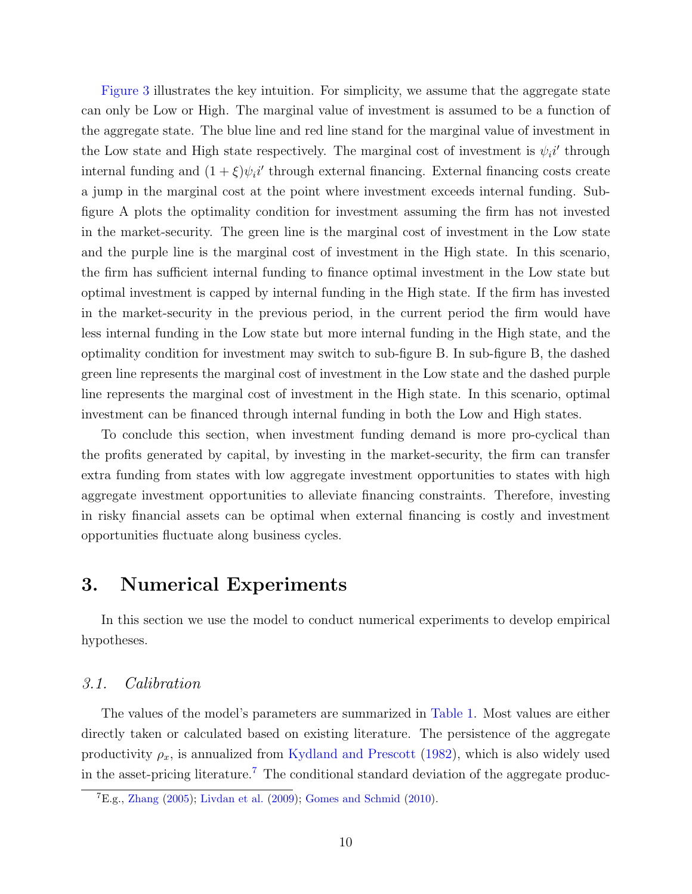Figure 3 illustrates the key intuition. For simplicity, we assume that the aggregate state can only be Low or High. The marginal value of investment is assumed to be a function of the aggregate state. The blue line and red line stand for the marginal value of investment in the Low state and High state respectively. The marginal cost of investment is $\psi_i i'$ through internal funding and $(1+\xi)\psi_i i'$ through external financing. External financing costs create a jump in the marginal cost at the point where investment exceeds internal funding. Sub-figure A plots the optimality condition for investment assuming the firm has not invested in the market-security. The green line is the marginal cost of investment in the Low state and the purple line is the marginal cost of investment in the High state. In this scenario, the firm has sufficient internal funding to finance optimal investment in the Low state but optimal investment is capped by internal funding in the High state. If the firm has invested in the market-security in the previous period, in the current period the firm would have less internal funding in the Low state but more internal funding in the High state, and the optimality condition for investment may switch to sub-figure B. In sub-figure B, the dashed green line represents the marginal cost of investment in the Low state and the dashed purple line represents the marginal cost of investment in the High state. In this scenario, optimal investment can be financed through internal funding in both the Low and High states.

To conclude this section, when investment funding demand is more pro-cyclical than the profits generated by capital, by investing in the market-security, the firm can transfer extra funding from states with low aggregate investment opportunities to states with high aggregate investment opportunities to alleviate financing constraints. Therefore, investing in risky financial assets can be optimal when external financing is costly and investment opportunities fluctuate along business cycles.

# 3. Numerical Experiments

In this section we use the model to conduct numerical experiments to develop empirical hypotheses.

## *3.1. Calibration*

The values of the model's parameters are summarized in Table 1. Most values are either directly taken or calculated based on existing literature. The persistence of the aggregate productivity $\rho_x$, is annualized from Kydland and Prescott (1982), which is also widely used in the asset-pricing literature.[7] The conditional standard deviation of the aggregate produc-

[7] E.g., Zhang (2005); Livdan et al. (2009); Gomes and Schmid (2010).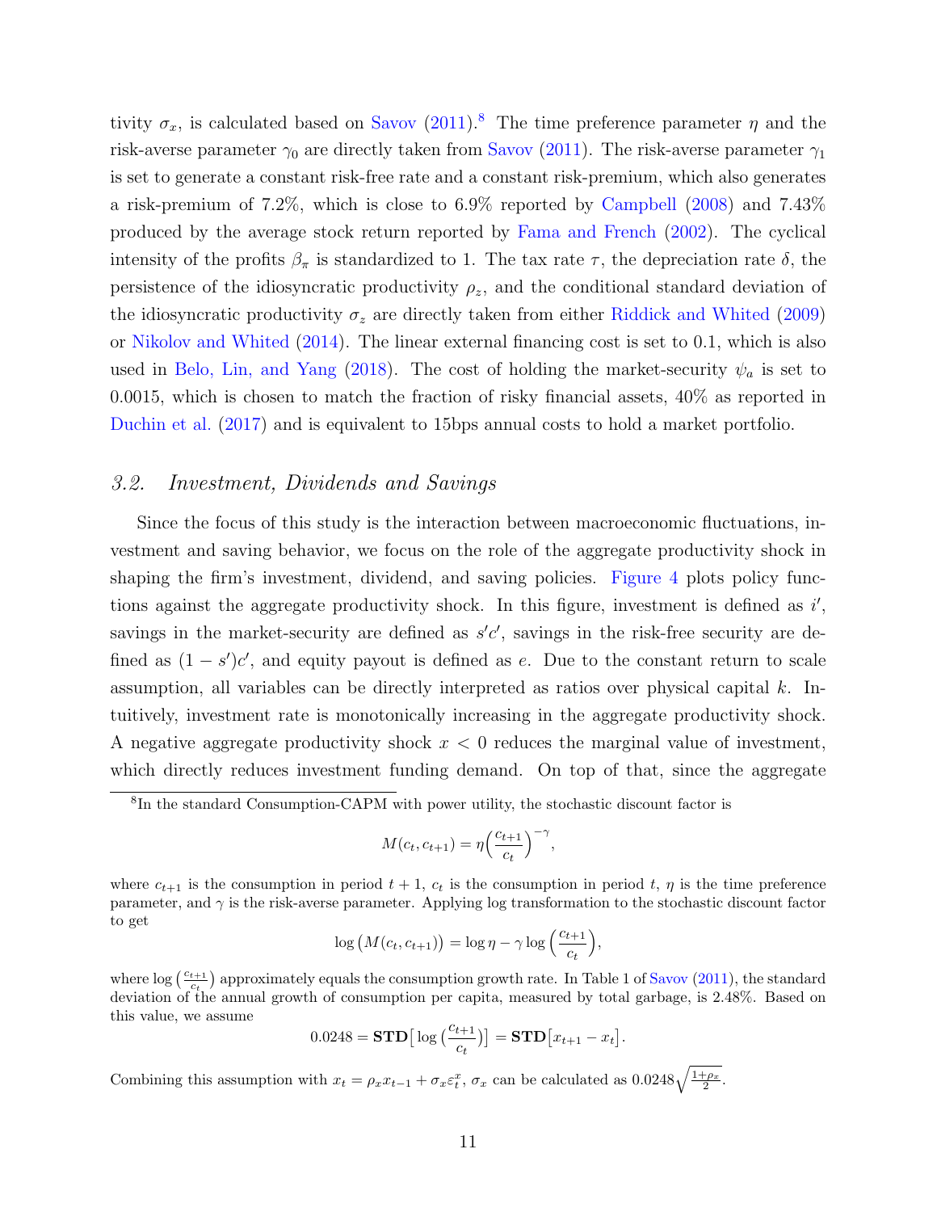tivity $\sigma_x$, is calculated based on Savov (2011).[8] The time preference parameter $\eta$ and the risk-averse parameter $\gamma_0$ are directly taken from Savov (2011). The risk-averse parameter $\gamma_1$ is set to generate a constant risk-free rate and a constant risk-premium, which also generates a risk-premium of 7.2%, which is close to 6.9% reported by Campbell (2008) and 7.43% produced by the average stock return reported by Fama and French (2002). The cyclical intensity of the profits $\beta_\pi$ is standardized to 1. The tax rate $\tau$, the depreciation rate $\delta$, the persistence of the idiosyncratic productivity $\rho_z$, and the conditional standard deviation of the idiosyncratic productivity $\sigma_z$ are directly taken from either Riddick and Whited (2009) or Nikolov and Whited (2014). The linear external financing cost is set to 0.1, which is also used in Belo, Lin, and Yang (2018). The cost of holding the market-security $\psi_a$ is set to 0.0015, which is chosen to match the fraction of risky financial assets, 40% as reported in Duchin et al. (2017) and is equivalent to 15bps annual costs to hold a market portfolio.

## 3.2. *Investment, Dividends and Savings*

Since the focus of this study is the interaction between macroeconomic fluctuations, investment and saving behavior, we focus on the role of the aggregate productivity shock in shaping the firm's investment, dividend, and saving policies. Figure 4 plots policy functions against the aggregate productivity shock. In this figure, investment is defined as $i'$, savings in the market-security are defined as $s'c'$, savings in the risk-free security are defined as $(1-s')c'$, and equity payout is defined as $e$. Due to the constant return to scale assumption, all variables can be directly interpreted as ratios over physical capital $k$. Intuitively, investment rate is monotonically increasing in the aggregate productivity shock. A negative aggregate productivity shock $x<0$ reduces the marginal value of investment, which directly reduces investment funding demand. On top of that, since the aggregate

---

[8] In the standard Consumption-CAPM with power utility, the stochastic discount factor is

$$M(c_t, c_{t+1}) = \eta\Big(\frac{c_{t+1}}{c_t}\Big)^{-\gamma},$$

where $c_{t+1}$ is the consumption in period $t+1$, $c_t$ is the consumption in period $t$, $\eta$ is the time preference parameter, and $\gamma$ is the risk-averse parameter. Applying log transformation to the stochastic discount factor to get

$$\log\big(M(c_t, c_{t+1})\big) = \log\eta - \gamma\log\Big(\frac{c_{t+1}}{c_t}\Big),$$

where $\log\big(\frac{c_{t+1}}{c_t}\big)$ approximately equals the consumption growth rate. In Table 1 of Savov (2011), the standard deviation of the annual growth of consumption per capita, measured by total garbage, is 2.48%. Based on this value, we assume

$$0.0248 = \mathbf{STD}\big[\log\big(\frac{c_{t+1}}{c_t}\big)\big] = \mathbf{STD}\big[x_{t+1} - x_t\big].$$

Combining this assumption with $x_t = \rho_x x_{t-1} + \sigma_x \varepsilon_t^x$, $\sigma_x$ can be calculated as $0.0248\sqrt{\frac{1+\rho_x}{2}}$.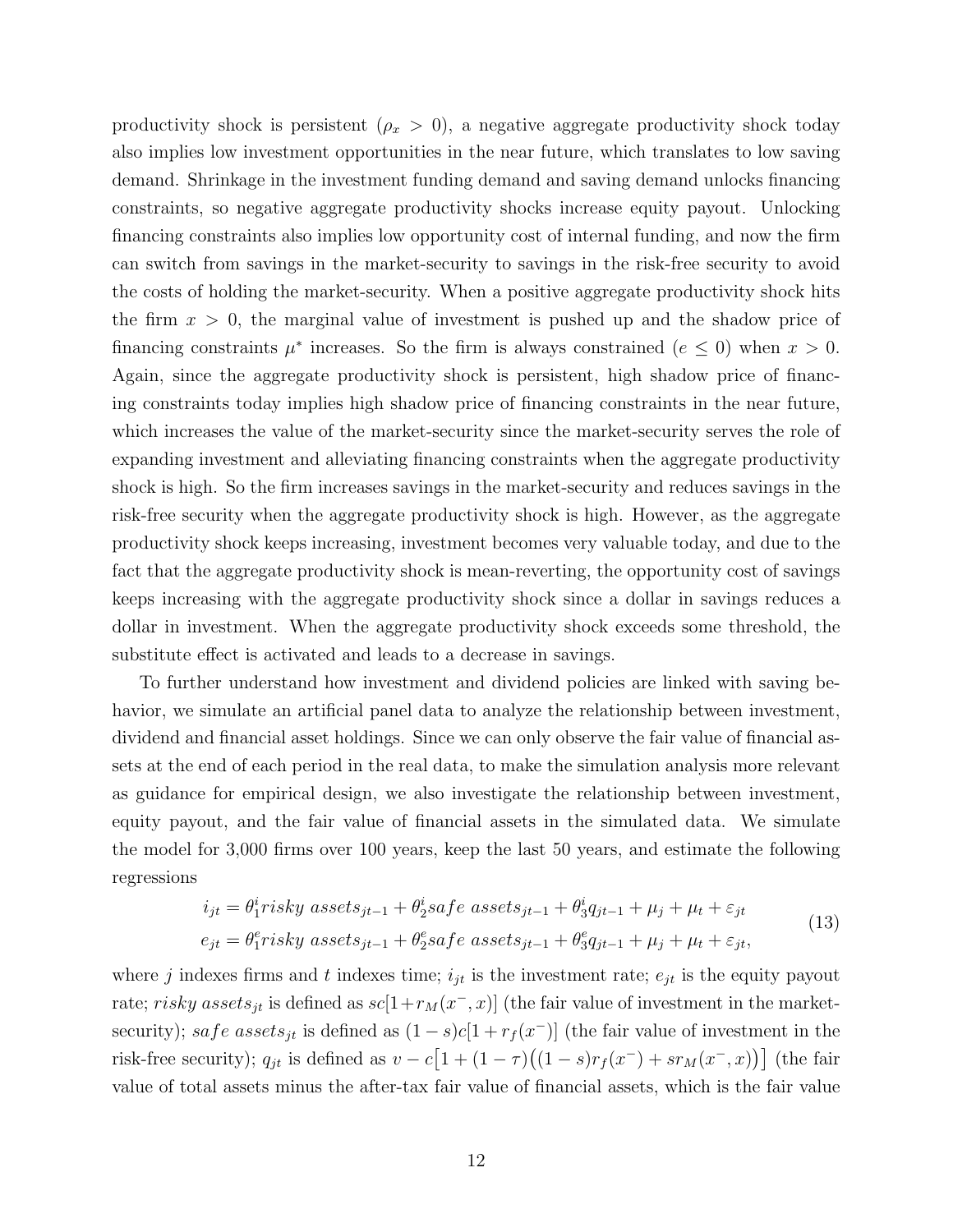productivity shock is persistent ($\rho_x > 0$), a negative aggregate productivity shock today also implies low investment opportunities in the near future, which translates to low saving demand. Shrinkage in the investment funding demand and saving demand unlocks financing constraints, so negative aggregate productivity shocks increase equity payout. Unlocking financing constraints also implies low opportunity cost of internal funding, and now the firm can switch from savings in the market-security to savings in the risk-free security to avoid the costs of holding the market-security. When a positive aggregate productivity shock hits the firm $x > 0$, the marginal value of investment is pushed up and the shadow price of financing constraints $\mu^*$ increases. So the firm is always constrained ($e \leq 0$) when $x > 0$. Again, since the aggregate productivity shock is persistent, high shadow price of financing constraints today implies high shadow price of financing constraints in the near future, which increases the value of the market-security since the market-security serves the role of expanding investment and alleviating financing constraints when the aggregate productivity shock is high. So the firm increases savings in the market-security and reduces savings in the risk-free security when the aggregate productivity shock is high. However, as the aggregate productivity shock keeps increasing, investment becomes very valuable today, and due to the fact that the aggregate productivity shock is mean-reverting, the opportunity cost of savings keeps increasing with the aggregate productivity shock since a dollar in savings reduces a dollar in investment. When the aggregate productivity shock exceeds some threshold, the substitute effect is activated and leads to a decrease in savings.

To further understand how investment and dividend policies are linked with saving behavior, we simulate an artificial panel data to analyze the relationship between investment, dividend and financial asset holdings. Since we can only observe the fair value of financial assets at the end of each period in the real data, to make the simulation analysis more relevant as guidance for empirical design, we also investigate the relationship between investment, equity payout, and the fair value of financial assets in the simulated data. We simulate the model for 3,000 firms over 100 years, keep the last 50 years, and estimate the following regressions

$$
\begin{aligned}
i_{jt} &= \theta_1^i risky\ assets_{jt-1} + \theta_2^i safe\ assets_{jt-1} + \theta_3^i q_{jt-1} + \mu_j + \mu_t + \varepsilon_{jt} \\
e_{jt} &= \theta_1^e risky\ assets_{jt-1} + \theta_2^e safe\ assets_{jt-1} + \theta_3^e q_{jt-1} + \mu_j + \mu_t + \varepsilon_{jt},
\end{aligned} \tag{13}
$$

where $j$ indexes firms and $t$ indexes time; $i_{jt}$ is the investment rate; $e_{jt}$ is the equity payout rate; $risky\ assets_{jt}$ is defined as $sc[1+r_M(x^-, x)]$ (the fair value of investment in the market-security); $safe\ assets_{jt}$ is defined as $(1-s)c[1+r_f(x^-)]$ (the fair value of investment in the risk-free security); $q_{jt}$ is defined as $v - c\big[1 + (1-\tau)\big((1-s)r_f(x^-) + sr_M(x^-, x)\big)\big]$ (the fair value of total assets minus the after-tax fair value of financial assets, which is the fair value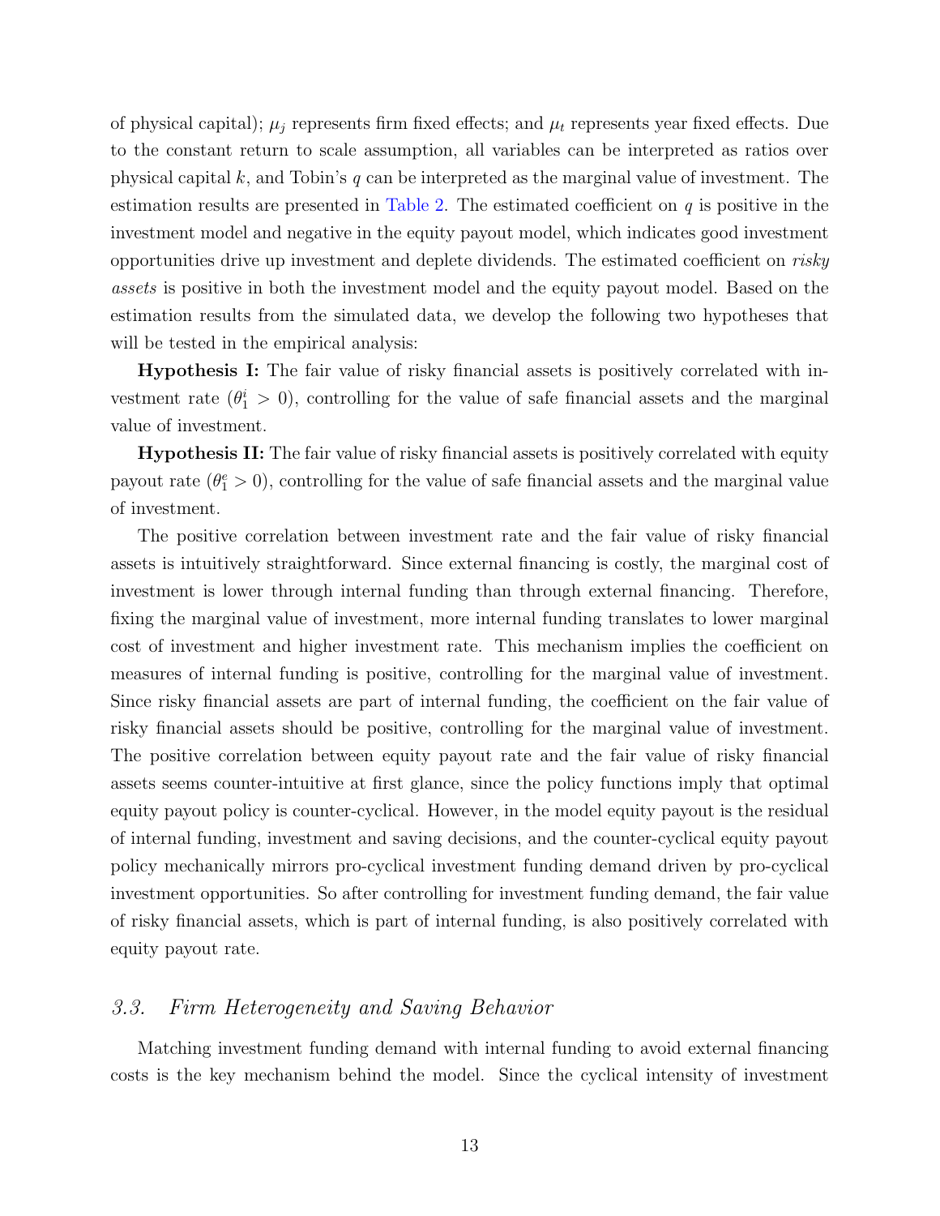of physical capital); $\mu_j$ represents firm fixed effects; and $\mu_t$ represents year fixed effects. Due to the constant return to scale assumption, all variables can be interpreted as ratios over physical capital $k$, and Tobin's $q$ can be interpreted as the marginal value of investment. The estimation results are presented in Table 2. The estimated coefficient on $q$ is positive in the investment model and negative in the equity payout model, which indicates good investment opportunities drive up investment and deplete dividends. The estimated coefficient on *risky assets* is positive in both the investment model and the equity payout model. Based on the estimation results from the simulated data, we develop the following two hypotheses that will be tested in the empirical analysis:

**Hypothesis I:** The fair value of risky financial assets is positively correlated with investment rate ($\theta_1^i > 0$), controlling for the value of safe financial assets and the marginal value of investment.

**Hypothesis II:** The fair value of risky financial assets is positively correlated with equity payout rate ($\theta_1^e > 0$), controlling for the value of safe financial assets and the marginal value of investment.

The positive correlation between investment rate and the fair value of risky financial assets is intuitively straightforward. Since external financing is costly, the marginal cost of investment is lower through internal funding than through external financing. Therefore, fixing the marginal value of investment, more internal funding translates to lower marginal cost of investment and higher investment rate. This mechanism implies the coefficient on measures of internal funding is positive, controlling for the marginal value of investment. Since risky financial assets are part of internal funding, the coefficient on the fair value of risky financial assets should be positive, controlling for the marginal value of investment. The positive correlation between equity payout rate and the fair value of risky financial assets seems counter-intuitive at first glance, since the policy functions imply that optimal equity payout policy is counter-cyclical. However, in the model equity payout is the residual of internal funding, investment and saving decisions, and the counter-cyclical equity payout policy mechanically mirrors pro-cyclical investment funding demand driven by pro-cyclical investment opportunities. So after controlling for investment funding demand, the fair value of risky financial assets, which is part of internal funding, is also positively correlated with equity payout rate.

### 3.3. Firm Heterogeneity and Saving Behavior

Matching investment funding demand with internal funding to avoid external financing costs is the key mechanism behind the model. Since the cyclical intensity of investment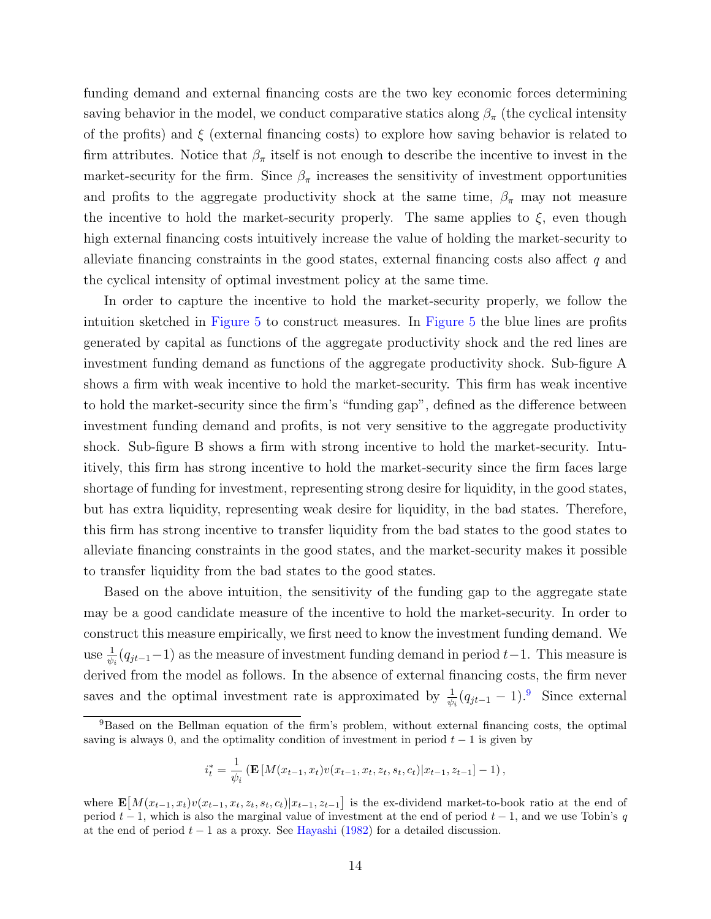funding demand and external financing costs are the two key economic forces determining saving behavior in the model, we conduct comparative statics along $\beta_\pi$ (the cyclical intensity of the profits) and $\xi$ (external financing costs) to explore how saving behavior is related to firm attributes. Notice that $\beta_\pi$ itself is not enough to describe the incentive to invest in the market-security for the firm. Since $\beta_\pi$ increases the sensitivity of investment opportunities and profits to the aggregate productivity shock at the same time, $\beta_\pi$ may not measure the incentive to hold the market-security properly. The same applies to $\xi$, even though high external financing costs intuitively increase the value of holding the market-security to alleviate financing constraints in the good states, external financing costs also affect $q$ and the cyclical intensity of optimal investment policy at the same time.

In order to capture the incentive to hold the market-security properly, we follow the intuition sketched in Figure 5 to construct measures. In Figure 5 the blue lines are profits generated by capital as functions of the aggregate productivity shock and the red lines are investment funding demand as functions of the aggregate productivity shock. Sub-figure A shows a firm with weak incentive to hold the market-security. This firm has weak incentive to hold the market-security since the firm's "funding gap", defined as the difference between investment funding demand and profits, is not very sensitive to the aggregate productivity shock. Sub-figure B shows a firm with strong incentive to hold the market-security. Intuitively, this firm has strong incentive to hold the market-security since the firm faces large shortage of funding for investment, representing strong desire for liquidity, in the good states, but has extra liquidity, representing weak desire for liquidity, in the bad states. Therefore, this firm has strong incentive to transfer liquidity from the bad states to the good states to alleviate financing constraints in the good states, and the market-security makes it possible to transfer liquidity from the bad states to the good states.

Based on the above intuition, the sensitivity of the funding gap to the aggregate state may be a good candidate measure of the incentive to hold the market-security. In order to construct this measure empirically, we first need to know the investment funding demand. We use $\frac{1}{\psi_i}(q_{jt-1}-1)$ as the measure of investment funding demand in period $t-1$. This measure is derived from the model as follows. In the absence of external financing costs, the firm never saves and the optimal investment rate is approximated by $\frac{1}{\psi_i}(q_{jt-1}-1)$.[9] Since external

[9] Based on the Bellman equation of the firm's problem, without external financing costs, the optimal saving is always 0, and the optimality condition of investment in period $t-1$ is given by

$$i_t^* = \frac{1}{\psi_i}\left(\mathbf{E}\left[M(x_{t-1}, x_t)v(x_{t-1}, x_t, z_t, s_t, c_t)|x_{t-1}, z_{t-1}\right] - 1\right),$$

where $\mathbf{E}\big[M(x_{t-1}, x_t)v(x_{t-1}, x_t, z_t, s_t, c_t)|x_{t-1}, z_{t-1}\big]$ is the ex-dividend market-to-book ratio at the end of period $t-1$, which is also the marginal value of investment at the end of period $t-1$, and we use Tobin's $q$ at the end of period $t-1$ as a proxy. See Hayashi (1982) for a detailed discussion.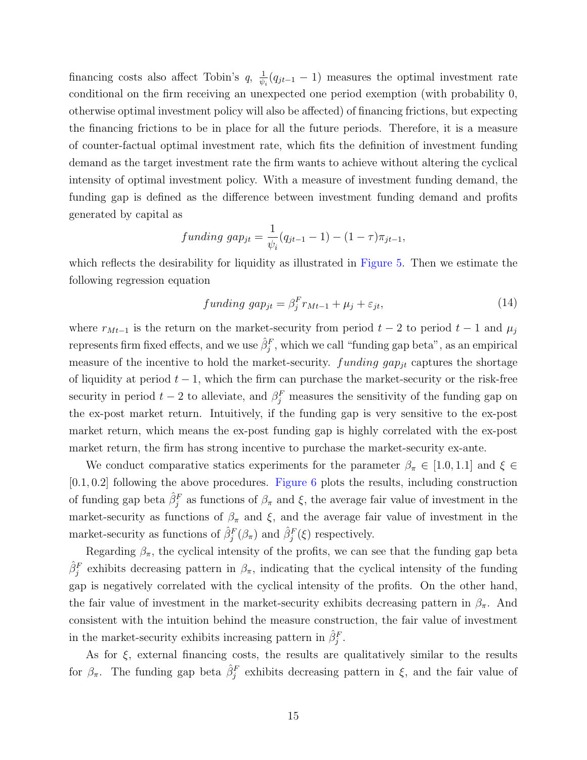financing costs also affect Tobin's $q$, $\frac{1}{\psi_i}(q_{jt-1} - 1)$ measures the optimal investment rate conditional on the firm receiving an unexpected one period exemption (with probability 0, otherwise optimal investment policy will also be affected) of financing frictions, but expecting the financing frictions to be in place for all the future periods. Therefore, it is a measure of counter-factual optimal investment rate, which fits the definition of investment funding demand as the target investment rate the firm wants to achieve without altering the cyclical intensity of optimal investment policy. With a measure of investment funding demand, the funding gap is defined as the difference between investment funding demand and profits generated by capital as

$$funding\ gap_{jt} = \frac{1}{\psi_i}(q_{jt-1} - 1) - (1 - \tau)\pi_{jt-1},$$

which reflects the desirability for liquidity as illustrated in Figure 5. Then we estimate the following regression equation

$$funding\ gap_{jt} = \beta_j^F r_{Mt-1} + \mu_j + \varepsilon_{jt}, \tag{14}$$

where $r_{Mt-1}$ is the return on the market-security from period $t-2$ to period $t-1$ and $\mu_j$ represents firm fixed effects, and we use $\hat{\beta}_j^F$, which we call "funding gap beta", as an empirical measure of the incentive to hold the market-security. $funding\ gap_{jt}$ captures the shortage of liquidity at period $t-1$, which the firm can purchase the market-security or the risk-free security in period $t-2$ to alleviate, and $\beta_j^F$ measures the sensitivity of the funding gap on the ex-post market return. Intuitively, if the funding gap is very sensitive to the ex-post market return, which means the ex-post funding gap is highly correlated with the ex-post market return, the firm has strong incentive to purchase the market-security ex-ante.

We conduct comparative statics experiments for the parameter $\beta_\pi \in [1.0, 1.1]$ and $\xi \in [0.1, 0.2]$ following the above procedures. Figure 6 plots the results, including construction of funding gap beta $\hat{\beta}_j^F$ as functions of $\beta_\pi$ and $\xi$, the average fair value of investment in the market-security as functions of $\beta_\pi$ and $\xi$, and the average fair value of investment in the market-security as functions of $\hat{\beta}_j^F(\beta_\pi)$ and $\hat{\beta}_j^F(\xi)$ respectively.

Regarding $\beta_\pi$, the cyclical intensity of the profits, we can see that the funding gap beta $\hat{\beta}_j^F$ exhibits decreasing pattern in $\beta_\pi$, indicating that the cyclical intensity of the funding gap is negatively correlated with the cyclical intensity of the profits. On the other hand, the fair value of investment in the market-security exhibits decreasing pattern in $\beta_\pi$. And consistent with the intuition behind the measure construction, the fair value of investment in the market-security exhibits increasing pattern in $\hat{\beta}_j^F$.

As for $\xi$, external financing costs, the results are qualitatively similar to the results for $\beta_\pi$. The funding gap beta $\hat{\beta}_j^F$ exhibits decreasing pattern in $\xi$, and the fair value of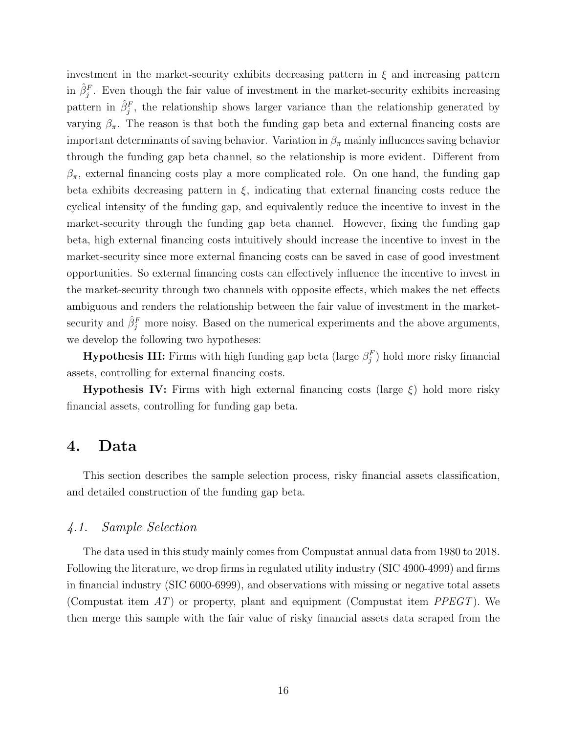investment in the market-security exhibits decreasing pattern in $\xi$ and increasing pattern in $\hat{\beta}_j^F$. Even though the fair value of investment in the market-security exhibits increasing pattern in $\hat{\beta}_j^F$, the relationship shows larger variance than the relationship generated by varying $\beta_\pi$. The reason is that both the funding gap beta and external financing costs are important determinants of saving behavior. Variation in $\beta_\pi$ mainly influences saving behavior through the funding gap beta channel, so the relationship is more evident. Different from $\beta_\pi$, external financing costs play a more complicated role. On one hand, the funding gap beta exhibits decreasing pattern in $\xi$, indicating that external financing costs reduce the cyclical intensity of the funding gap, and equivalently reduce the incentive to invest in the market-security through the funding gap beta channel. However, fixing the funding gap beta, high external financing costs intuitively should increase the incentive to invest in the market-security since more external financing costs can be saved in case of good investment opportunities. So external financing costs can effectively influence the incentive to invest in the market-security through two channels with opposite effects, which makes the net effects ambiguous and renders the relationship between the fair value of investment in the market-security and $\hat{\beta}_j^F$ more noisy. Based on the numerical experiments and the above arguments, we develop the following two hypotheses:

**Hypothesis III:** Firms with high funding gap beta (large $\beta_j^F$) hold more risky financial assets, controlling for external financing costs.

**Hypothesis IV:** Firms with high external financing costs (large $\xi$) hold more risky financial assets, controlling for funding gap beta.

# 4. Data

This section describes the sample selection process, risky financial assets classification, and detailed construction of the funding gap beta.

## *4.1. Sample Selection*

The data used in this study mainly comes from Compustat annual data from 1980 to 2018. Following the literature, we drop firms in regulated utility industry (SIC 4900-4999) and firms in financial industry (SIC 6000-6999), and observations with missing or negative total assets (Compustat item $AT$) or property, plant and equipment (Compustat item $PPEGT$). We then merge this sample with the fair value of risky financial assets data scraped from the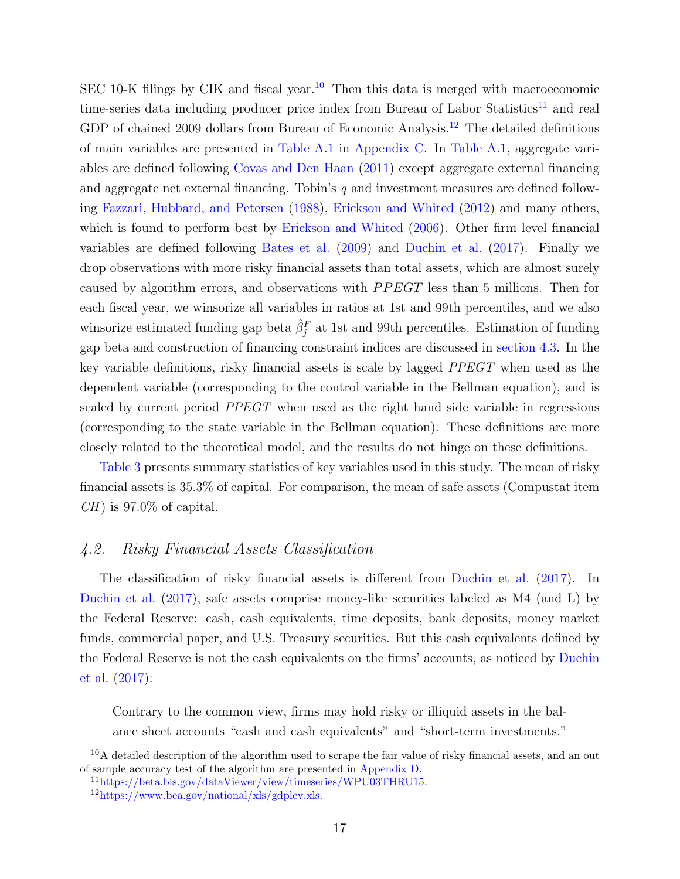SEC 10-K filings by CIK and fiscal year.[10] Then this data is merged with macroeconomic time-series data including producer price index from Bureau of Labor Statistics[11] and real GDP of chained 2009 dollars from Bureau of Economic Analysis.[12] The detailed definitions of main variables are presented in Table A.1 in Appendix C. In Table A.1, aggregate variables are defined following Covas and Den Haan (2011) except aggregate external financing and aggregate net external financing. Tobin's $q$ and investment measures are defined following Fazzari, Hubbard, and Petersen (1988), Erickson and Whited (2012) and many others, which is found to perform best by Erickson and Whited (2006). Other firm level financial variables are defined following Bates et al. (2009) and Duchin et al. (2017). Finally we drop observations with more risky financial assets than total assets, which are almost surely caused by algorithm errors, and observations with $PPEGT$ less than 5 millions. Then for each fiscal year, we winsorize all variables in ratios at 1st and 99th percentiles, and we also winsorize estimated funding gap beta $\hat{\beta}^F_j$ at 1st and 99th percentiles. Estimation of funding gap beta and construction of financing constraint indices are discussed in section 4.3. In the key variable definitions, risky financial assets is scale by lagged $PPEGT$ when used as the dependent variable (corresponding to the control variable in the Bellman equation), and is scaled by current period $PPEGT$ when used as the right hand side variable in regressions (corresponding to the state variable in the Bellman equation). These definitions are more closely related to the theoretical model, and the results do not hinge on these definitions.

Table 3 presents summary statistics of key variables used in this study. The mean of risky financial assets is 35.3% of capital. For comparison, the mean of safe assets (Compustat item $CH$) is 97.0% of capital.

## *4.2. Risky Financial Assets Classification*

The classification of risky financial assets is different from Duchin et al. (2017). In Duchin et al. (2017), safe assets comprise money-like securities labeled as M4 (and L) by the Federal Reserve: cash, cash equivalents, time deposits, bank deposits, money market funds, commercial paper, and U.S. Treasury securities. But this cash equivalents defined by the Federal Reserve is not the cash equivalents on the firms' accounts, as noticed by Duchin et al. (2017):

> Contrary to the common view, firms may hold risky or illiquid assets in the balance sheet accounts "cash and cash equivalents" and "short-term investments."

[10] A detailed description of the algorithm used to scrape the fair value of risky financial assets, and an out of sample accuracy test of the algorithm are presented in Appendix D.

[11] https://beta.bls.gov/dataViewer/view/timeseries/WPU03THRU15.

[12] https://www.bea.gov/national/xls/gdplev.xls.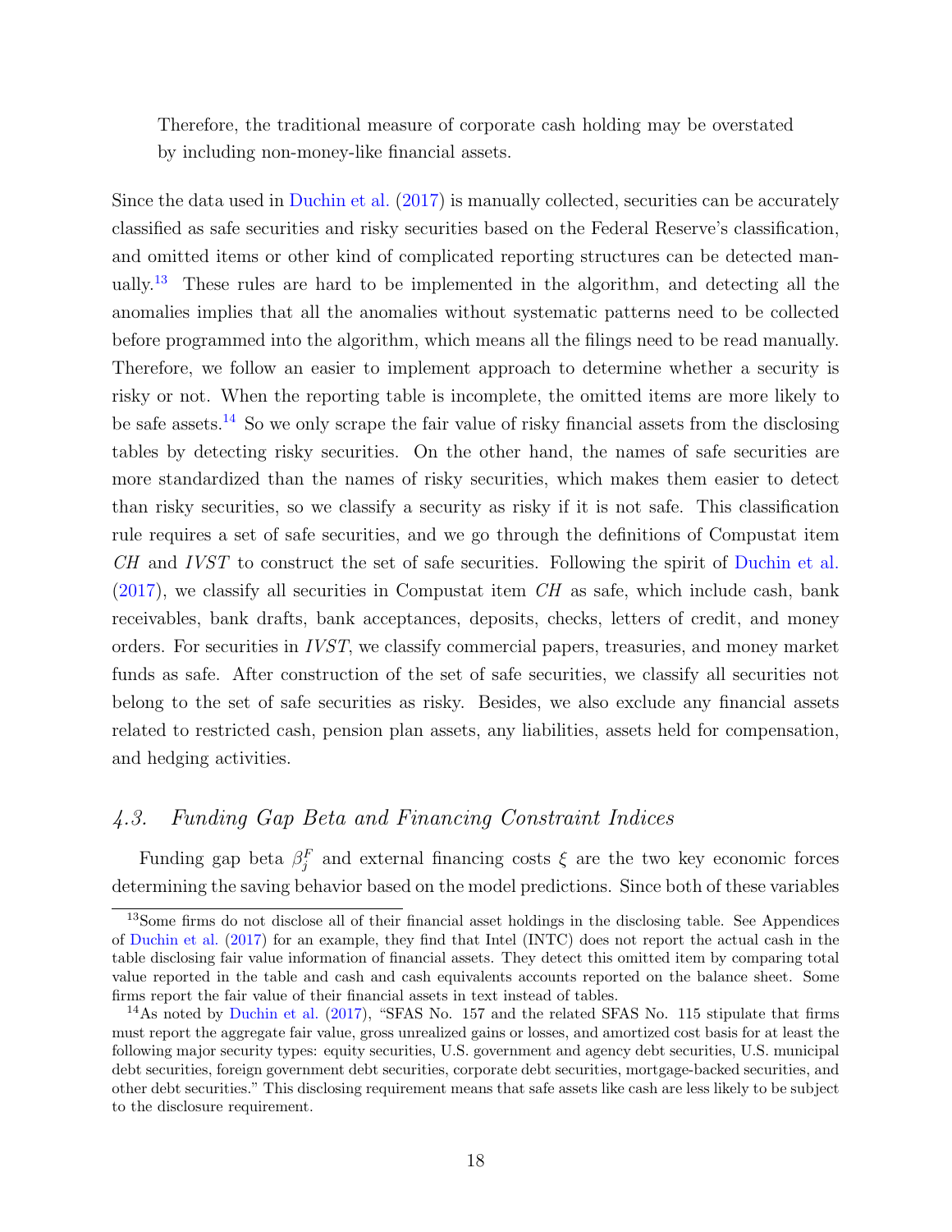Therefore, the traditional measure of corporate cash holding may be overstated by including non-money-like financial assets.

Since the data used in Duchin et al. (2017) is manually collected, securities can be accurately classified as safe securities and risky securities based on the Federal Reserve's classification, and omitted items or other kind of complicated reporting structures can be detected manually.[13] These rules are hard to be implemented in the algorithm, and detecting all the anomalies implies that all the anomalies without systematic patterns need to be collected before programmed into the algorithm, which means all the filings need to be read manually. Therefore, we follow an easier to implement approach to determine whether a security is risky or not. When the reporting table is incomplete, the omitted items are more likely to be safe assets.[14] So we only scrape the fair value of risky financial assets from the disclosing tables by detecting risky securities. On the other hand, the names of safe securities are more standardized than the names of risky securities, which makes them easier to detect than risky securities, so we classify a security as risky if it is not safe. This classification rule requires a set of safe securities, and we go through the definitions of Compustat item *CH* and *IVST* to construct the set of safe securities. Following the spirit of Duchin et al. (2017), we classify all securities in Compustat item *CH* as safe, which include cash, bank receivables, bank drafts, bank acceptances, deposits, checks, letters of credit, and money orders. For securities in *IVST*, we classify commercial papers, treasuries, and money market funds as safe. After construction of the set of safe securities, we classify all securities not belong to the set of safe securities as risky. Besides, we also exclude any financial assets related to restricted cash, pension plan assets, any liabilities, assets held for compensation, and hedging activities.

## *4.3. Funding Gap Beta and Financing Constraint Indices*

Funding gap beta $\beta_j^F$ and external financing costs $\xi$ are the two key economic forces determining the saving behavior based on the model predictions. Since both of these variables

[13] Some firms do not disclose all of their financial asset holdings in the disclosing table. See Appendices of Duchin et al. (2017) for an example, they find that Intel (INTC) does not report the actual cash in the table disclosing fair value information of financial assets. They detect this omitted item by comparing total value reported in the table and cash and cash equivalents accounts reported on the balance sheet. Some firms report the fair value of their financial assets in text instead of tables.

[14] As noted by Duchin et al. (2017), "SFAS No. 157 and the related SFAS No. 115 stipulate that firms must report the aggregate fair value, gross unrealized gains or losses, and amortized cost basis for at least the following major security types: equity securities, U.S. government and agency debt securities, U.S. municipal debt securities, foreign government debt securities, corporate debt securities, mortgage-backed securities, and other debt securities." This disclosing requirement means that safe assets like cash are less likely to be subject to the disclosure requirement.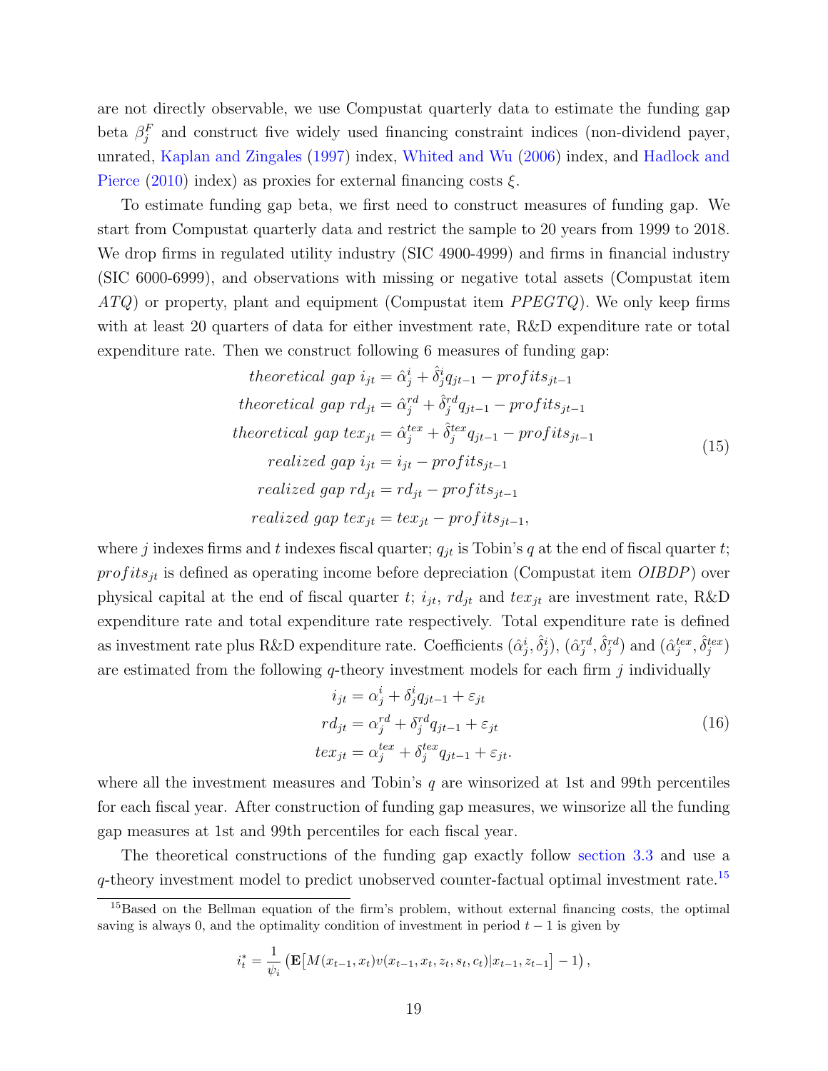are not directly observable, we use Compustat quarterly data to estimate the funding gap beta $\beta_j^F$ and construct five widely used financing constraint indices (non-dividend payer, unrated, Kaplan and Zingales (1997) index, Whited and Wu (2006) index, and Hadlock and Pierce (2010) index) as proxies for external financing costs $\xi$.

To estimate funding gap beta, we first need to construct measures of funding gap. We start from Compustat quarterly data and restrict the sample to 20 years from 1999 to 2018. We drop firms in regulated utility industry (SIC 4900-4999) and firms in financial industry (SIC 6000-6999), and observations with missing or negative total assets (Compustat item *ATQ*) or property, plant and equipment (Compustat item *PPEGTQ*). We only keep firms with at least 20 quarters of data for either investment rate, R&D expenditure rate or total expenditure rate. Then we construct following 6 measures of funding gap:

$$
\begin{aligned}
\textit{theoretical gap } i_{jt} &= \hat{\alpha}_j^i + \hat{\delta}_j^i q_{jt-1} - \textit{profits}_{jt-1} \\
\textit{theoretical gap } rd_{jt} &= \hat{\alpha}_j^{rd} + \hat{\delta}_j^{rd} q_{jt-1} - \textit{profits}_{jt-1} \\
\textit{theoretical gap } tex_{jt} &= \hat{\alpha}_j^{tex} + \hat{\delta}_j^{tex} q_{jt-1} - \textit{profits}_{jt-1} \\
\textit{realized gap } i_{jt} &= i_{jt} - \textit{profits}_{jt-1} \\
\textit{realized gap } rd_{jt} &= rd_{jt} - \textit{profits}_{jt-1} \\
\textit{realized gap } tex_{jt} &= tex_{jt} - \textit{profits}_{jt-1},
\end{aligned}
\tag{15}
$$

where $j$ indexes firms and $t$ indexes fiscal quarter; $q_{jt}$ is Tobin's $q$ at the end of fiscal quarter $t$; $\textit{profits}_{jt}$ is defined as operating income before depreciation (Compustat item *OIBDP*) over physical capital at the end of fiscal quarter $t$; $i_{jt}$, $rd_{jt}$ and $tex_{jt}$ are investment rate, R&D expenditure rate and total expenditure rate respectively. Total expenditure rate is defined as investment rate plus R&D expenditure rate. Coefficients $(\hat{\alpha}_j^i, \hat{\delta}_j^i)$, $(\hat{\alpha}_j^{rd}, \hat{\delta}_j^{rd})$ and $(\hat{\alpha}_j^{tex}, \hat{\delta}_j^{tex})$ are estimated from the following $q$-theory investment models for each firm $j$ individually

$$
\begin{aligned}
i_{jt} &= \alpha_j^i + \delta_j^i q_{jt-1} + \varepsilon_{jt} \\
rd_{jt} &= \alpha_j^{rd} + \delta_j^{rd} q_{jt-1} + \varepsilon_{jt} \\
tex_{jt} &= \alpha_j^{tex} + \delta_j^{tex} q_{jt-1} + \varepsilon_{jt}.
\end{aligned}
\tag{16}
$$

where all the investment measures and Tobin's $q$ are winsorized at 1st and 99th percentiles for each fiscal year. After construction of funding gap measures, we winsorize all the funding gap measures at 1st and 99th percentiles for each fiscal year.

The theoretical constructions of the funding gap exactly follow section 3.3 and use a $q$-theory investment model to predict unobserved counter-factual optimal investment rate.[15]

[15] Based on the Bellman equation of the firm's problem, without external financing costs, the optimal saving is always 0, and the optimality condition of investment in period $t-1$ is given by

$$
i_t^* = \frac{1}{\psi_i}\left(\mathbf{E}\left[M(x_{t-1}, x_t) v(x_{t-1}, x_t, z_t, s_t, c_t) | x_{t-1}, z_{t-1}\right] - 1\right),
$$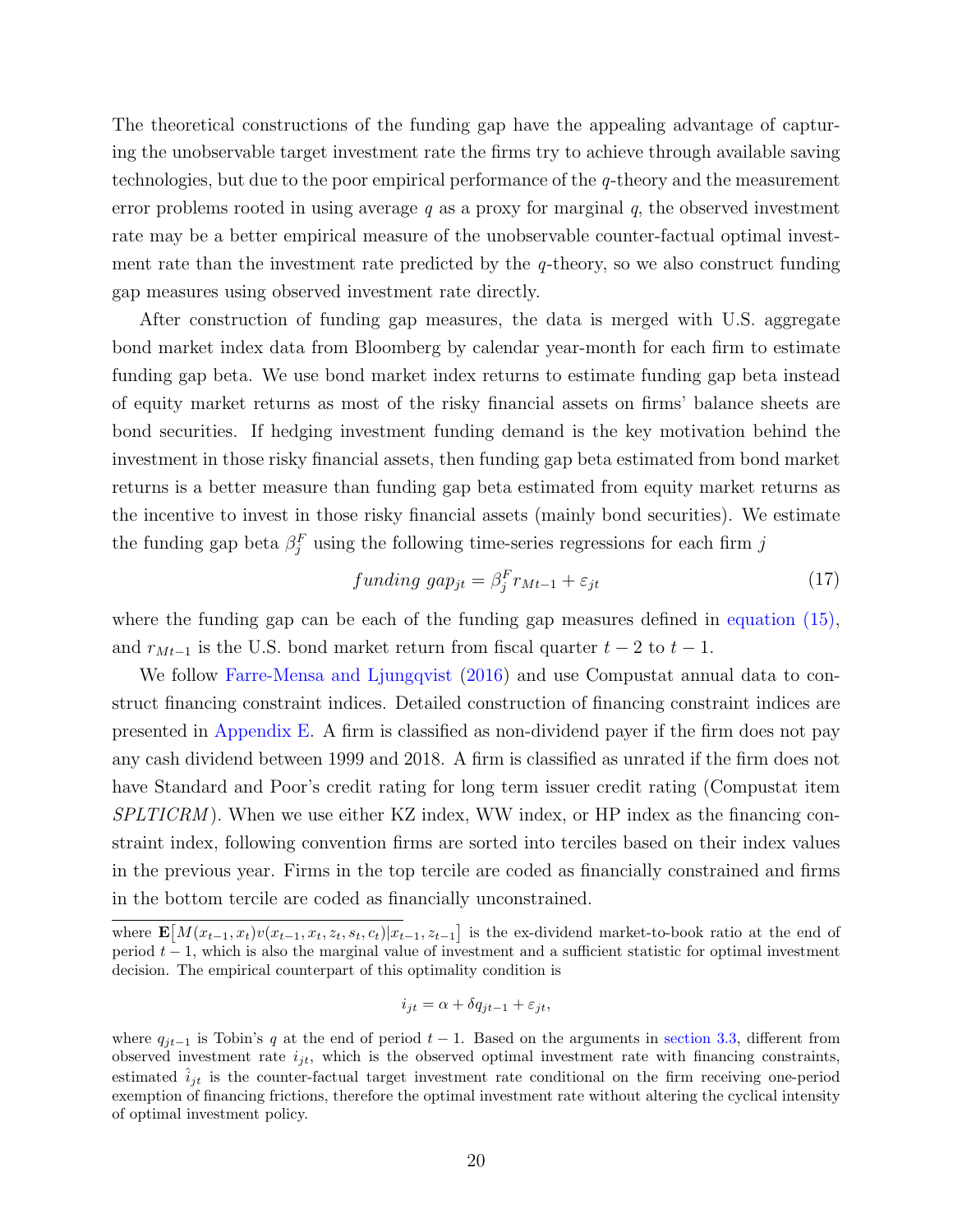The theoretical constructions of the funding gap have the appealing advantage of capturing the unobservable target investment rate the firms try to achieve through available saving technologies, but due to the poor empirical performance of the $q$-theory and the measurement error problems rooted in using average $q$ as a proxy for marginal $q$, the observed investment rate may be a better empirical measure of the unobservable counter-factual optimal investment rate than the investment rate predicted by the $q$-theory, so we also construct funding gap measures using observed investment rate directly.

After construction of funding gap measures, the data is merged with U.S. aggregate bond market index data from Bloomberg by calendar year-month for each firm to estimate funding gap beta. We use bond market index returns to estimate funding gap beta instead of equity market returns as most of the risky financial assets on firms' balance sheets are bond securities. If hedging investment funding demand is the key motivation behind the investment in those risky financial assets, then funding gap beta estimated from bond market returns is a better measure than funding gap beta estimated from equity market returns as the incentive to invest in those risky financial assets (mainly bond securities). We estimate the funding gap beta $\beta_j^F$ using the following time-series regressions for each firm $j$

$$funding\ gap_{jt} = \beta_j^F r_{Mt-1} + \varepsilon_{jt} \tag{17}$$

where the funding gap can be each of the funding gap measures defined in equation (15), and $r_{Mt-1}$ is the U.S. bond market return from fiscal quarter $t-2$ to $t-1$.

We follow Farre-Mensa and Ljungqvist (2016) and use Compustat annual data to construct financing constraint indices. Detailed construction of financing constraint indices are presented in Appendix E. A firm is classified as non-dividend payer if the firm does not pay any cash dividend between 1999 and 2018. A firm is classified as unrated if the firm does not have Standard and Poor's credit rating for long term issuer credit rating (Compustat item *SPLTICRM*). When we use either KZ index, WW index, or HP index as the financing constraint index, following convention firms are sorted into terciles based on their index values in the previous year. Firms in the top tercile are coded as financially constrained and firms in the bottom tercile are coded as financially unconstrained.

---

where $\mathbf{E}\left[M(x_{t-1}, x_t)v(x_{t-1}, x_t, z_t, s_t, c_t)|x_{t-1}, z_{t-1}\right]$ is the ex-dividend market-to-book ratio at the end of period $t-1$, which is also the marginal value of investment and a sufficient statistic for optimal investment decision. The empirical counterpart of this optimality condition is

$$i_{jt} = \alpha + \delta q_{jt-1} + \varepsilon_{jt},$$

where $q_{jt-1}$ is Tobin's $q$ at the end of period $t-1$. Based on the arguments in section 3.3, different from observed investment rate $i_{jt}$, which is the observed optimal investment rate with financing constraints, estimated $\hat{i}_{jt}$ is the counter-factual target investment rate conditional on the firm receiving one-period exemption of financing frictions, therefore the optimal investment rate without altering the cyclical intensity of optimal investment policy.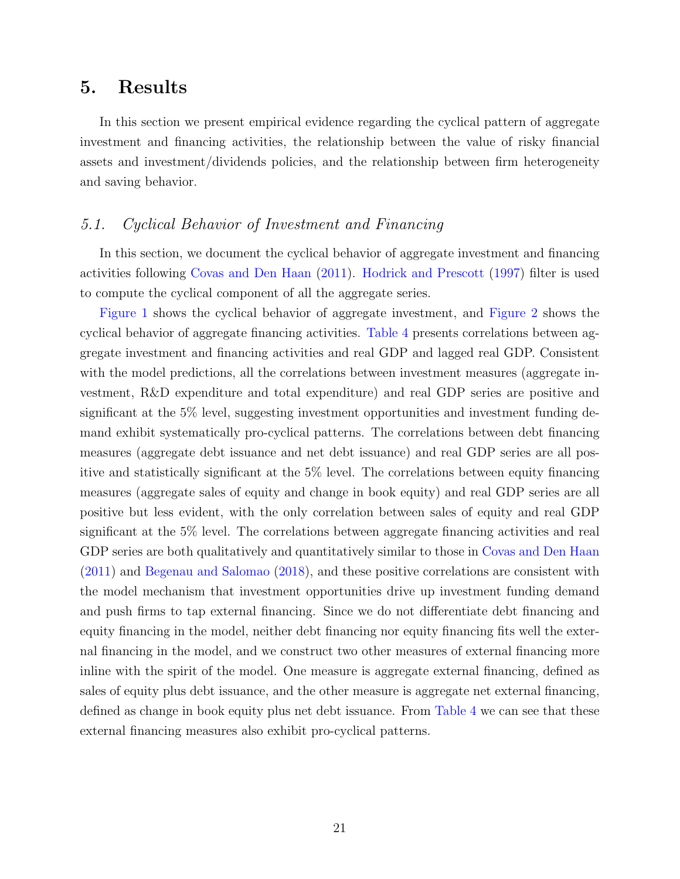# 5. Results

In this section we present empirical evidence regarding the cyclical pattern of aggregate investment and financing activities, the relationship between the value of risky financial assets and investment/dividends policies, and the relationship between firm heterogeneity and saving behavior.

## 5.1. *Cyclical Behavior of Investment and Financing*

In this section, we document the cyclical behavior of aggregate investment and financing activities following Covas and Den Haan (2011). Hodrick and Prescott (1997) filter is used to compute the cyclical component of all the aggregate series.

Figure 1 shows the cyclical behavior of aggregate investment, and Figure 2 shows the cyclical behavior of aggregate financing activities. Table 4 presents correlations between aggregate investment and financing activities and real GDP and lagged real GDP. Consistent with the model predictions, all the correlations between investment measures (aggregate investment, R&D expenditure and total expenditure) and real GDP series are positive and significant at the 5% level, suggesting investment opportunities and investment funding demand exhibit systematically pro-cyclical patterns. The correlations between debt financing measures (aggregate debt issuance and net debt issuance) and real GDP series are all positive and statistically significant at the 5% level. The correlations between equity financing measures (aggregate sales of equity and change in book equity) and real GDP series are all positive but less evident, with the only correlation between sales of equity and real GDP significant at the 5% level. The correlations between aggregate financing activities and real GDP series are both qualitatively and quantitatively similar to those in Covas and Den Haan (2011) and Begenau and Salomao (2018), and these positive correlations are consistent with the model mechanism that investment opportunities drive up investment funding demand and push firms to tap external financing. Since we do not differentiate debt financing and equity financing in the model, neither debt financing nor equity financing fits well the external financing in the model, and we construct two other measures of external financing more inline with the spirit of the model. One measure is aggregate external financing, defined as sales of equity plus debt issuance, and the other measure is aggregate net external financing, defined as change in book equity plus net debt issuance. From Table 4 we can see that these external financing measures also exhibit pro-cyclical patterns.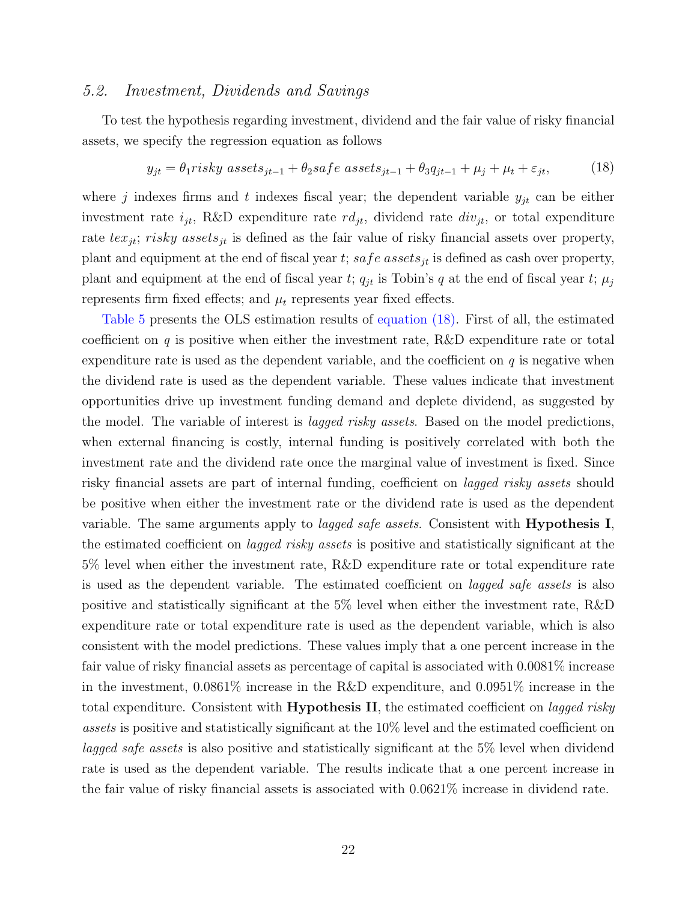### 5.2. Investment, Dividends and Savings

To test the hypothesis regarding investment, dividend and the fair value of risky financial assets, we specify the regression equation as follows

$$y_{jt} = \theta_1 risky\ assets_{jt-1} + \theta_2 safe\ assets_{jt-1} + \theta_3 q_{jt-1} + \mu_j + \mu_t + \varepsilon_{jt}, \tag{18}$$

where $j$ indexes firms and $t$ indexes fiscal year; the dependent variable $y_{jt}$ can be either investment rate $i_{jt}$, R&D expenditure rate $rd_{jt}$, dividend rate $div_{jt}$, or total expenditure rate $tex_{jt}$; $risky\ assets_{jt}$ is defined as the fair value of risky financial assets over property, plant and equipment at the end of fiscal year $t$; $safe\ assets_{jt}$ is defined as cash over property, plant and equipment at the end of fiscal year $t$; $q_{jt}$ is Tobin's $q$ at the end of fiscal year $t$; $\mu_j$ represents firm fixed effects; and $\mu_t$ represents year fixed effects.

Table 5 presents the OLS estimation results of equation (18). First of all, the estimated coefficient on $q$ is positive when either the investment rate, R&D expenditure rate or total expenditure rate is used as the dependent variable, and the coefficient on $q$ is negative when the dividend rate is used as the dependent variable. These values indicate that investment opportunities drive up investment funding demand and deplete dividend, as suggested by the model. The variable of interest is *lagged risky assets*. Based on the model predictions, when external financing is costly, internal funding is positively correlated with both the investment rate and the dividend rate once the marginal value of investment is fixed. Since risky financial assets are part of internal funding, coefficient on *lagged risky assets* should be positive when either the investment rate or the dividend rate is used as the dependent variable. The same arguments apply to *lagged safe assets*. Consistent with **Hypothesis I**, the estimated coefficient on *lagged risky assets* is positive and statistically significant at the 5% level when either the investment rate, R&D expenditure rate or total expenditure rate is used as the dependent variable. The estimated coefficient on *lagged safe assets* is also positive and statistically significant at the 5% level when either the investment rate, R&D expenditure rate or total expenditure rate is used as the dependent variable, which is also consistent with the model predictions. These values imply that a one percent increase in the fair value of risky financial assets as percentage of capital is associated with 0.0081% increase in the investment, 0.0861% increase in the R&D expenditure, and 0.0951% increase in the total expenditure. Consistent with **Hypothesis II**, the estimated coefficient on *lagged risky assets* is positive and statistically significant at the 10% level and the estimated coefficient on *lagged safe assets* is also positive and statistically significant at the 5% level when dividend rate is used as the dependent variable. The results indicate that a one percent increase in the fair value of risky financial assets is associated with 0.0621% increase in dividend rate.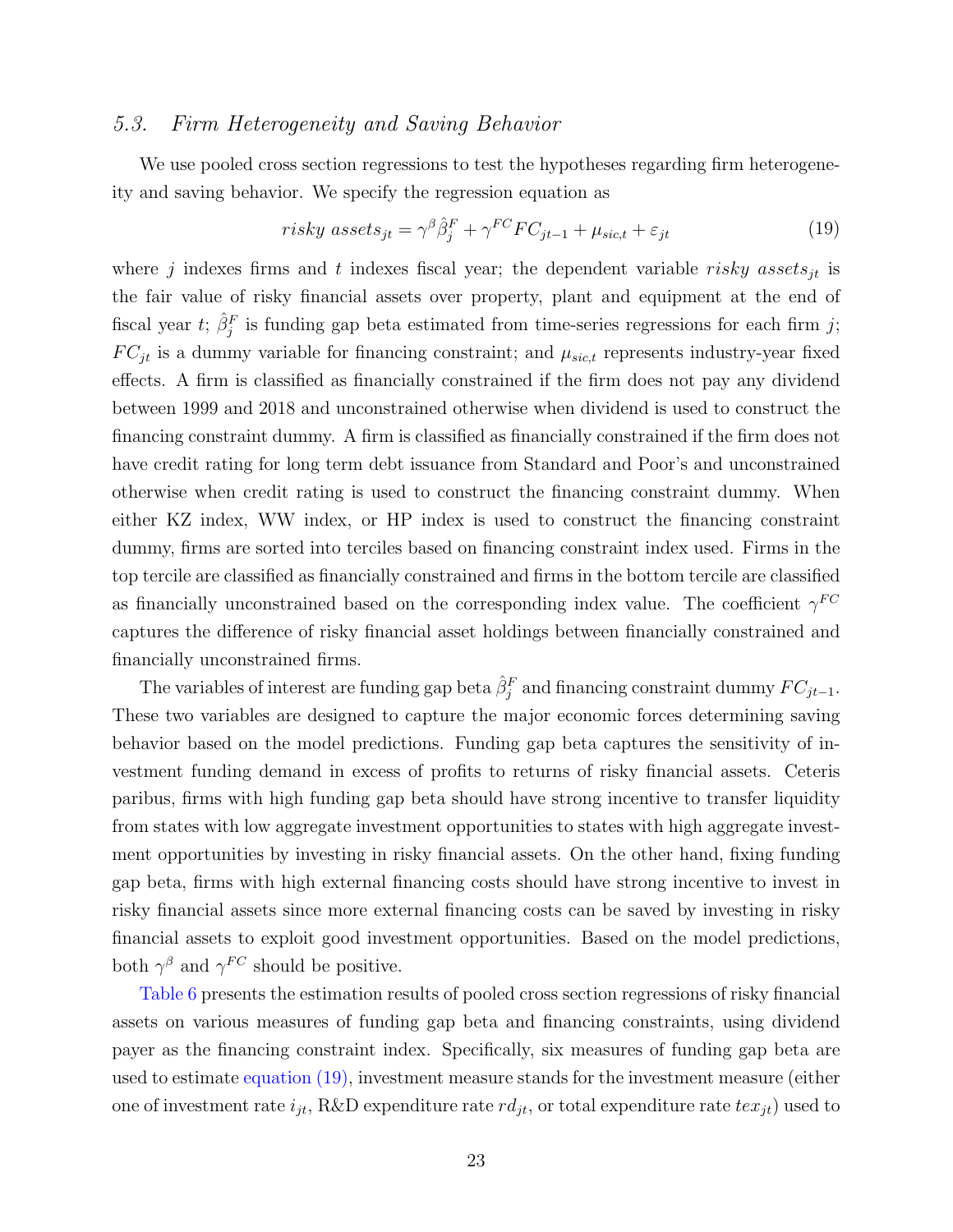### 5.3. *Firm Heterogeneity and Saving Behavior*

We use pooled cross section regressions to test the hypotheses regarding firm heterogeneity and saving behavior. We specify the regression equation as

$$risky\ assets_{jt} = \gamma^{\beta}\hat{\beta}_j^F + \gamma^{FC}FC_{jt-1} + \mu_{sic,t} + \varepsilon_{jt} \tag{19}$$

where $j$ indexes firms and $t$ indexes fiscal year; the dependent variable $risky\ assets_{jt}$ is the fair value of risky financial assets over property, plant and equipment at the end of fiscal year $t$; $\hat{\beta}_j^F$ is funding gap beta estimated from time-series regressions for each firm $j$; $FC_{jt}$ is a dummy variable for financing constraint; and $\mu_{sic,t}$ represents industry-year fixed effects. A firm is classified as financially constrained if the firm does not pay any dividend between 1999 and 2018 and unconstrained otherwise when dividend is used to construct the financing constraint dummy. A firm is classified as financially constrained if the firm does not have credit rating for long term debt issuance from Standard and Poor's and unconstrained otherwise when credit rating is used to construct the financing constraint dummy. When either KZ index, WW index, or HP index is used to construct the financing constraint dummy, firms are sorted into terciles based on financing constraint index used. Firms in the top tercile are classified as financially constrained and firms in the bottom tercile are classified as financially unconstrained based on the corresponding index value. The coefficient $\gamma^{FC}$ captures the difference of risky financial asset holdings between financially constrained and financially unconstrained firms.

The variables of interest are funding gap beta $\hat{\beta}_j^F$ and financing constraint dummy $FC_{jt-1}$. These two variables are designed to capture the major economic forces determining saving behavior based on the model predictions. Funding gap beta captures the sensitivity of investment funding demand in excess of profits to returns of risky financial assets. Ceteris paribus, firms with high funding gap beta should have strong incentive to transfer liquidity from states with low aggregate investment opportunities to states with high aggregate investment opportunities by investing in risky financial assets. On the other hand, fixing funding gap beta, firms with high external financing costs should have strong incentive to invest in risky financial assets since more external financing costs can be saved by investing in risky financial assets to exploit good investment opportunities. Based on the model predictions, both $\gamma^{\beta}$ and $\gamma^{FC}$ should be positive.

Table 6 presents the estimation results of pooled cross section regressions of risky financial assets on various measures of funding gap beta and financing constraints, using dividend payer as the financing constraint index. Specifically, six measures of funding gap beta are used to estimate equation (19), investment measure stands for the investment measure (either one of investment rate $i_{jt}$, R&D expenditure rate $rd_{jt}$, or total expenditure rate $tex_{jt}$) used to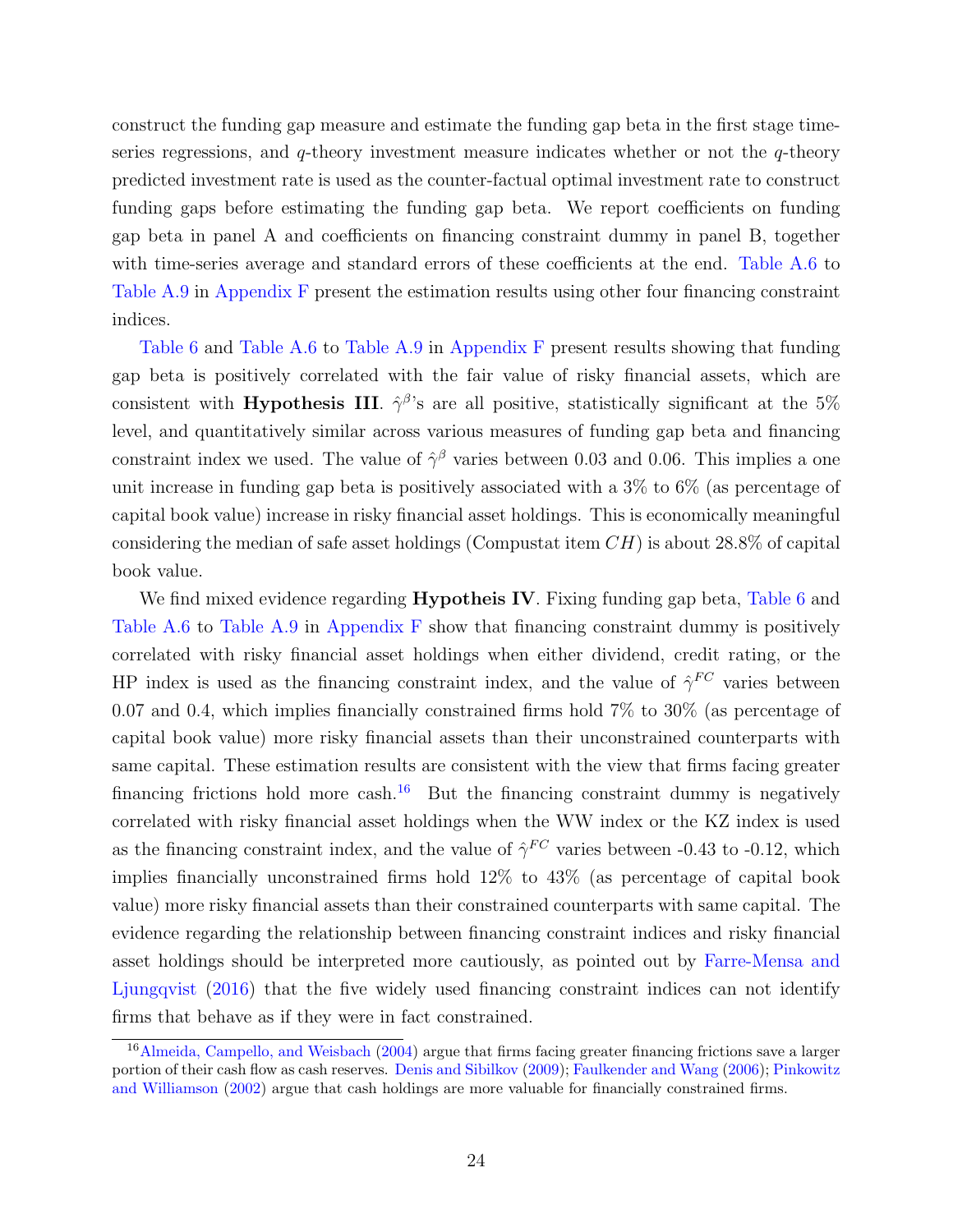construct the funding gap measure and estimate the funding gap beta in the first stage time-series regressions, and $q$-theory investment measure indicates whether or not the $q$-theory predicted investment rate is used as the counter-factual optimal investment rate to construct funding gaps before estimating the funding gap beta. We report coefficients on funding gap beta in panel A and coefficients on financing constraint dummy in panel B, together with time-series average and standard errors of these coefficients at the end. Table A.6 to Table A.9 in Appendix F present the estimation results using other four financing constraint indices.

Table 6 and Table A.6 to Table A.9 in Appendix F present results showing that funding gap beta is positively correlated with the fair value of risky financial assets, which are consistent with **Hypothesis III**. $\hat{\gamma}^{\beta}$'s are all positive, statistically significant at the 5% level, and quantitatively similar across various measures of funding gap beta and financing constraint index we used. The value of $\hat{\gamma}^{\beta}$ varies between 0.03 and 0.06. This implies a one unit increase in funding gap beta is positively associated with a 3% to 6% (as percentage of capital book value) increase in risky financial asset holdings. This is economically meaningful considering the median of safe asset holdings (Compustat item $CH$) is about 28.8% of capital book value.

We find mixed evidence regarding **Hypotheis IV**. Fixing funding gap beta, Table 6 and Table A.6 to Table A.9 in Appendix F show that financing constraint dummy is positively correlated with risky financial asset holdings when either dividend, credit rating, or the HP index is used as the financing constraint index, and the value of $\hat{\gamma}^{FC}$ varies between 0.07 and 0.4, which implies financially constrained firms hold 7% to 30% (as percentage of capital book value) more risky financial assets than their unconstrained counterparts with same capital. These estimation results are consistent with the view that firms facing greater financing frictions hold more cash.[16] But the financing constraint dummy is negatively correlated with risky financial asset holdings when the WW index or the KZ index is used as the financing constraint index, and the value of $\hat{\gamma}^{FC}$ varies between -0.43 to -0.12, which implies financially unconstrained firms hold 12% to 43% (as percentage of capital book value) more risky financial assets than their constrained counterparts with same capital. The evidence regarding the relationship between financing constraint indices and risky financial asset holdings should be interpreted more cautiously, as pointed out by Farre-Mensa and Ljungqvist (2016) that the five widely used financing constraint indices can not identify firms that behave as if they were in fact constrained.

[16] Almeida, Campello, and Weisbach (2004) argue that firms facing greater financing frictions save a larger portion of their cash flow as cash reserves. Denis and Sibilkov (2009); Faulkender and Wang (2006); Pinkowitz and Williamson (2002) argue that cash holdings are more valuable for financially constrained firms.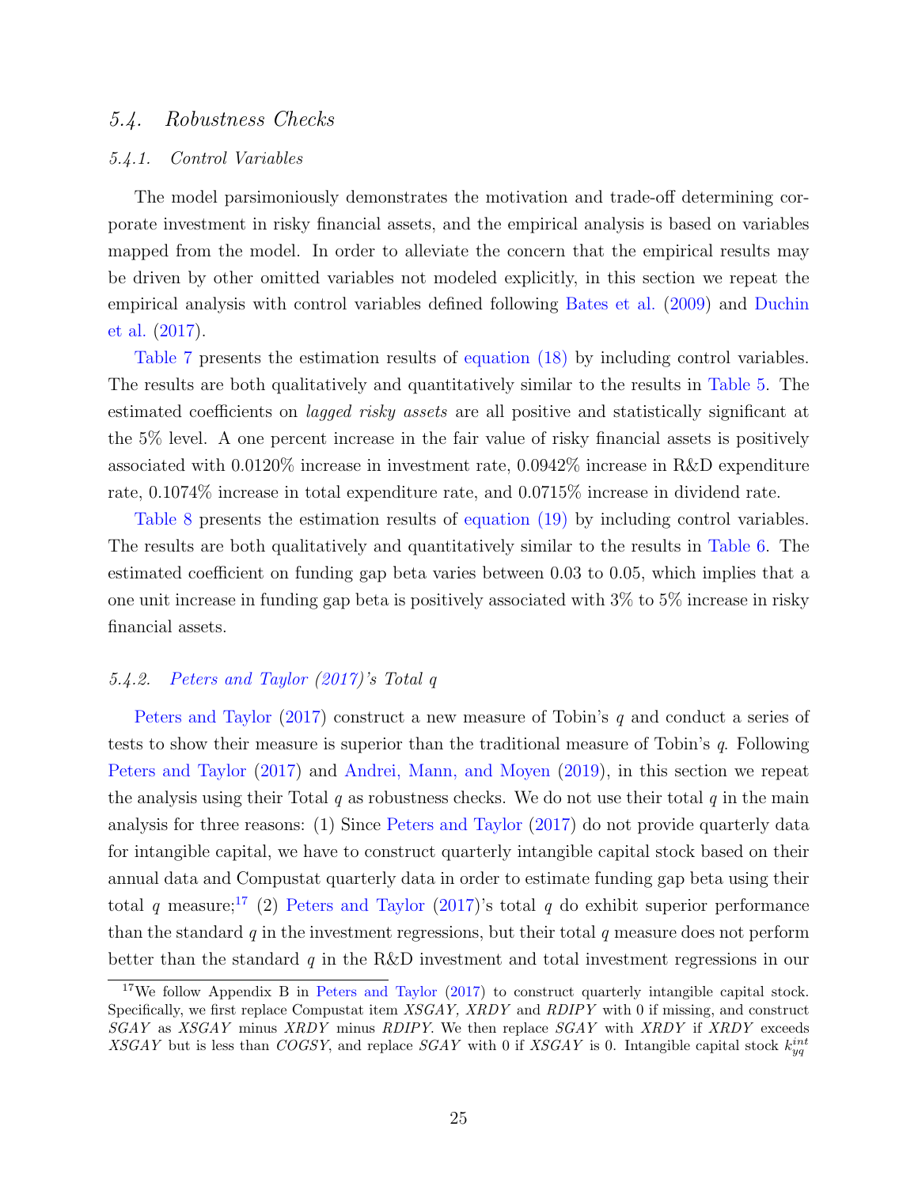### 5.4. Robustness Checks

#### 5.4.1. Control Variables

The model parsimoniously demonstrates the motivation and trade-off determining corporate investment in risky financial assets, and the empirical analysis is based on variables mapped from the model. In order to alleviate the concern that the empirical results may be driven by other omitted variables not modeled explicitly, in this section we repeat the empirical analysis with control variables defined following Bates et al. (2009) and Duchin et al. (2017).

Table 7 presents the estimation results of equation (18) by including control variables. The results are both qualitatively and quantitatively similar to the results in Table 5. The estimated coefficients on *lagged risky assets* are all positive and statistically significant at the 5% level. A one percent increase in the fair value of risky financial assets is positively associated with 0.0120% increase in investment rate, 0.0942% increase in R&D expenditure rate, 0.1074% increase in total expenditure rate, and 0.0715% increase in dividend rate.

Table 8 presents the estimation results of equation (19) by including control variables. The results are both qualitatively and quantitatively similar to the results in Table 6. The estimated coefficient on funding gap beta varies between 0.03 to 0.05, which implies that a one unit increase in funding gap beta is positively associated with 3% to 5% increase in risky financial assets.

#### 5.4.2. Peters and Taylor (2017)'s Total $q$

Peters and Taylor (2017) construct a new measure of Tobin's $q$ and conduct a series of tests to show their measure is superior than the traditional measure of Tobin's $q$. Following Peters and Taylor (2017) and Andrei, Mann, and Moyen (2019), in this section we repeat the analysis using their Total $q$ as robustness checks. We do not use their total $q$ in the main analysis for three reasons: (1) Since Peters and Taylor (2017) do not provide quarterly data for intangible capital, we have to construct quarterly intangible capital stock based on their annual data and Compustat quarterly data in order to estimate funding gap beta using their total $q$ measure;[17] (2) Peters and Taylor (2017)'s total $q$ do exhibit superior performance than the standard $q$ in the investment regressions, but their total $q$ measure does not perform better than the standard $q$ in the R&D investment and total investment regressions in our

[17] We follow Appendix B in Peters and Taylor (2017) to construct quarterly intangible capital stock. Specifically, we first replace Compustat item *XSGAY, XRDY* and *RDIPY* with 0 if missing, and construct *SGAY* as *XSGAY* minus *XRDY* minus *RDIPY*. We then replace *SGAY* with *XRDY* if *XRDY* exceeds *XSGAY* but is less than *COGSY*, and replace *SGAY* with 0 if *XSGAY* is 0. Intangible capital stock $k^{int}_{yq}$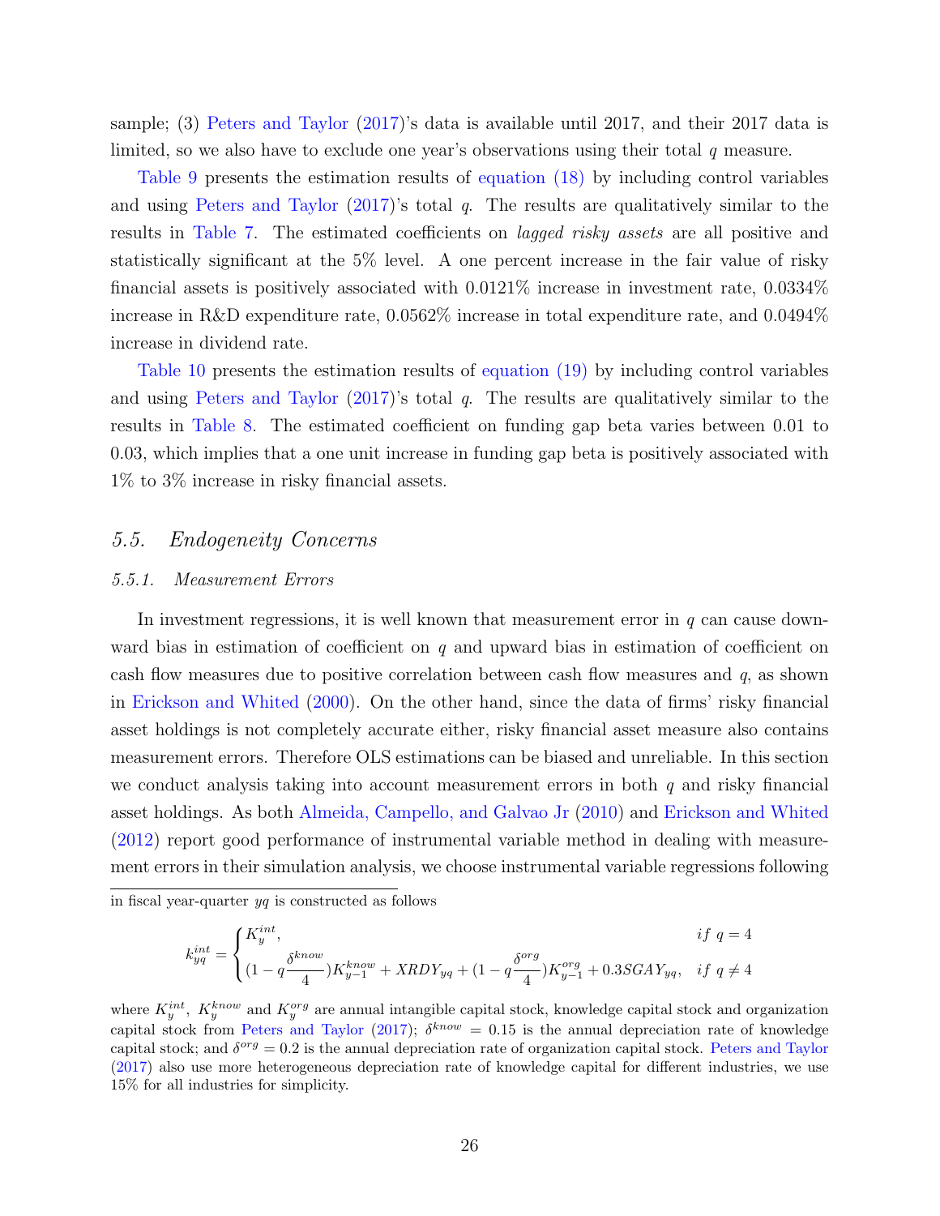sample; (3) Peters and Taylor (2017)'s data is available until 2017, and their 2017 data is limited, so we also have to exclude one year's observations using their total $q$ measure.

Table 9 presents the estimation results of equation (18) by including control variables and using Peters and Taylor (2017)'s total $q$. The results are qualitatively similar to the results in Table 7. The estimated coefficients on *lagged risky assets* are all positive and statistically significant at the 5% level. A one percent increase in the fair value of risky financial assets is positively associated with 0.0121% increase in investment rate, 0.0334% increase in R&D expenditure rate, 0.0562% increase in total expenditure rate, and 0.0494% increase in dividend rate.

Table 10 presents the estimation results of equation (19) by including control variables and using Peters and Taylor (2017)'s total $q$. The results are qualitatively similar to the results in Table 8. The estimated coefficient on funding gap beta varies between 0.01 to 0.03, which implies that a one unit increase in funding gap beta is positively associated with 1% to 3% increase in risky financial assets.

## 5.5. *Endogeneity Concerns*

### 5.5.1. *Measurement Errors*

In investment regressions, it is well known that measurement error in $q$ can cause downward bias in estimation of coefficient on $q$ and upward bias in estimation of coefficient on cash flow measures due to positive correlation between cash flow measures and $q$, as shown in Erickson and Whited (2000). On the other hand, since the data of firms' risky financial asset holdings is not completely accurate either, risky financial asset measure also contains measurement errors. Therefore OLS estimations can be biased and unreliable. In this section we conduct analysis taking into account measurement errors in both $q$ and risky financial asset holdings. As both Almeida, Campello, and Galvao Jr (2010) and Erickson and Whited (2012) report good performance of instrumental variable method in dealing with measurement errors in their simulation analysis, we choose instrumental variable regressions following

in fiscal year-quarter $yq$ is constructed as follows

$$k_{yq}^{int} = \begin{cases} K_y^{int}, & if \ q = 4 \\ (1 - q\dfrac{\delta^{know}}{4})K_{y-1}^{know} + XRDY_{yq} + (1 - q\dfrac{\delta^{org}}{4})K_{y-1}^{org} + 0.3SGAY_{yq}, & if \ q \neq 4 \end{cases}$$

where $K_y^{int}$, $K_y^{know}$ and $K_y^{org}$ are annual intangible capital stock, knowledge capital stock and organization capital stock from Peters and Taylor (2017); $\delta^{know} = 0.15$ is the annual depreciation rate of knowledge capital stock; and $\delta^{org} = 0.2$ is the annual depreciation rate of organization capital stock. Peters and Taylor (2017) also use more heterogeneous depreciation rate of knowledge capital for different industries, we use 15% for all industries for simplicity.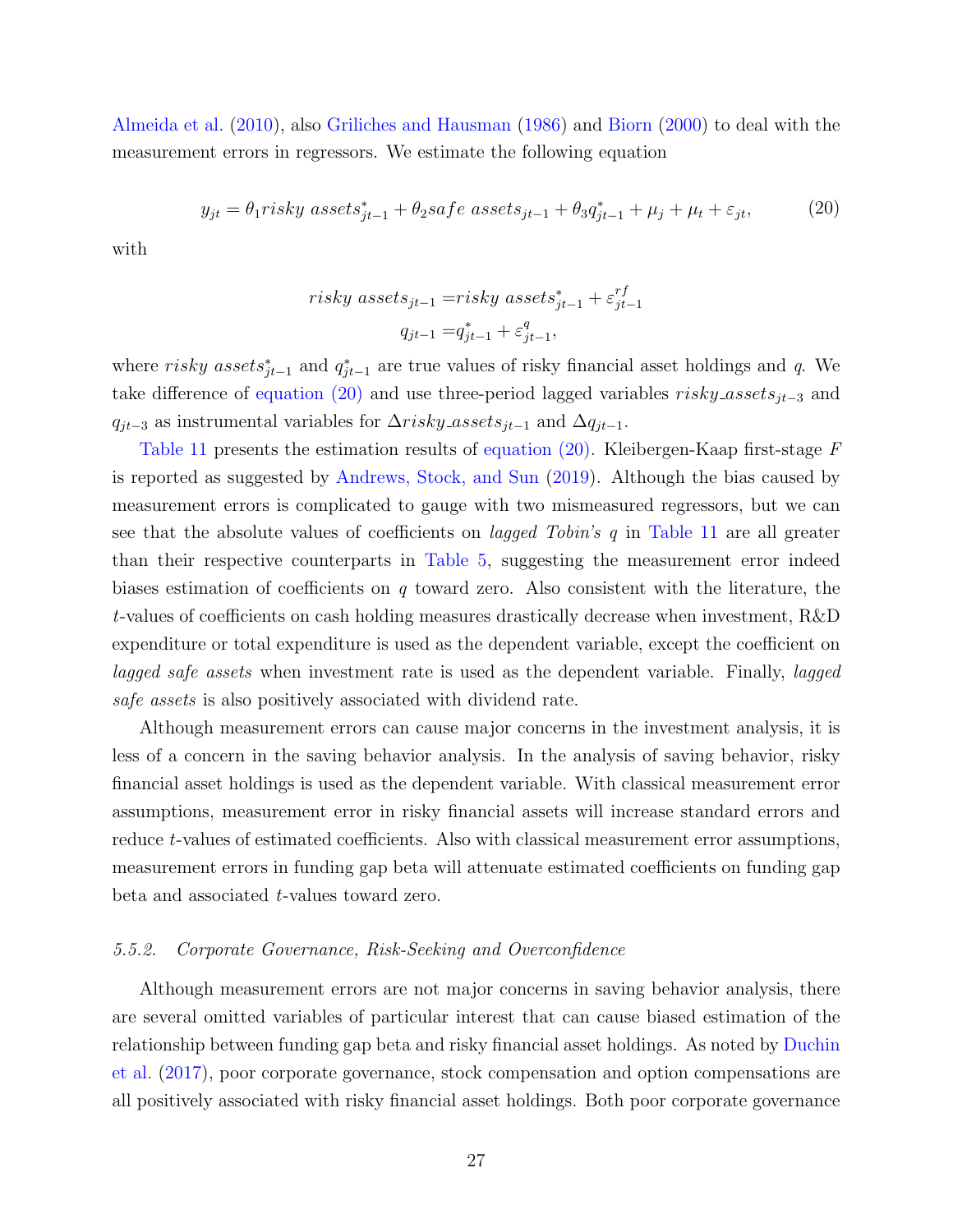Almeida et al. (2010), also Griliches and Hausman (1986) and Biorn (2000) to deal with the measurement errors in regressors. We estimate the following equation

$$y_{jt} = \theta_1 risky\ assets^*_{jt-1} + \theta_2 safe\ assets_{jt-1} + \theta_3 q^*_{jt-1} + \mu_j + \mu_t + \varepsilon_{jt}, \tag{20}$$

with

$$\begin{aligned} risky\ assets_{jt-1} =& risky\ assets^*_{jt-1} + \varepsilon^{rf}_{jt-1} \\ q_{jt-1} =& q^*_{jt-1} + \varepsilon^{q}_{jt-1}, \end{aligned}$$

where $risky\ assets^*_{jt-1}$ and $q^*_{jt-1}$ are true values of risky financial asset holdings and $q$. We take difference of equation (20) and use three-period lagged variables $risky\_assets_{jt-3}$ and $q_{jt-3}$ as instrumental variables for $\Delta risky\_assets_{jt-1}$ and $\Delta q_{jt-1}$.

Table 11 presents the estimation results of equation (20). Kleibergen-Kaap first-stage $F$ is reported as suggested by Andrews, Stock, and Sun (2019). Although the bias caused by measurement errors is complicated to gauge with two mismeasured regressors, but we can see that the absolute values of coefficients on *lagged Tobin's q* in Table 11 are all greater than their respective counterparts in Table 5, suggesting the measurement error indeed biases estimation of coefficients on $q$ toward zero. Also consistent with the literature, the $t$-values of coefficients on cash holding measures drastically decrease when investment, R&D expenditure or total expenditure is used as the dependent variable, except the coefficient on *lagged safe assets* when investment rate is used as the dependent variable. Finally, *lagged safe assets* is also positively associated with dividend rate.

Although measurement errors can cause major concerns in the investment analysis, it is less of a concern in the saving behavior analysis. In the analysis of saving behavior, risky financial asset holdings is used as the dependent variable. With classical measurement error assumptions, measurement error in risky financial assets will increase standard errors and reduce $t$-values of estimated coefficients. Also with classical measurement error assumptions, measurement errors in funding gap beta will attenuate estimated coefficients on funding gap beta and associated $t$-values toward zero.

### *5.5.2. Corporate Governance, Risk-Seeking and Overconfidence*

Although measurement errors are not major concerns in saving behavior analysis, there are several omitted variables of particular interest that can cause biased estimation of the relationship between funding gap beta and risky financial asset holdings. As noted by Duchin et al. (2017), poor corporate governance, stock compensation and option compensations are all positively associated with risky financial asset holdings. Both poor corporate governance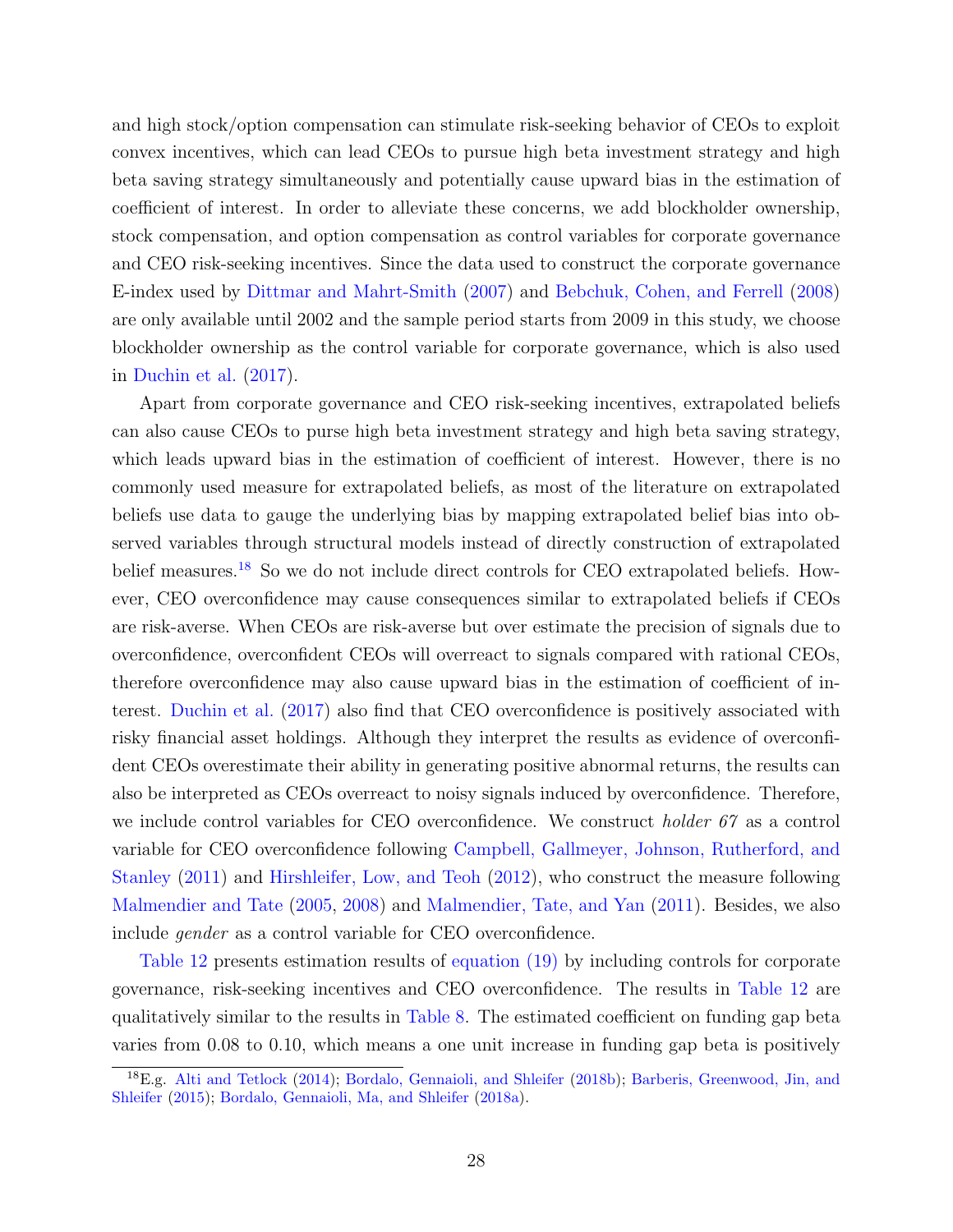and high stock/option compensation can stimulate risk-seeking behavior of CEOs to exploit convex incentives, which can lead CEOs to pursue high beta investment strategy and high beta saving strategy simultaneously and potentially cause upward bias in the estimation of coefficient of interest. In order to alleviate these concerns, we add blockholder ownership, stock compensation, and option compensation as control variables for corporate governance and CEO risk-seeking incentives. Since the data used to construct the corporate governance E-index used by Dittmar and Mahrt-Smith (2007) and Bebchuk, Cohen, and Ferrell (2008) are only available until 2002 and the sample period starts from 2009 in this study, we choose blockholder ownership as the control variable for corporate governance, which is also used in Duchin et al. (2017).

Apart from corporate governance and CEO risk-seeking incentives, extrapolated beliefs can also cause CEOs to purse high beta investment strategy and high beta saving strategy, which leads upward bias in the estimation of coefficient of interest. However, there is no commonly used measure for extrapolated beliefs, as most of the literature on extrapolated beliefs use data to gauge the underlying bias by mapping extrapolated belief bias into observed variables through structural models instead of directly construction of extrapolated belief measures.[18] So we do not include direct controls for CEO extrapolated beliefs. However, CEO overconfidence may cause consequences similar to extrapolated beliefs if CEOs are risk-averse. When CEOs are risk-averse but over estimate the precision of signals due to overconfidence, overconfident CEOs will overreact to signals compared with rational CEOs, therefore overconfidence may also cause upward bias in the estimation of coefficient of interest. Duchin et al. (2017) also find that CEO overconfidence is positively associated with risky financial asset holdings. Although they interpret the results as evidence of overconfident CEOs overestimate their ability in generating positive abnormal returns, the results can also be interpreted as CEOs overreact to noisy signals induced by overconfidence. Therefore, we include control variables for CEO overconfidence. We construct *holder 67* as a control variable for CEO overconfidence following Campbell, Gallmeyer, Johnson, Rutherford, and Stanley (2011) and Hirshleifer, Low, and Teoh (2012), who construct the measure following Malmendier and Tate (2005, 2008) and Malmendier, Tate, and Yan (2011). Besides, we also include *gender* as a control variable for CEO overconfidence.

Table 12 presents estimation results of equation (19) by including controls for corporate governance, risk-seeking incentives and CEO overconfidence. The results in Table 12 are qualitatively similar to the results in Table 8. The estimated coefficient on funding gap beta varies from 0.08 to 0.10, which means a one unit increase in funding gap beta is positively

[18] E.g. Alti and Tetlock (2014); Bordalo, Gennaioli, and Shleifer (2018b); Barberis, Greenwood, Jin, and Shleifer (2015); Bordalo, Gennaioli, Ma, and Shleifer (2018a).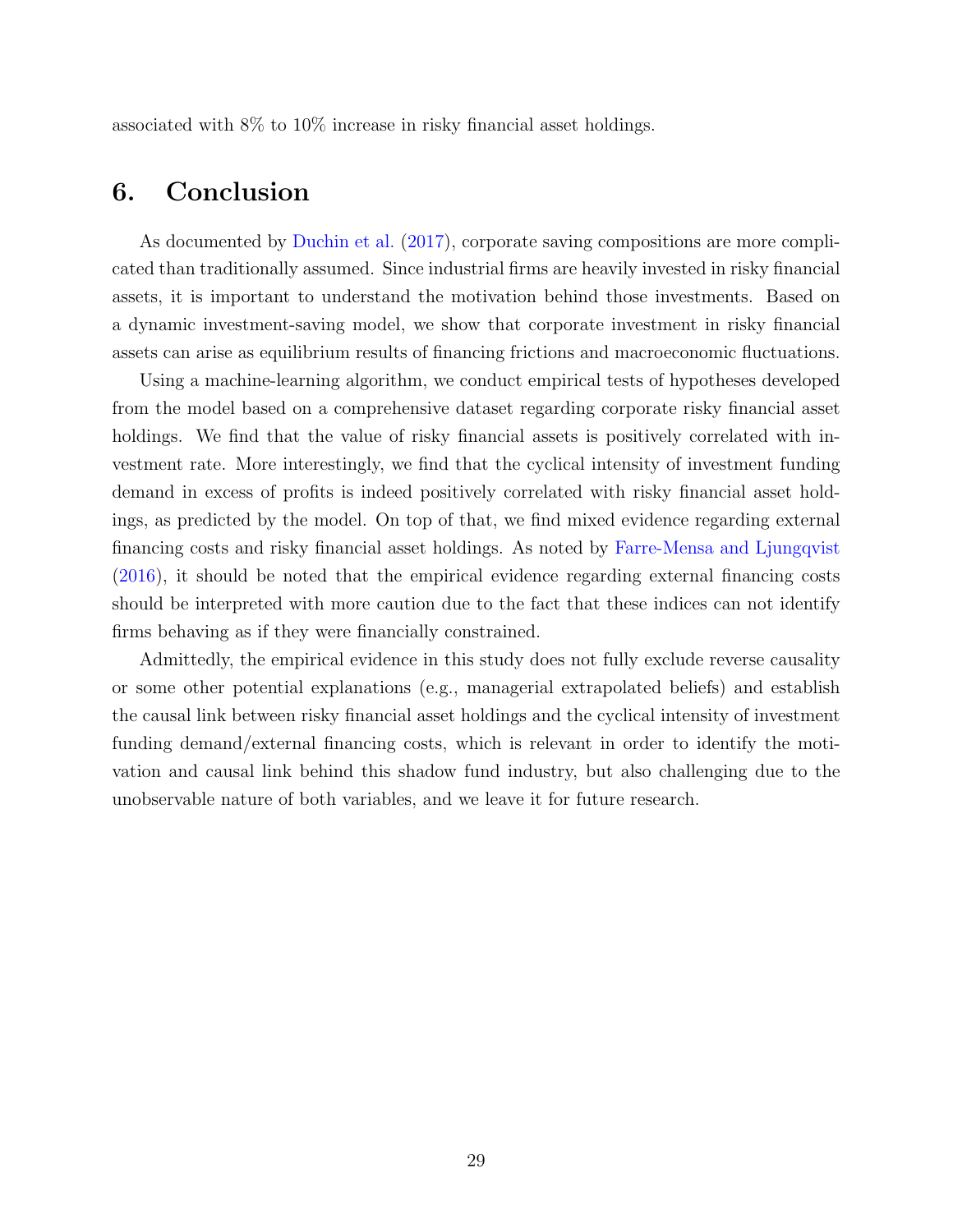associated with 8% to 10% increase in risky financial asset holdings.

## 6. Conclusion

As documented by Duchin et al. (2017), corporate saving compositions are more complicated than traditionally assumed. Since industrial firms are heavily invested in risky financial assets, it is important to understand the motivation behind those investments. Based on a dynamic investment-saving model, we show that corporate investment in risky financial assets can arise as equilibrium results of financing frictions and macroeconomic fluctuations.

Using a machine-learning algorithm, we conduct empirical tests of hypotheses developed from the model based on a comprehensive dataset regarding corporate risky financial asset holdings. We find that the value of risky financial assets is positively correlated with investment rate. More interestingly, we find that the cyclical intensity of investment funding demand in excess of profits is indeed positively correlated with risky financial asset holdings, as predicted by the model. On top of that, we find mixed evidence regarding external financing costs and risky financial asset holdings. As noted by Farre-Mensa and Ljungqvist (2016), it should be noted that the empirical evidence regarding external financing costs should be interpreted with more caution due to the fact that these indices can not identify firms behaving as if they were financially constrained.

Admittedly, the empirical evidence in this study does not fully exclude reverse causality or some other potential explanations (e.g., managerial extrapolated beliefs) and establish the causal link between risky financial asset holdings and the cyclical intensity of investment funding demand/external financing costs, which is relevant in order to identify the motivation and causal link behind this shadow fund industry, but also challenging due to the unobservable nature of both variables, and we leave it for future research.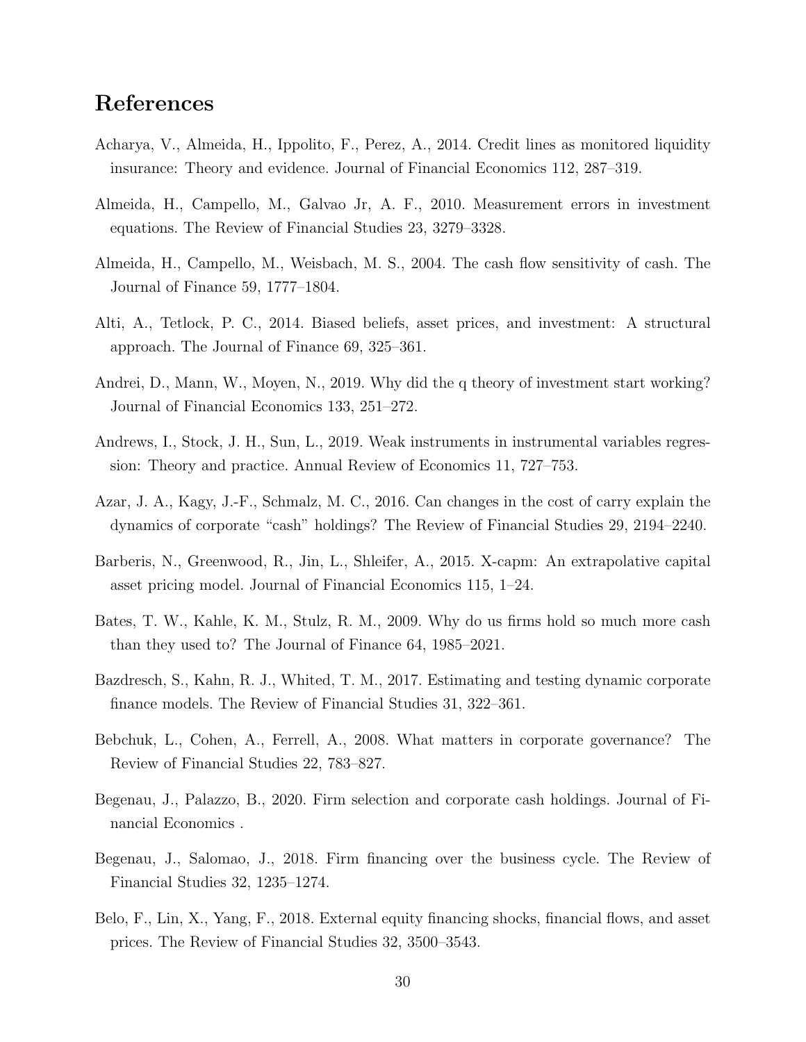# References

Acharya, V., Almeida, H., Ippolito, F., Perez, A., 2014. Credit lines as monitored liquidity insurance: Theory and evidence. Journal of Financial Economics 112, 287–319.

Almeida, H., Campello, M., Galvao Jr, A. F., 2010. Measurement errors in investment equations. The Review of Financial Studies 23, 3279–3328.

Almeida, H., Campello, M., Weisbach, M. S., 2004. The cash flow sensitivity of cash. The Journal of Finance 59, 1777–1804.

Alti, A., Tetlock, P. C., 2014. Biased beliefs, asset prices, and investment: A structural approach. The Journal of Finance 69, 325–361.

Andrei, D., Mann, W., Moyen, N., 2019. Why did the q theory of investment start working? Journal of Financial Economics 133, 251–272.

Andrews, I., Stock, J. H., Sun, L., 2019. Weak instruments in instrumental variables regression: Theory and practice. Annual Review of Economics 11, 727–753.

Azar, J. A., Kagy, J.-F., Schmalz, M. C., 2016. Can changes in the cost of carry explain the dynamics of corporate "cash" holdings? The Review of Financial Studies 29, 2194–2240.

Barberis, N., Greenwood, R., Jin, L., Shleifer, A., 2015. X-capm: An extrapolative capital asset pricing model. Journal of Financial Economics 115, 1–24.

Bates, T. W., Kahle, K. M., Stulz, R. M., 2009. Why do us firms hold so much more cash than they used to? The Journal of Finance 64, 1985–2021.

Bazdresch, S., Kahn, R. J., Whited, T. M., 2017. Estimating and testing dynamic corporate finance models. The Review of Financial Studies 31, 322–361.

Bebchuk, L., Cohen, A., Ferrell, A., 2008. What matters in corporate governance? The Review of Financial Studies 22, 783–827.

Begenau, J., Palazzo, B., 2020. Firm selection and corporate cash holdings. Journal of Financial Economics .

Begenau, J., Salomao, J., 2018. Firm financing over the business cycle. The Review of Financial Studies 32, 1235–1274.

Belo, F., Lin, X., Yang, F., 2018. External equity financing shocks, financial flows, and asset prices. The Review of Financial Studies 32, 3500–3543.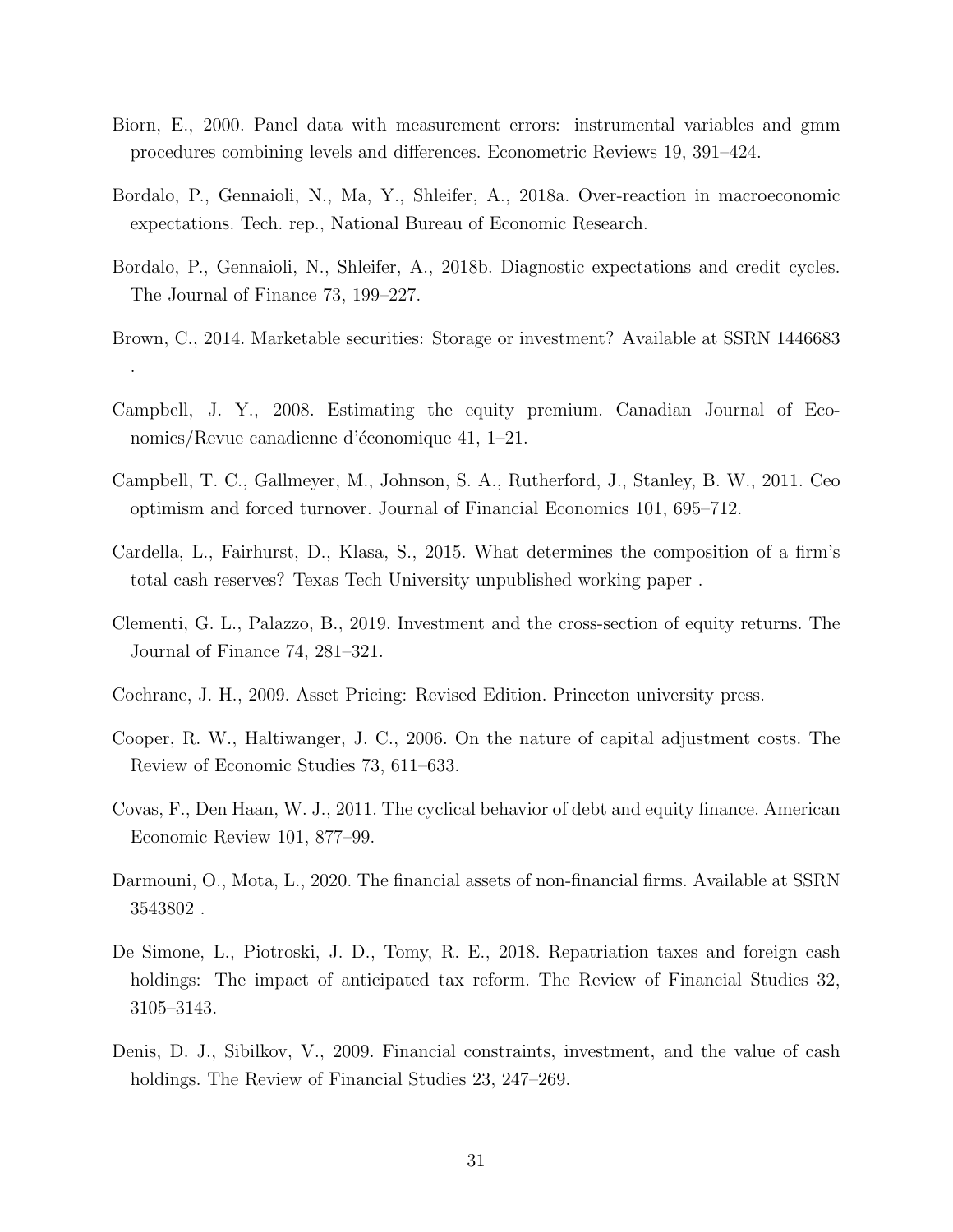Biorn, E., 2000. Panel data with measurement errors: instrumental variables and gmm procedures combining levels and differences. Econometric Reviews 19, 391–424.

Bordalo, P., Gennaioli, N., Ma, Y., Shleifer, A., 2018a. Over-reaction in macroeconomic expectations. Tech. rep., National Bureau of Economic Research.

Bordalo, P., Gennaioli, N., Shleifer, A., 2018b. Diagnostic expectations and credit cycles. The Journal of Finance 73, 199–227.

Brown, C., 2014. Marketable securities: Storage or investment? Available at SSRN 1446683 .

Campbell, J. Y., 2008. Estimating the equity premium. Canadian Journal of Economics/Revue canadienne d'économique 41, 1–21.

Campbell, T. C., Gallmeyer, M., Johnson, S. A., Rutherford, J., Stanley, B. W., 2011. Ceo optimism and forced turnover. Journal of Financial Economics 101, 695–712.

Cardella, L., Fairhurst, D., Klasa, S., 2015. What determines the composition of a firm's total cash reserves? Texas Tech University unpublished working paper .

Clementi, G. L., Palazzo, B., 2019. Investment and the cross-section of equity returns. The Journal of Finance 74, 281–321.

Cochrane, J. H., 2009. Asset Pricing: Revised Edition. Princeton university press.

Cooper, R. W., Haltiwanger, J. C., 2006. On the nature of capital adjustment costs. The Review of Economic Studies 73, 611–633.

Covas, F., Den Haan, W. J., 2011. The cyclical behavior of debt and equity finance. American Economic Review 101, 877–99.

Darmouni, O., Mota, L., 2020. The financial assets of non-financial firms. Available at SSRN 3543802 .

De Simone, L., Piotroski, J. D., Tomy, R. E., 2018. Repatriation taxes and foreign cash holdings: The impact of anticipated tax reform. The Review of Financial Studies 32, 3105–3143.

Denis, D. J., Sibilkov, V., 2009. Financial constraints, investment, and the value of cash holdings. The Review of Financial Studies 23, 247–269.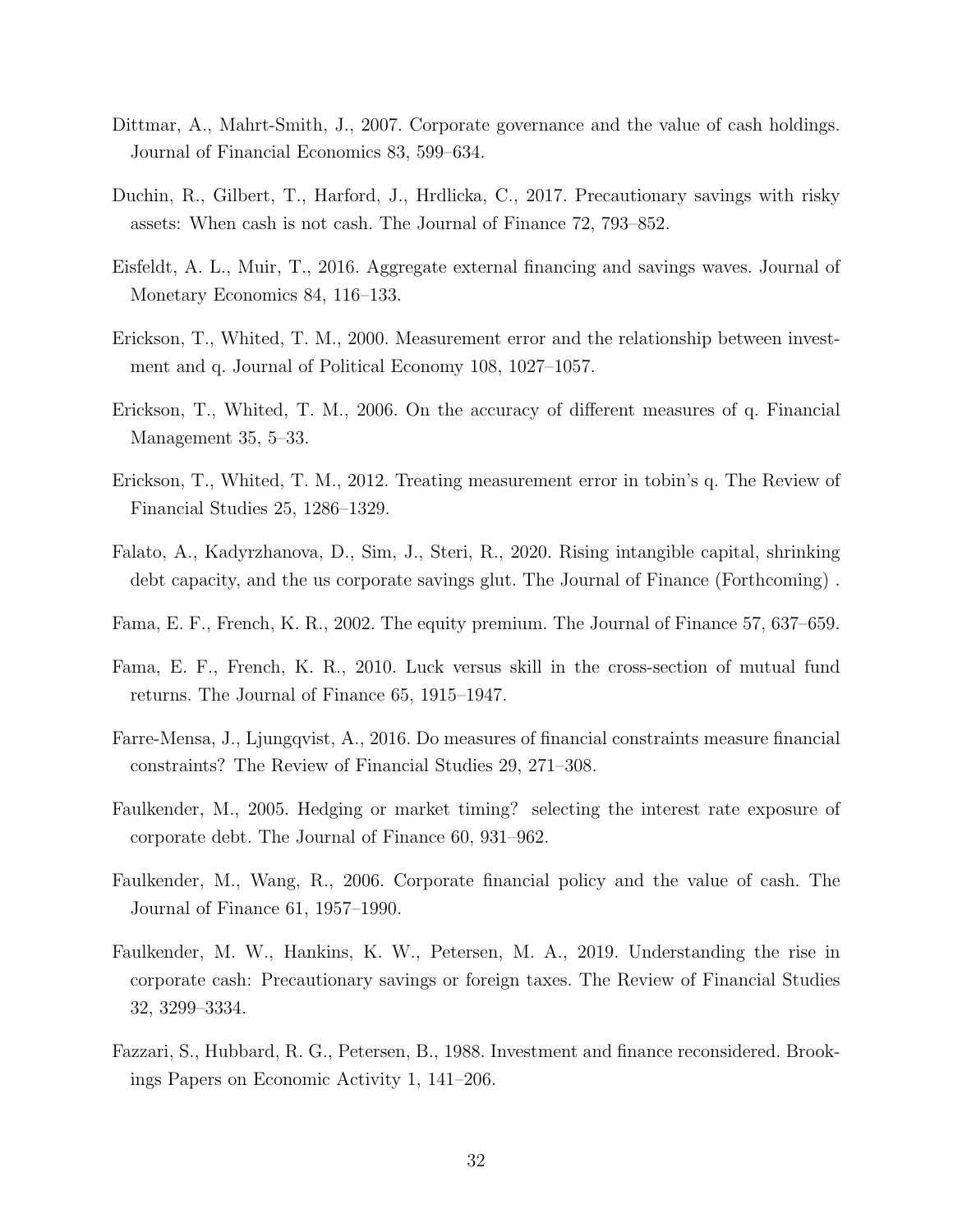Dittmar, A., Mahrt-Smith, J., 2007. Corporate governance and the value of cash holdings. Journal of Financial Economics 83, 599–634.

Duchin, R., Gilbert, T., Harford, J., Hrdlicka, C., 2017. Precautionary savings with risky assets: When cash is not cash. The Journal of Finance 72, 793–852.

Eisfeldt, A. L., Muir, T., 2016. Aggregate external financing and savings waves. Journal of Monetary Economics 84, 116–133.

Erickson, T., Whited, T. M., 2000. Measurement error and the relationship between investment and q. Journal of Political Economy 108, 1027–1057.

Erickson, T., Whited, T. M., 2006. On the accuracy of different measures of q. Financial Management 35, 5–33.

Erickson, T., Whited, T. M., 2012. Treating measurement error in tobin's q. The Review of Financial Studies 25, 1286–1329.

Falato, A., Kadyrzhanova, D., Sim, J., Steri, R., 2020. Rising intangible capital, shrinking debt capacity, and the us corporate savings glut. The Journal of Finance (Forthcoming) .

Fama, E. F., French, K. R., 2002. The equity premium. The Journal of Finance 57, 637–659.

Fama, E. F., French, K. R., 2010. Luck versus skill in the cross-section of mutual fund returns. The Journal of Finance 65, 1915–1947.

Farre-Mensa, J., Ljungqvist, A., 2016. Do measures of financial constraints measure financial constraints? The Review of Financial Studies 29, 271–308.

Faulkender, M., 2005. Hedging or market timing? selecting the interest rate exposure of corporate debt. The Journal of Finance 60, 931–962.

Faulkender, M., Wang, R., 2006. Corporate financial policy and the value of cash. The Journal of Finance 61, 1957–1990.

Faulkender, M. W., Hankins, K. W., Petersen, M. A., 2019. Understanding the rise in corporate cash: Precautionary savings or foreign taxes. The Review of Financial Studies 32, 3299–3334.

Fazzari, S., Hubbard, R. G., Petersen, B., 1988. Investment and finance reconsidered. Brookings Papers on Economic Activity 1, 141–206.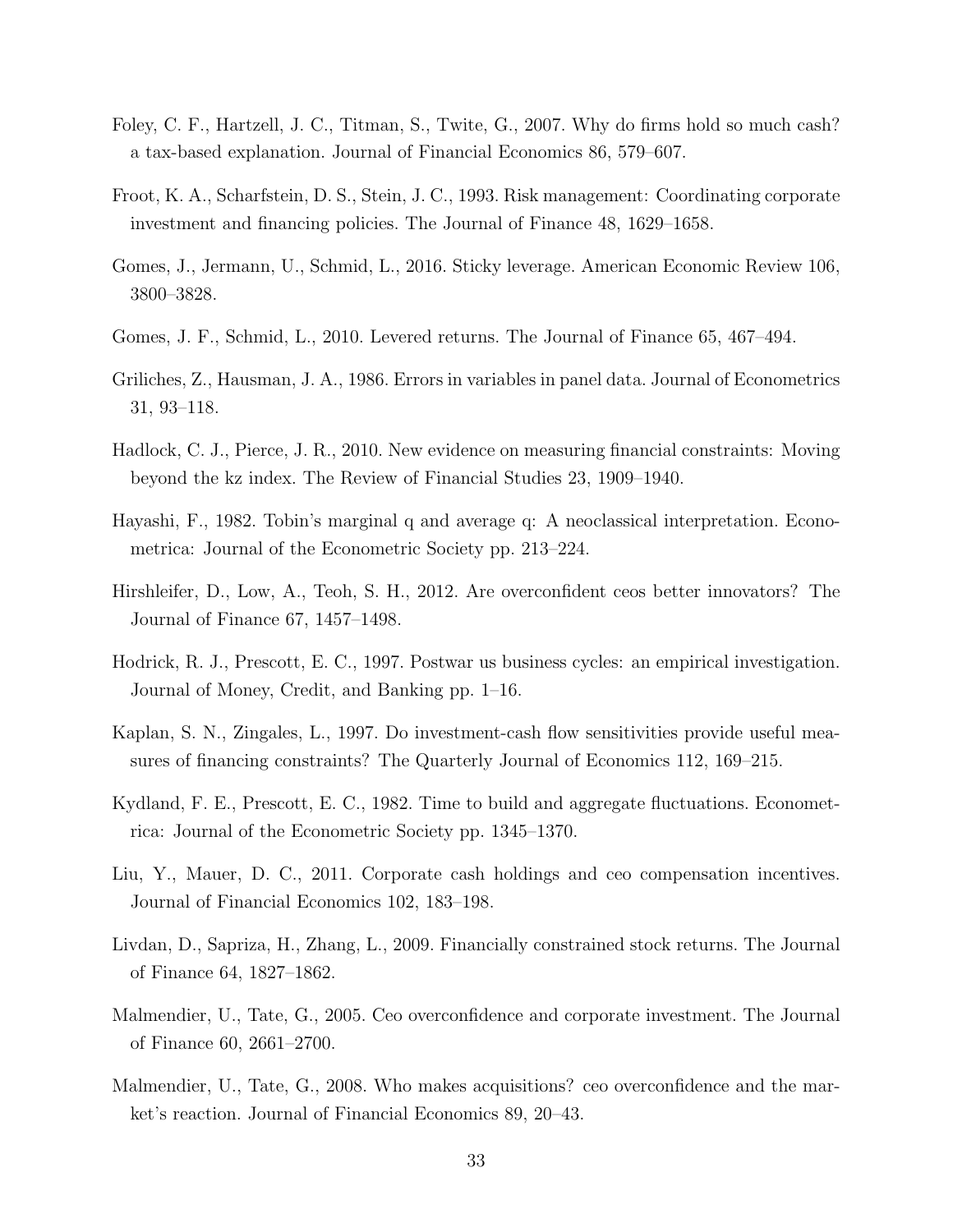Foley, C. F., Hartzell, J. C., Titman, S., Twite, G., 2007. Why do firms hold so much cash? a tax-based explanation. Journal of Financial Economics 86, 579–607.

Froot, K. A., Scharfstein, D. S., Stein, J. C., 1993. Risk management: Coordinating corporate investment and financing policies. The Journal of Finance 48, 1629–1658.

Gomes, J., Jermann, U., Schmid, L., 2016. Sticky leverage. American Economic Review 106, 3800–3828.

Gomes, J. F., Schmid, L., 2010. Levered returns. The Journal of Finance 65, 467–494.

Griliches, Z., Hausman, J. A., 1986. Errors in variables in panel data. Journal of Econometrics 31, 93–118.

Hadlock, C. J., Pierce, J. R., 2010. New evidence on measuring financial constraints: Moving beyond the kz index. The Review of Financial Studies 23, 1909–1940.

Hayashi, F., 1982. Tobin's marginal q and average q: A neoclassical interpretation. Econometrica: Journal of the Econometric Society pp. 213–224.

Hirshleifer, D., Low, A., Teoh, S. H., 2012. Are overconfident ceos better innovators? The Journal of Finance 67, 1457–1498.

Hodrick, R. J., Prescott, E. C., 1997. Postwar us business cycles: an empirical investigation. Journal of Money, Credit, and Banking pp. 1–16.

Kaplan, S. N., Zingales, L., 1997. Do investment-cash flow sensitivities provide useful measures of financing constraints? The Quarterly Journal of Economics 112, 169–215.

Kydland, F. E., Prescott, E. C., 1982. Time to build and aggregate fluctuations. Econometrica: Journal of the Econometric Society pp. 1345–1370.

Liu, Y., Mauer, D. C., 2011. Corporate cash holdings and ceo compensation incentives. Journal of Financial Economics 102, 183–198.

Livdan, D., Sapriza, H., Zhang, L., 2009. Financially constrained stock returns. The Journal of Finance 64, 1827–1862.

Malmendier, U., Tate, G., 2005. Ceo overconfidence and corporate investment. The Journal of Finance 60, 2661–2700.

Malmendier, U., Tate, G., 2008. Who makes acquisitions? ceo overconfidence and the market's reaction. Journal of Financial Economics 89, 20–43.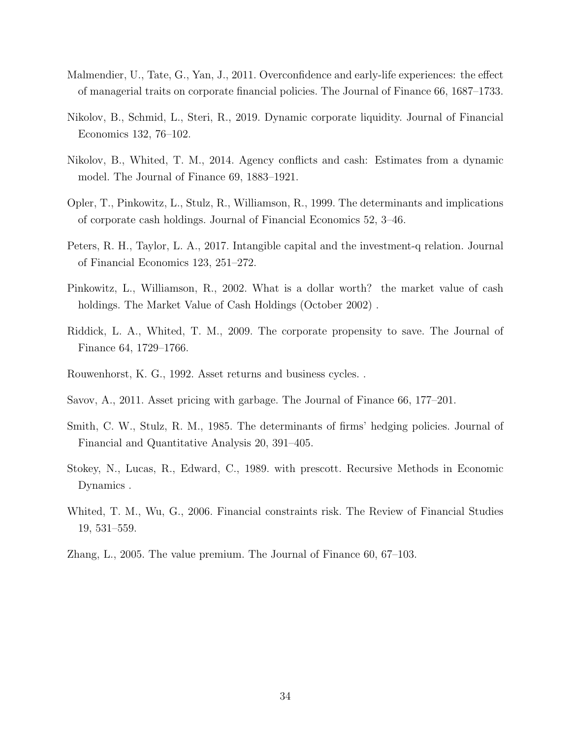Malmendier, U., Tate, G., Yan, J., 2011. Overconfidence and early-life experiences: the effect of managerial traits on corporate financial policies. The Journal of Finance 66, 1687–1733.

Nikolov, B., Schmid, L., Steri, R., 2019. Dynamic corporate liquidity. Journal of Financial Economics 132, 76–102.

Nikolov, B., Whited, T. M., 2014. Agency conflicts and cash: Estimates from a dynamic model. The Journal of Finance 69, 1883–1921.

Opler, T., Pinkowitz, L., Stulz, R., Williamson, R., 1999. The determinants and implications of corporate cash holdings. Journal of Financial Economics 52, 3–46.

Peters, R. H., Taylor, L. A., 2017. Intangible capital and the investment-q relation. Journal of Financial Economics 123, 251–272.

Pinkowitz, L., Williamson, R., 2002. What is a dollar worth? the market value of cash holdings. The Market Value of Cash Holdings (October 2002) .

Riddick, L. A., Whited, T. M., 2009. The corporate propensity to save. The Journal of Finance 64, 1729–1766.

Rouwenhorst, K. G., 1992. Asset returns and business cycles. .

Savov, A., 2011. Asset pricing with garbage. The Journal of Finance 66, 177–201.

Smith, C. W., Stulz, R. M., 1985. The determinants of firms' hedging policies. Journal of Financial and Quantitative Analysis 20, 391–405.

Stokey, N., Lucas, R., Edward, C., 1989. with prescott. Recursive Methods in Economic Dynamics .

Whited, T. M., Wu, G., 2006. Financial constraints risk. The Review of Financial Studies 19, 531–559.

Zhang, L., 2005. The value premium. The Journal of Finance 60, 67–103.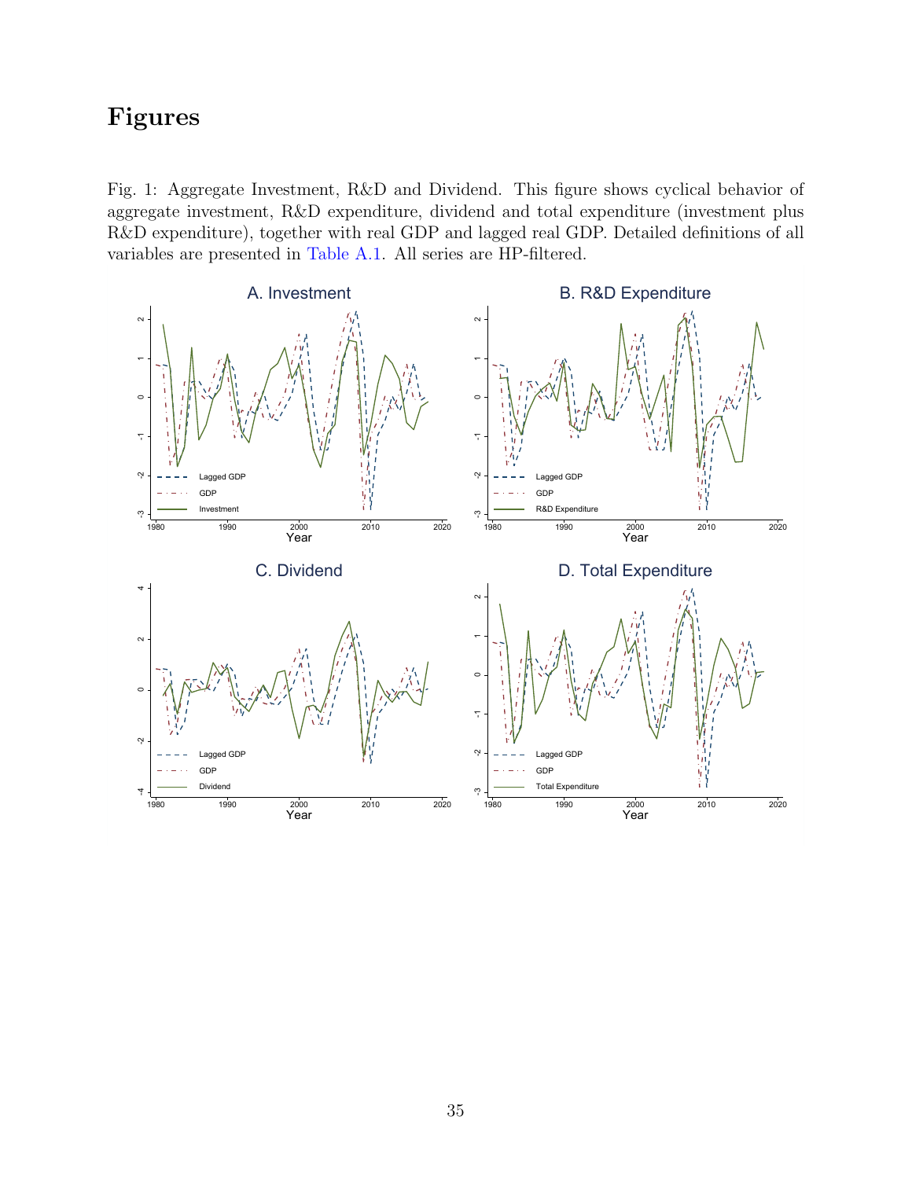# Figures

Fig. 1: Aggregate Investment, R&D and Dividend. This figure shows cyclical behavior of aggregate investment, R&D expenditure, dividend and total expenditure (investment plus R&D expenditure), together with real GDP and lagged real GDP. Detailed definitions of all variables are presented in Table A.1. All series are HP-filtered.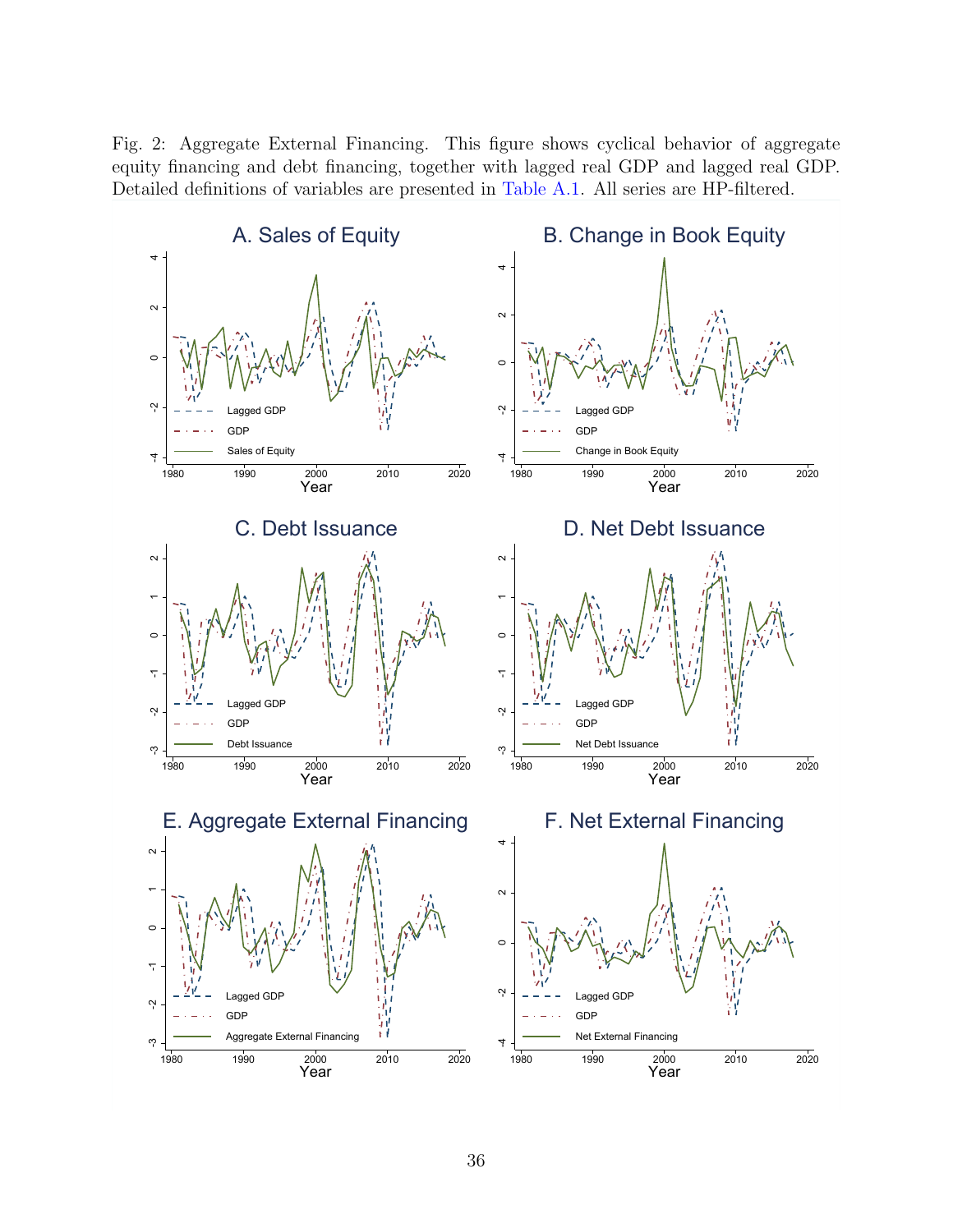Fig. 2: Aggregate External Financing. This figure shows cyclical behavior of aggregate equity financing and debt financing, together with lagged real GDP and lagged real GDP. Detailed definitions of variables are presented in Table A.1. All series are HP-filtered.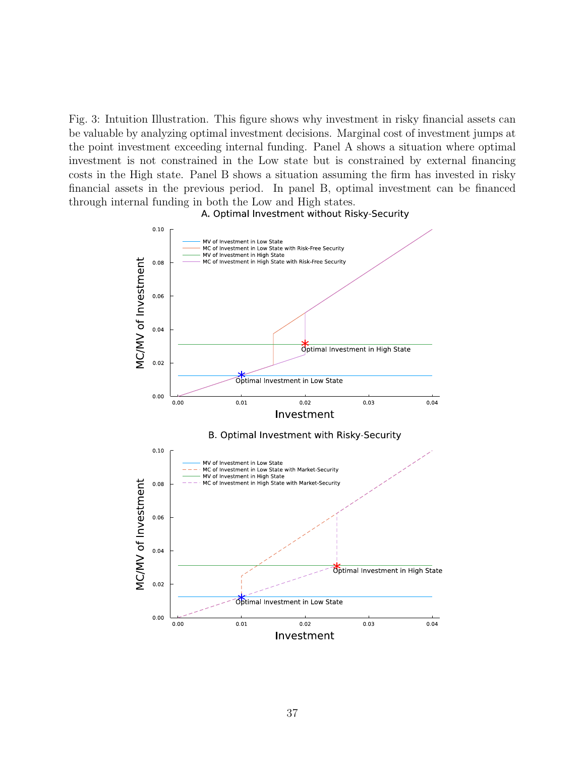Fig. 3: Intuition Illustration. This figure shows why investment in risky financial assets can be valuable by analyzing optimal investment decisions. Marginal cost of investment jumps at the point investment exceeding internal funding. Panel A shows a situation where optimal investment is not constrained in the Low state but is constrained by external financing costs in the High state. Panel B shows a situation assuming the firm has invested in risky financial assets in the previous period. In panel B, optimal investment can be financed through internal funding in both the Low and High states.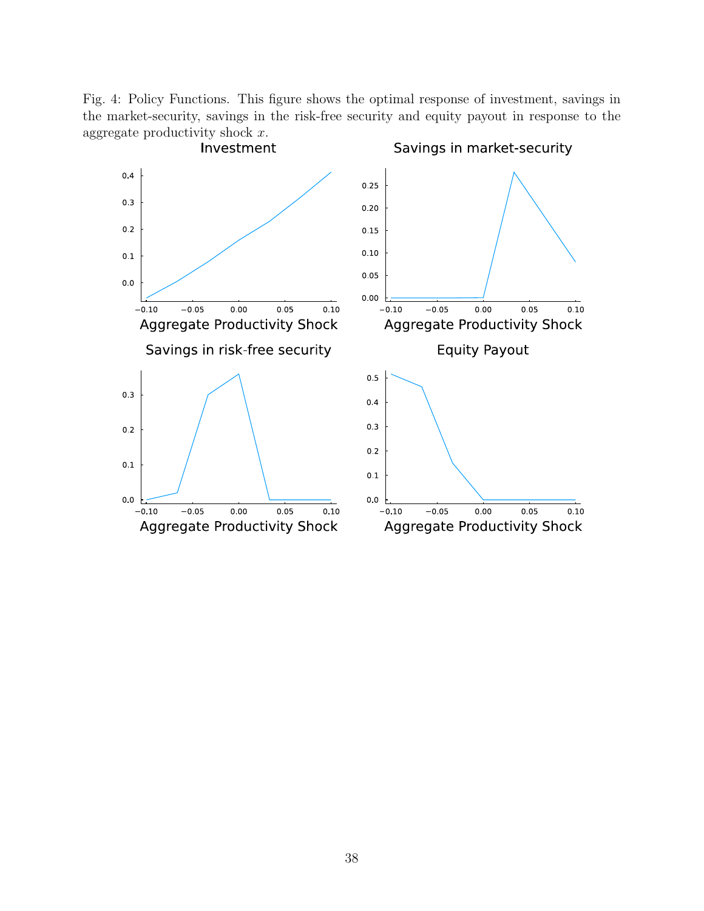Fig. 4: Policy Functions. This figure shows the optimal response of investment, savings in the market-security, savings in the risk-free security and equity payout in response to the aggregate productivity shock $x$.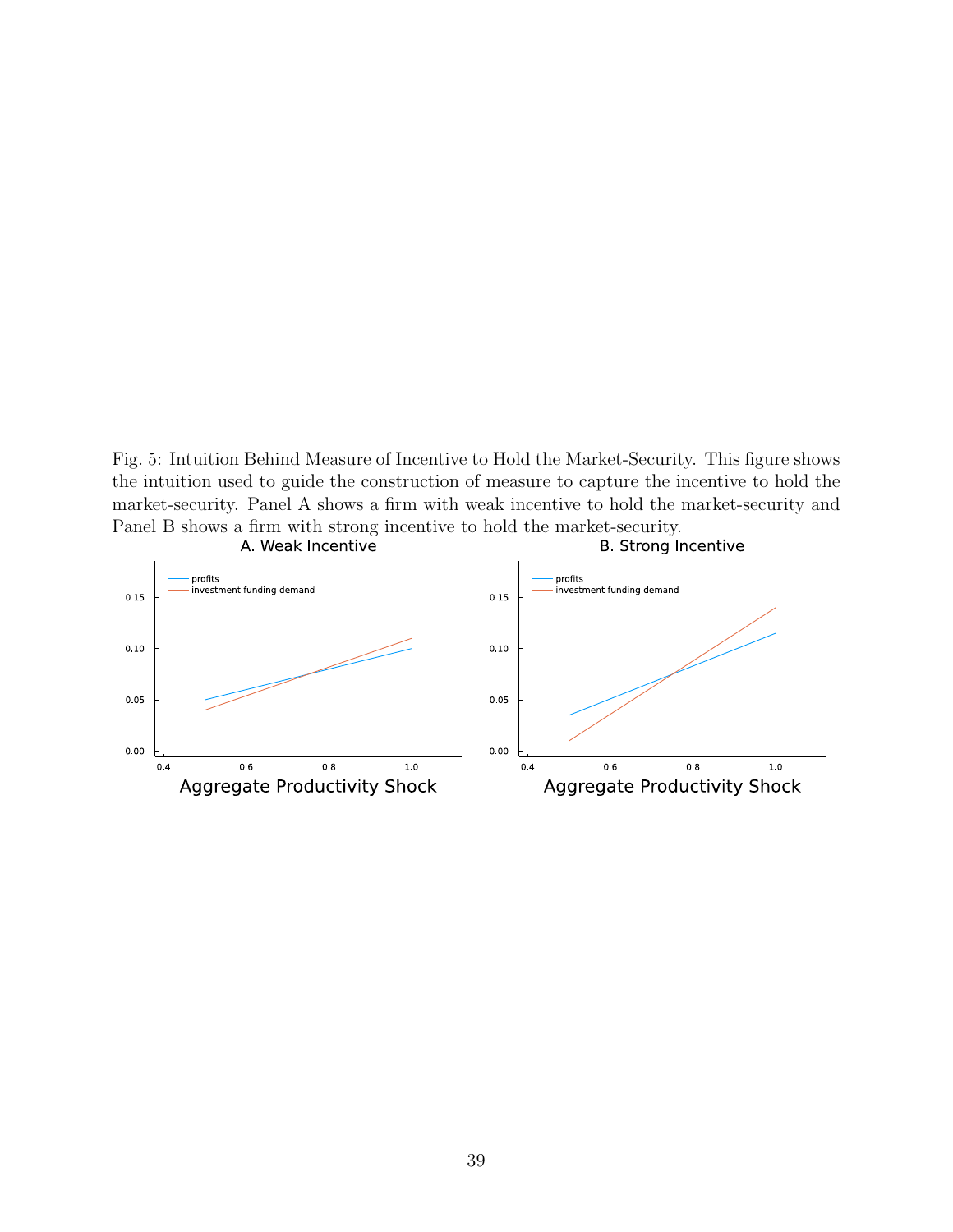Fig. 5: Intuition Behind Measure of Incentive to Hold the Market-Security. This figure shows the intuition used to guide the construction of measure to capture the incentive to hold the market-security. Panel A shows a firm with weak incentive to hold the market-security and Panel B shows a firm with strong incentive to hold the market-security.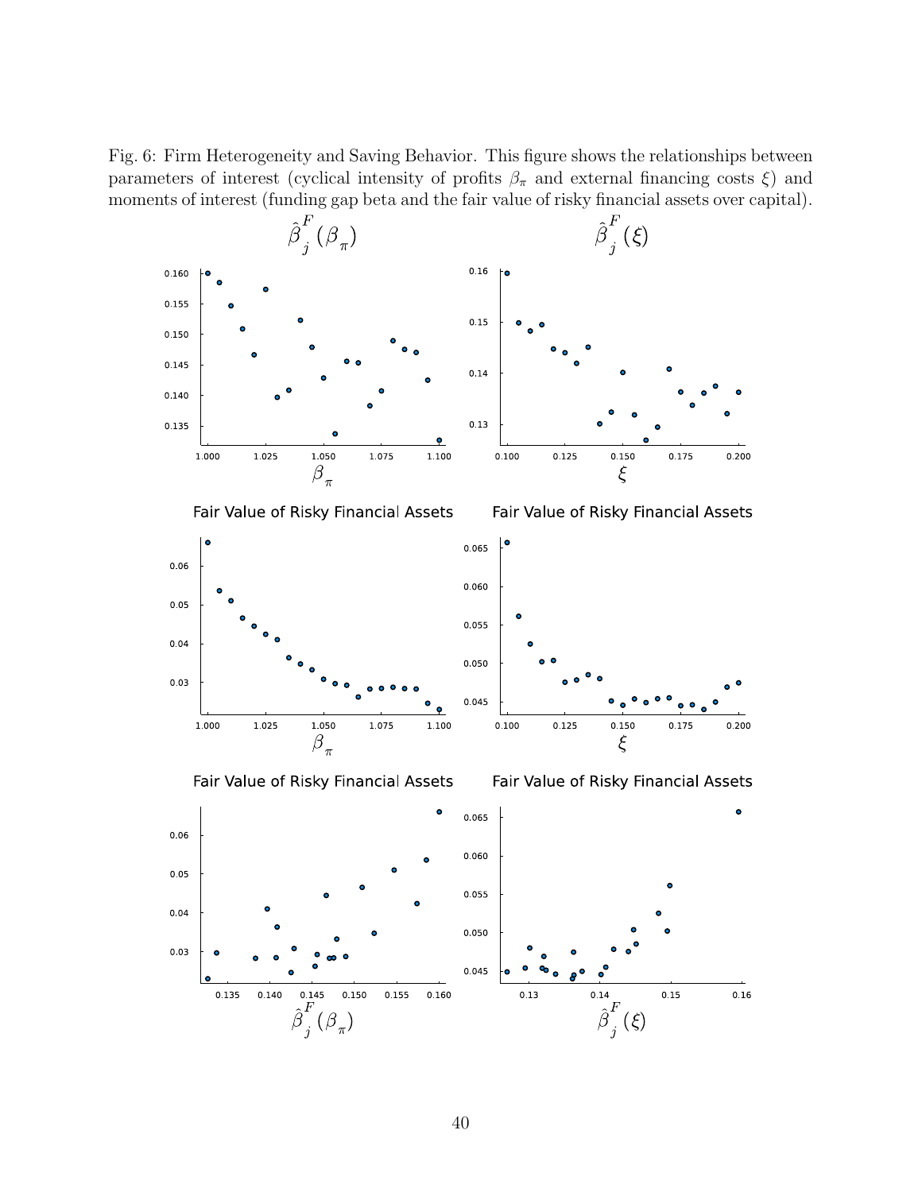Fig. 6: Firm Heterogeneity and Saving Behavior. This figure shows the relationships between parameters of interest (cyclical intensity of profits $\beta_\pi$ and external financing costs $\xi$) and moments of interest (funding gap beta and the fair value of risky financial assets over capital).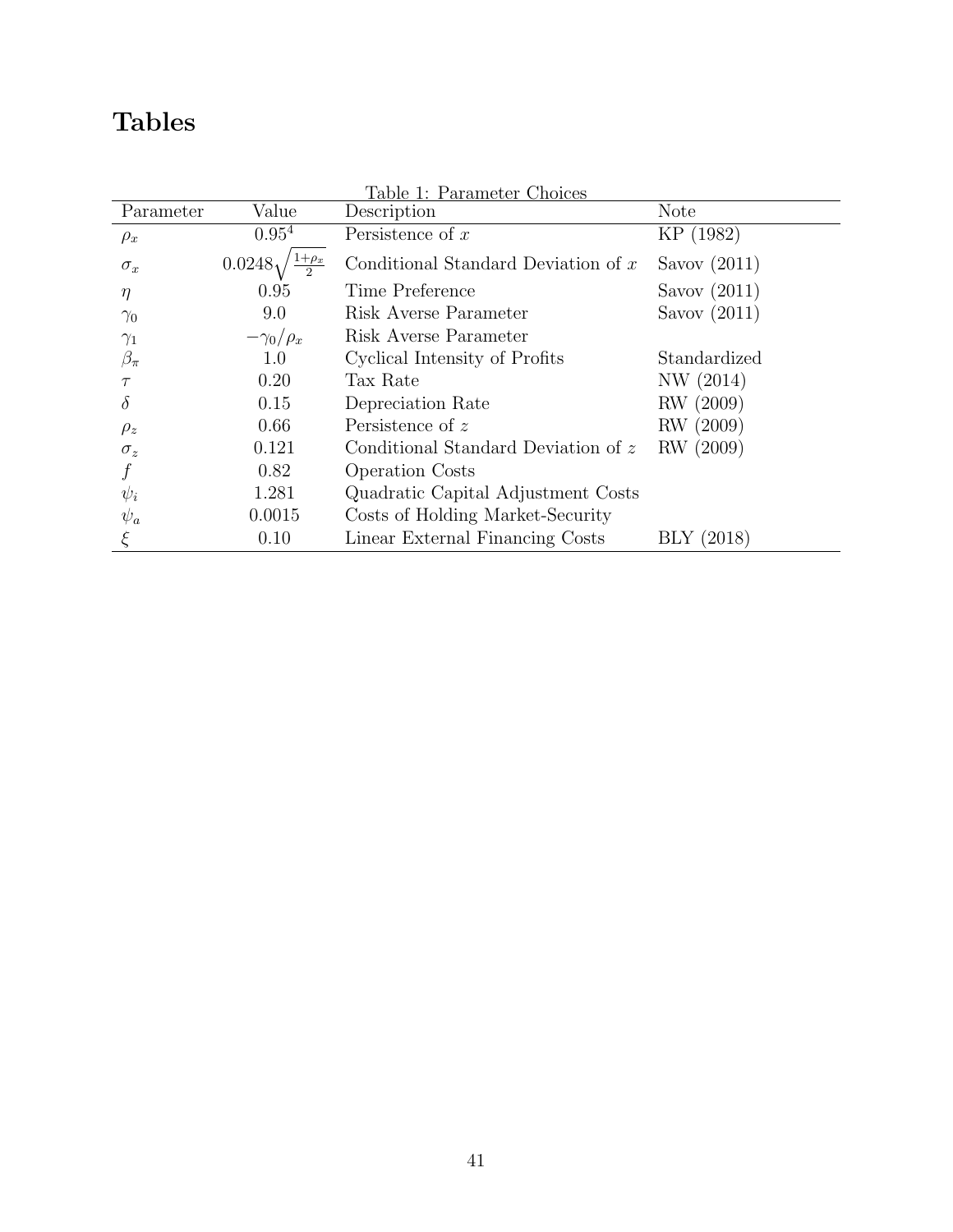# Tables

Table 1: Parameter Choices

| Parameter | Value | Description | Note |
|---|---|---|---|
| $\rho_x$ | $0.95^4$ | Persistence of $x$ | KP (1982) |
| $\sigma_x$ | $0.0248\sqrt{\frac{1+\rho_x}{2}}$ | Conditional Standard Deviation of $x$ | Savov (2011) |
| $\eta$ | 0.95 | Time Preference | Savov (2011) |
| $\gamma_0$ | 9.0 | Risk Averse Parameter | Savov (2011) |
| $\gamma_1$ | $-\gamma_0/\rho_x$ | Risk Averse Parameter | |
| $\beta_\pi$ | 1.0 | Cyclical Intensity of Profits | Standardized |
| $\tau$ | 0.20 | Tax Rate | NW (2014) |
| $\delta$ | 0.15 | Depreciation Rate | RW (2009) |
| $\rho_z$ | 0.66 | Persistence of $z$ | RW (2009) |
| $\sigma_z$ | 0.121 | Conditional Standard Deviation of $z$ | RW (2009) |
| $f$ | 0.82 | Operation Costs | |
| $\psi_i$ | 1.281 | Quadratic Capital Adjustment Costs | |
| $\psi_a$ | 0.0015 | Costs of Holding Market-Security | |
| $\xi$ | 0.10 | Linear External Financing Costs | BLY (2018) |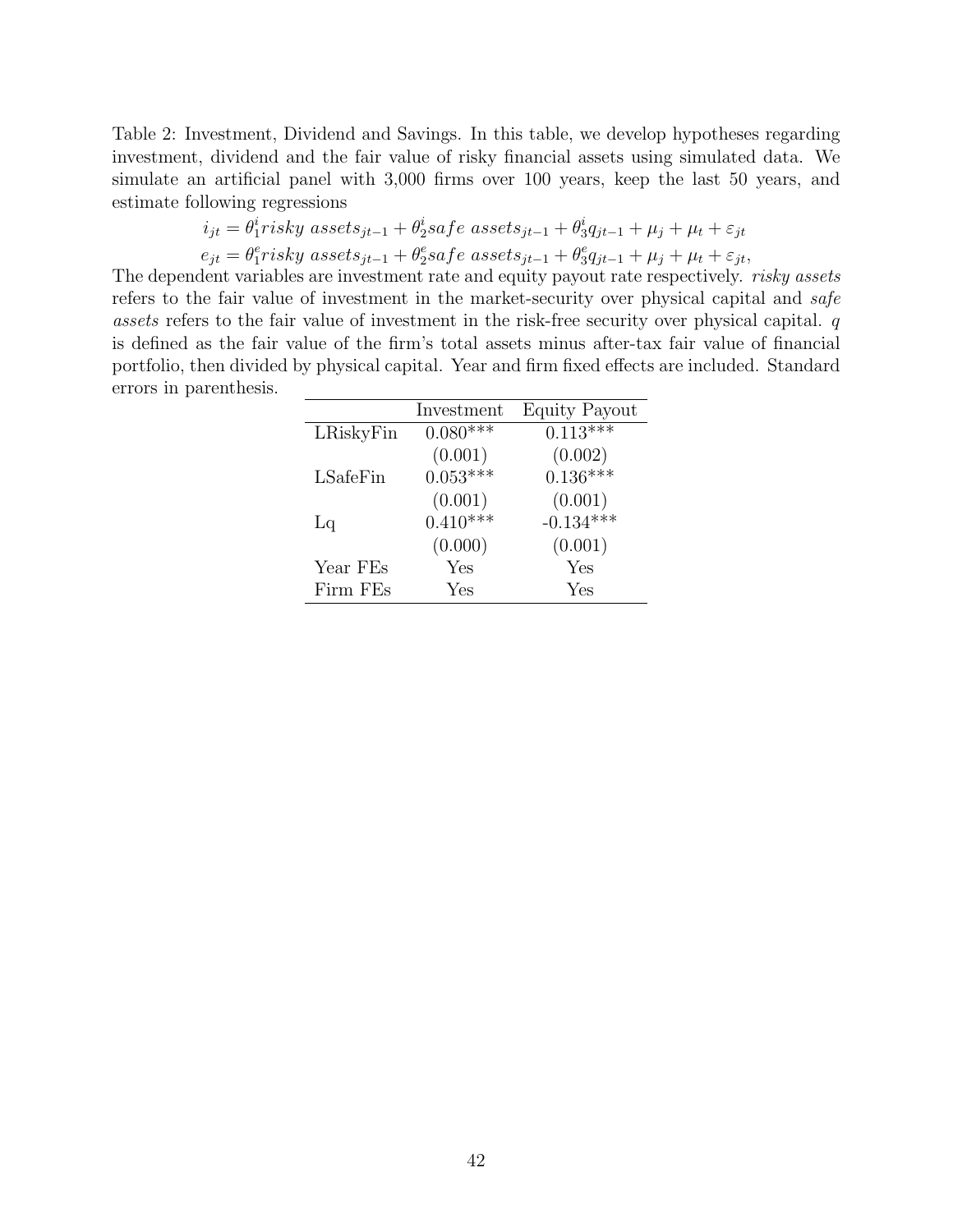Table 2: Investment, Dividend and Savings. In this table, we develop hypotheses regarding investment, dividend and the fair value of risky financial assets using simulated data. We simulate an artificial panel with 3,000 firms over 100 years, keep the last 50 years, and estimate following regressions

$$i_{jt} = \theta_1^i risky\ assets_{jt-1} + \theta_2^i safe\ assets_{jt-1} + \theta_3^i q_{jt-1} + \mu_j + \mu_t + \varepsilon_{jt}$$

$$e_{jt} = \theta_1^e risky\ assets_{jt-1} + \theta_2^e safe\ assets_{jt-1} + \theta_3^e q_{jt-1} + \mu_j + \mu_t + \varepsilon_{jt},$$

The dependent variables are investment rate and equity payout rate respectively. *risky assets* refers to the fair value of investment in the market-security over physical capital and *safe assets* refers to the fair value of investment in the risk-free security over physical capital. $q$ is defined as the fair value of the firm's total assets minus after-tax fair value of financial portfolio, then divided by physical capital. Year and firm fixed effects are included. Standard errors in parenthesis.

| | Investment | Equity Payout |
|---|---|---|
| LRiskyFin | 0.080*** | 0.113*** |
| | (0.001) | (0.002) |
| LSafeFin | 0.053*** | 0.136*** |
| | (0.001) | (0.001) |
| Lq | 0.410*** | -0.134*** |
| | (0.000) | (0.001) |
| Year FEs | Yes | Yes |
| Firm FEs | Yes | Yes |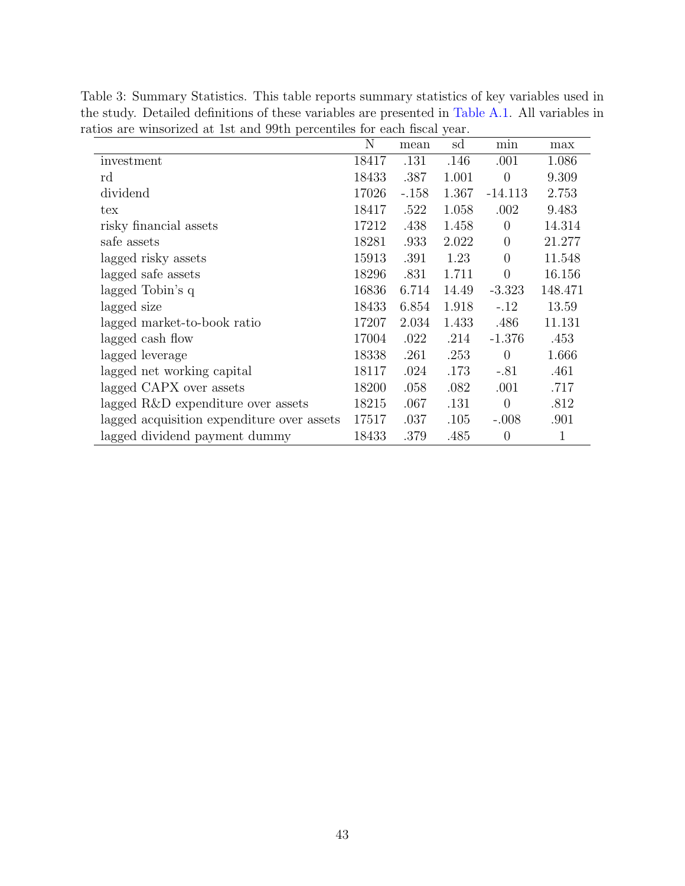Table 3: Summary Statistics. This table reports summary statistics of key variables used in the study. Detailed definitions of these variables are presented in Table A.1. All variables in ratios are winsorized at 1st and 99th percentiles for each fiscal year.

| | N | mean | sd | min | max |
|---|---|---|---|---|---|
| investment | 18417 | .131 | .146 | .001 | 1.086 |
| rd | 18433 | .387 | 1.001 | 0 | 9.309 |
| dividend | 17026 | -.158 | 1.367 | -14.113 | 2.753 |
| tex | 18417 | .522 | 1.058 | .002 | 9.483 |
| risky financial assets | 17212 | .438 | 1.458 | 0 | 14.314 |
| safe assets | 18281 | .933 | 2.022 | 0 | 21.277 |
| lagged risky assets | 15913 | .391 | 1.23 | 0 | 11.548 |
| lagged safe assets | 18296 | .831 | 1.711 | 0 | 16.156 |
| lagged Tobin's q | 16836 | 6.714 | 14.49 | -3.323 | 148.471 |
| lagged size | 18433 | 6.854 | 1.918 | -.12 | 13.59 |
| lagged market-to-book ratio | 17207 | 2.034 | 1.433 | .486 | 11.131 |
| lagged cash flow | 17004 | .022 | .214 | -1.376 | .453 |
| lagged leverage | 18338 | .261 | .253 | 0 | 1.666 |
| lagged net working capital | 18117 | .024 | .173 | -.81 | .461 |
| lagged CAPX over assets | 18200 | .058 | .082 | .001 | .717 |
| lagged R&D expenditure over assets | 18215 | .067 | .131 | 0 | .812 |
| lagged acquisition expenditure over assets | 17517 | .037 | .105 | -.008 | .901 |
| lagged dividend payment dummy | 18433 | .379 | .485 | 0 | 1 |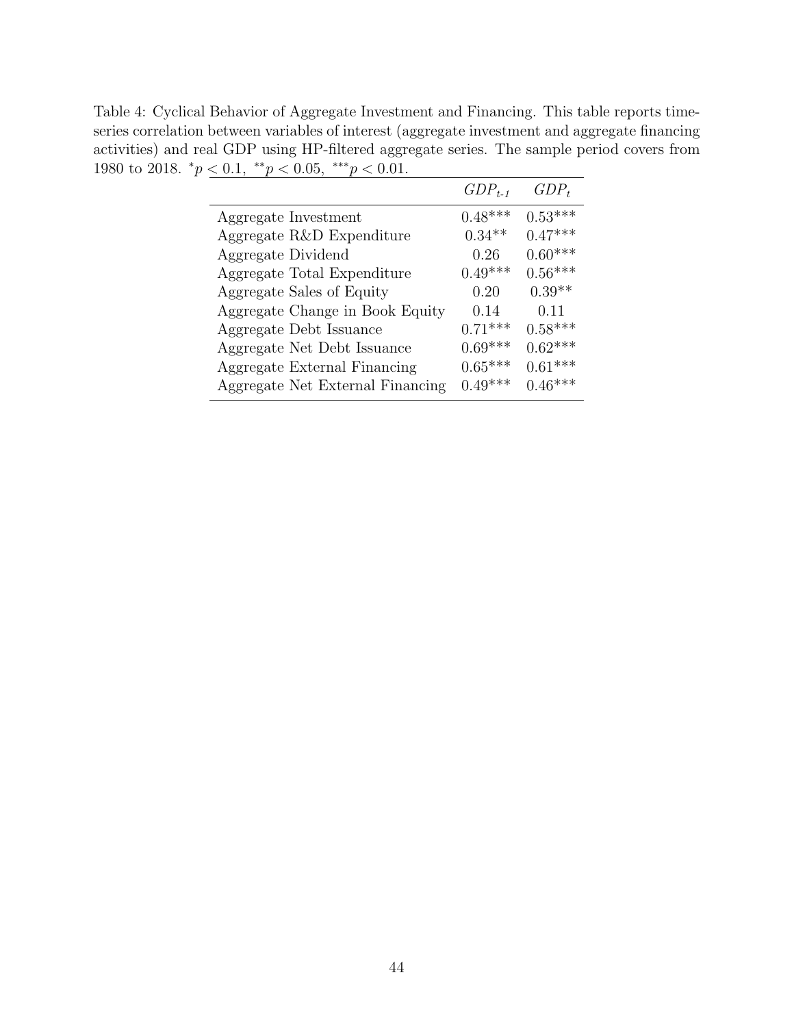Table 4: Cyclical Behavior of Aggregate Investment and Financing. This table reports time-series correlation between variables of interest (aggregate investment and aggregate financing activities) and real GDP using HP-filtered aggregate series. The sample period covers from 1980 to 2018. $^{*}p < 0.1$, $^{**}p < 0.05$, $^{***}p < 0.01$.

| | $GDP_{t\text{-}1}$ | $GDP_t$ |
|---|---|---|
| Aggregate Investment | 0.48*** | 0.53*** |
| Aggregate R&D Expenditure | 0.34** | 0.47*** |
| Aggregate Dividend | 0.26 | 0.60*** |
| Aggregate Total Expenditure | 0.49*** | 0.56*** |
| Aggregate Sales of Equity | 0.20 | 0.39** |
| Aggregate Change in Book Equity | 0.14 | 0.11 |
| Aggregate Debt Issuance | 0.71*** | 0.58*** |
| Aggregate Net Debt Issuance | 0.69*** | 0.62*** |
| Aggregate External Financing | 0.65*** | 0.61*** |
| Aggregate Net External Financing | 0.49*** | 0.46*** |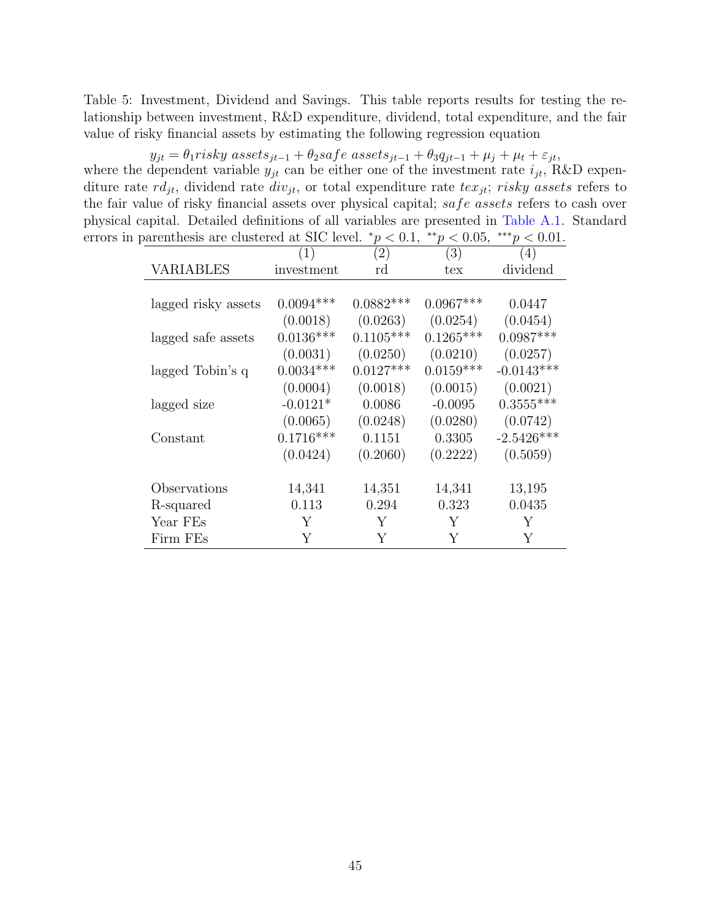Table 5: Investment, Dividend and Savings. This table reports results for testing the relationship between investment, R&D expenditure, dividend, total expenditure, and the fair value of risky financial assets by estimating the following regression equation

$$y_{jt} = \theta_1 risky\ assets_{jt-1} + \theta_2 safe\ assets_{jt-1} + \theta_3 q_{jt-1} + \mu_j + \mu_t + \varepsilon_{jt},$$

where the dependent variable $y_{jt}$ can be either one of the investment rate $i_{jt}$, R&D expenditure rate $rd_{jt}$, dividend rate $div_{jt}$, or total expenditure rate $tex_{jt}$; *risky assets* refers to the fair value of risky financial assets over physical capital; *safe assets* refers to cash over physical capital. Detailed definitions of all variables are presented in Table A.1. Standard errors in parenthesis are clustered at SIC level. $^{*}p < 0.1$, $^{**}p < 0.05$, $^{***}p < 0.01$.

| | (1) | (2) | (3) | (4) |
|---|---|---|---|---|
| VARIABLES | investment | rd | tex | dividend |
| lagged risky assets | 0.0094*** | 0.0882*** | 0.0967*** | 0.0447 |
| | (0.0018) | (0.0263) | (0.0254) | (0.0454) |
| lagged safe assets | 0.0136*** | 0.1105*** | 0.1265*** | 0.0987*** |
| | (0.0031) | (0.0250) | (0.0210) | (0.0257) |
| lagged Tobin's q | 0.0034*** | 0.0127*** | 0.0159*** | -0.0143*** |
| | (0.0004) | (0.0018) | (0.0015) | (0.0021) |
| lagged size | -0.0121* | 0.0086 | -0.0095 | 0.3555*** |
| | (0.0065) | (0.0248) | (0.0280) | (0.0742) |
| Constant | 0.1716*** | 0.1151 | 0.3305 | -2.5426*** |
| | (0.0424) | (0.2060) | (0.2222) | (0.5059) |
| Observations | 14,341 | 14,351 | 14,341 | 13,195 |
| R-squared | 0.113 | 0.294 | 0.323 | 0.0435 |
| Year FEs | Y | Y | Y | Y |
| Firm FEs | Y | Y | Y | Y |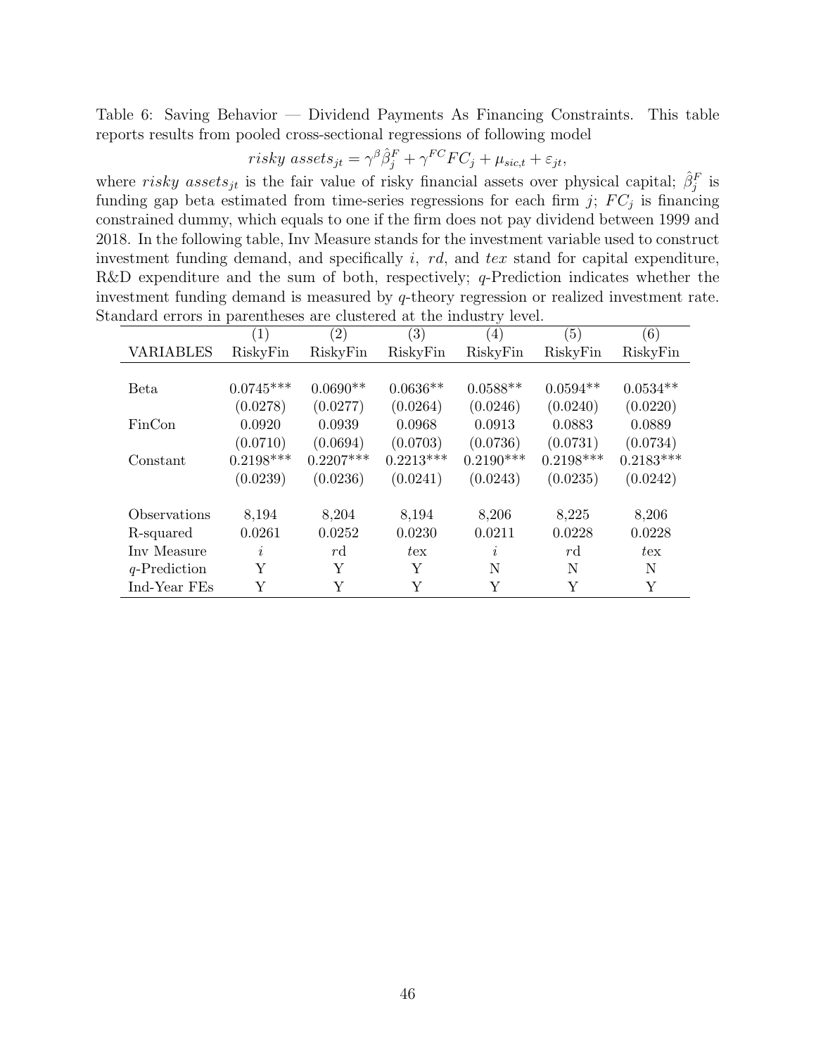Table 6: Saving Behavior — Dividend Payments As Financing Constraints. This table reports results from pooled cross-sectional regressions of following model

$$risky\ assets_{jt} = \gamma^{\beta}\hat{\beta}_j^F + \gamma^{FC}FC_j + \mu_{sic,t} + \varepsilon_{jt},$$

where $risky\ assets_{jt}$ is the fair value of risky financial assets over physical capital; $\hat{\beta}_j^F$ is funding gap beta estimated from time-series regressions for each firm $j$; $FC_j$ is financing constrained dummy, which equals to one if the firm does not pay dividend between 1999 and 2018. In the following table, Inv Measure stands for the investment variable used to construct investment funding demand, and specifically $i$, $rd$, and $tex$ stand for capital expenditure, R&D expenditure and the sum of both, respectively; $q$-Prediction indicates whether the investment funding demand is measured by $q$-theory regression or realized investment rate. Standard errors in parentheses are clustered at the industry level.

| | (1) | (2) | (3) | (4) | (5) | (6) |
|---|---|---|---|---|---|---|
| VARIABLES | RiskyFin | RiskyFin | RiskyFin | RiskyFin | RiskyFin | RiskyFin |
| Beta | 0.0745*** | 0.0690** | 0.0636** | 0.0588** | 0.0594** | 0.0534** |
| | (0.0278) | (0.0277) | (0.0264) | (0.0246) | (0.0240) | (0.0220) |
| FinCon | 0.0920 | 0.0939 | 0.0968 | 0.0913 | 0.0883 | 0.0889 |
| | (0.0710) | (0.0694) | (0.0703) | (0.0736) | (0.0731) | (0.0734) |
| Constant | 0.2198*** | 0.2207*** | 0.2213*** | 0.2190*** | 0.2198*** | 0.2183*** |
| | (0.0239) | (0.0236) | (0.0241) | (0.0243) | (0.0235) | (0.0242) |
| Observations | 8,194 | 8,204 | 8,194 | 8,206 | 8,225 | 8,206 |
| R-squared | 0.0261 | 0.0252 | 0.0230 | 0.0211 | 0.0228 | 0.0228 |
| Inv Measure | $i$ | $rd$ | $tex$ | $i$ | $rd$ | $tex$ |
| $q$-Prediction | Y | Y | Y | N | N | N |
| Ind-Year FEs | Y | Y | Y | Y | Y | Y |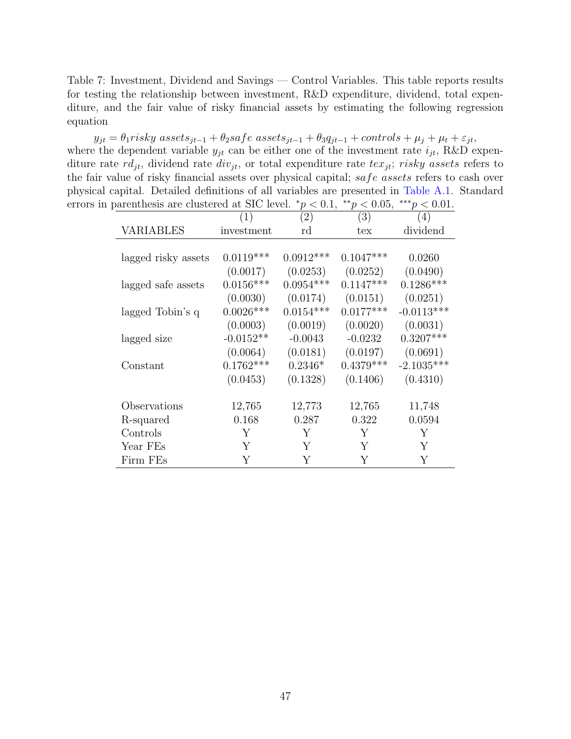Table 7: Investment, Dividend and Savings — Control Variables. This table reports results for testing the relationship between investment, R&D expenditure, dividend, total expenditure, and the fair value of risky financial assets by estimating the following regression equation

$$y_{jt} = \theta_1 risky\ assets_{jt-1} + \theta_2 safe\ assets_{jt-1} + \theta_3 q_{jt-1} + controls + \mu_j + \mu_t + \varepsilon_{jt},$$

where the dependent variable $y_{jt}$ can be either one of the investment rate $i_{jt}$, R&D expenditure rate $rd_{jt}$, dividend rate $div_{jt}$, or total expenditure rate $tex_{jt}$; *risky assets* refers to the fair value of risky financial assets over physical capital; *safe assets* refers to cash over physical capital. Detailed definitions of all variables are presented in Table A.1. Standard errors in parenthesis are clustered at SIC level. $^{*}p < 0.1$, $^{**}p < 0.05$, $^{***}p < 0.01$.

| VARIABLES | (1) investment | (2) rd | (3) tex | (4) dividend |
|---|---|---|---|---|
| lagged risky assets | 0.0119*** | 0.0912*** | 0.1047*** | 0.0260 |
| | (0.0017) | (0.0253) | (0.0252) | (0.0490) |
| lagged safe assets | 0.0156*** | 0.0954*** | 0.1147*** | 0.1286*** |
| | (0.0030) | (0.0174) | (0.0151) | (0.0251) |
| lagged Tobin's q | 0.0026*** | 0.0154*** | 0.0177*** | -0.0113*** |
| | (0.0003) | (0.0019) | (0.0020) | (0.0031) |
| lagged size | -0.0152** | -0.0043 | -0.0232 | 0.3207*** |
| | (0.0064) | (0.0181) | (0.0197) | (0.0691) |
| Constant | 0.1762*** | 0.2346* | 0.4379*** | -2.1035*** |
| | (0.0453) | (0.1328) | (0.1406) | (0.4310) |
| Observations | 12,765 | 12,773 | 12,765 | 11,748 |
| R-squared | 0.168 | 0.287 | 0.322 | 0.0594 |
| Controls | Y | Y | Y | Y |
| Year FEs | Y | Y | Y | Y |
| Firm FEs | Y | Y | Y | Y |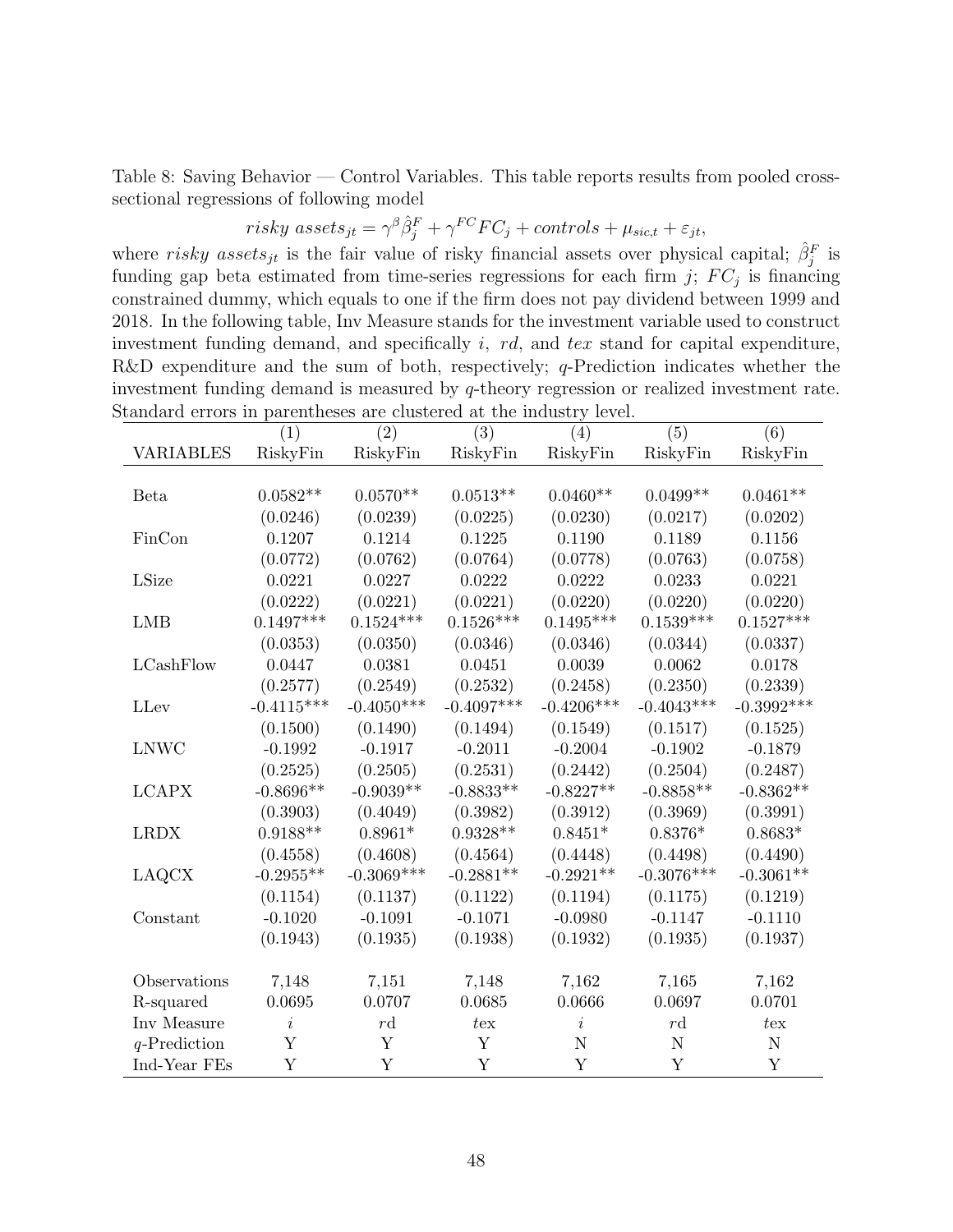Table 8: Saving Behavior — Control Variables. This table reports results from pooled cross-sectional regressions of following model

$$risky\ assets_{jt} = \gamma^{\beta}\hat{\beta}_j^F + \gamma^{FC}FC_j + controls + \mu_{sic,t} + \varepsilon_{jt},$$

where $risky\ assets_{jt}$ is the fair value of risky financial assets over physical capital; $\hat{\beta}_j^F$ is funding gap beta estimated from time-series regressions for each firm $j$; $FC_j$ is financing constrained dummy, which equals to one if the firm does not pay dividend between 1999 and 2018. In the following table, Inv Measure stands for the investment variable used to construct investment funding demand, and specifically $i$, $rd$, and $tex$ stand for capital expenditure, R&D expenditure and the sum of both, respectively; $q$-Prediction indicates whether the investment funding demand is measured by $q$-theory regression or realized investment rate. Standard errors in parentheses are clustered at the industry level.

| | (1) | (2) | (3) | (4) | (5) | (6) |
|---|---|---|---|---|---|---|
| VARIABLES | RiskyFin | RiskyFin | RiskyFin | RiskyFin | RiskyFin | RiskyFin |
| Beta | 0.0582** | 0.0570** | 0.0513** | 0.0460** | 0.0499** | 0.0461** |
| | (0.0246) | (0.0239) | (0.0225) | (0.0230) | (0.0217) | (0.0202) |
| FinCon | 0.1207 | 0.1214 | 0.1225 | 0.1190 | 0.1189 | 0.1156 |
| | (0.0772) | (0.0762) | (0.0764) | (0.0778) | (0.0763) | (0.0758) |
| LSize | 0.0221 | 0.0227 | 0.0222 | 0.0222 | 0.0233 | 0.0221 |
| | (0.0222) | (0.0221) | (0.0221) | (0.0220) | (0.0220) | (0.0220) |
| LMB | 0.1497*** | 0.1524*** | 0.1526*** | 0.1495*** | 0.1539*** | 0.1527*** |
| | (0.0353) | (0.0350) | (0.0346) | (0.0346) | (0.0344) | (0.0337) |
| LCashFlow | 0.0447 | 0.0381 | 0.0451 | 0.0039 | 0.0062 | 0.0178 |
| | (0.2577) | (0.2549) | (0.2532) | (0.2458) | (0.2350) | (0.2339) |
| LLev | -0.4115*** | -0.4050*** | -0.4097*** | -0.4206*** | -0.4043*** | -0.3992*** |
| | (0.1500) | (0.1490) | (0.1494) | (0.1549) | (0.1517) | (0.1525) |
| LNWC | -0.1992 | -0.1917 | -0.2011 | -0.2004 | -0.1902 | -0.1879 |
| | (0.2525) | (0.2505) | (0.2531) | (0.2442) | (0.2504) | (0.2487) |
| LCAPX | -0.8696** | -0.9039** | -0.8833** | -0.8227** | -0.8858** | -0.8362** |
| | (0.3903) | (0.4049) | (0.3982) | (0.3912) | (0.3969) | (0.3991) |
| LRDX | 0.9188** | 0.8961* | 0.9328** | 0.8451* | 0.8376* | 0.8683* |
| | (0.4558) | (0.4608) | (0.4564) | (0.4448) | (0.4498) | (0.4490) |
| LAQCX | -0.2955** | -0.3069*** | -0.2881** | -0.2921** | -0.3076*** | -0.3061** |
| | (0.1154) | (0.1137) | (0.1122) | (0.1194) | (0.1175) | (0.1219) |
| Constant | -0.1020 | -0.1091 | -0.1071 | -0.0980 | -0.1147 | -0.1110 |
| | (0.1943) | (0.1935) | (0.1938) | (0.1932) | (0.1935) | (0.1937) |
| Observations | 7,148 | 7,151 | 7,148 | 7,162 | 7,165 | 7,162 |
| R-squared | 0.0695 | 0.0707 | 0.0685 | 0.0666 | 0.0697 | 0.0701 |
| Inv Measure | $i$ | $r$d | $t$ex | $i$ | $r$d | $t$ex |
| $q$-Prediction | Y | Y | Y | N | N | N |
| Ind-Year FEs | Y | Y | Y | Y | Y | Y |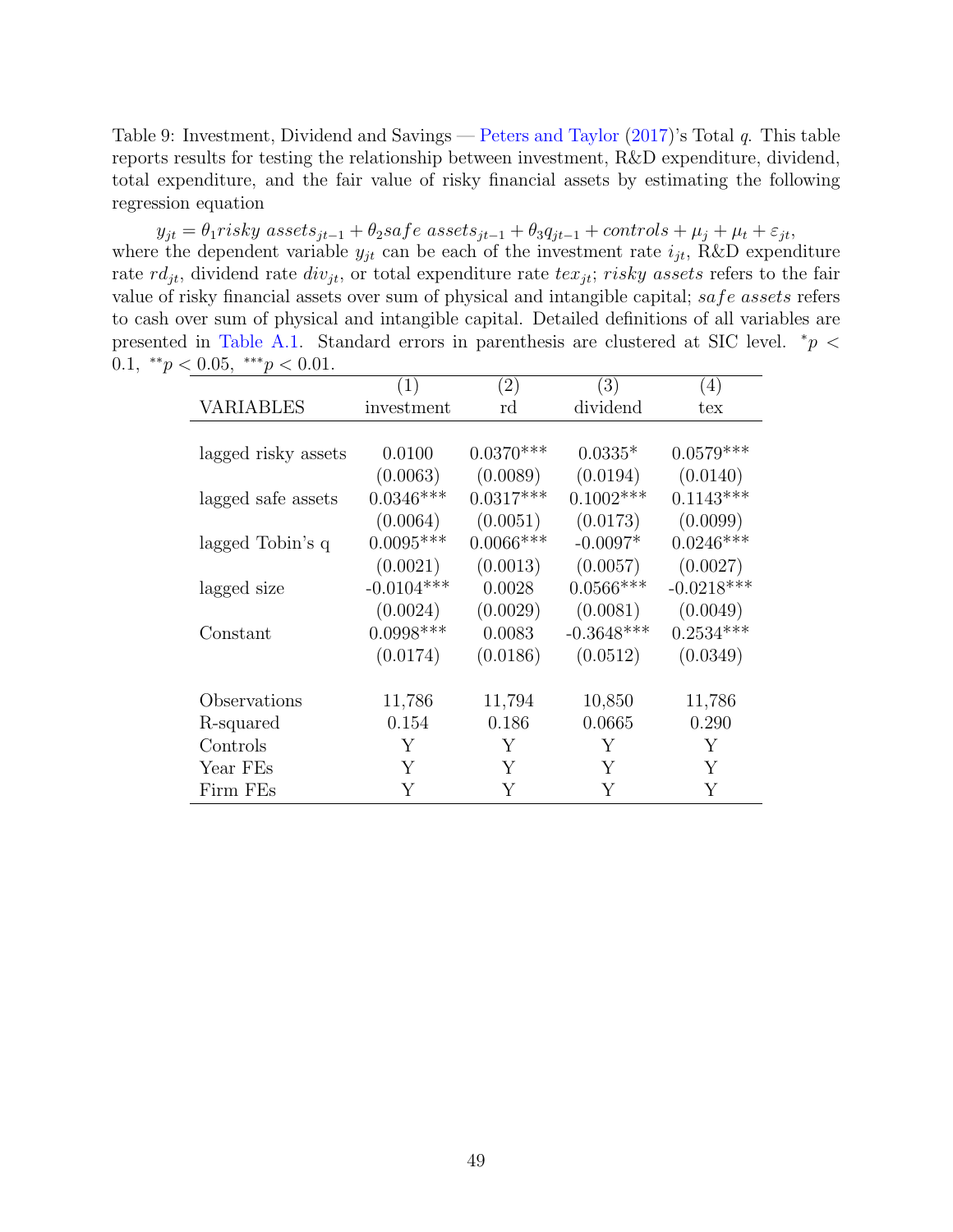Table 9: Investment, Dividend and Savings — Peters and Taylor (2017)'s Total $q$. This table reports results for testing the relationship between investment, R&D expenditure, dividend, total expenditure, and the fair value of risky financial assets by estimating the following regression equation

$$y_{jt} = \theta_1 risky\ assets_{jt-1} + \theta_2 safe\ assets_{jt-1} + \theta_3 q_{jt-1} + controls + \mu_j + \mu_t + \varepsilon_{jt},$$

where the dependent variable $y_{jt}$ can be each of the investment rate $i_{jt}$, R&D expenditure rate $rd_{jt}$, dividend rate $div_{jt}$, or total expenditure rate $tex_{jt}$; *risky assets* refers to the fair value of risky financial assets over sum of physical and intangible capital; *safe assets* refers to cash over sum of physical and intangible capital. Detailed definitions of all variables are presented in Table A.1. Standard errors in parenthesis are clustered at SIC level. $^{*}p < 0.1$, $^{**}p < 0.05$, $^{***}p < 0.01$.

| | (1) | (2) | (3) | (4) |
|---|---|---|---|---|
| VARIABLES | investment | rd | dividend | tex |
| lagged risky assets | 0.0100 | 0.0370*** | 0.0335* | 0.0579*** |
| | (0.0063) | (0.0089) | (0.0194) | (0.0140) |
| lagged safe assets | 0.0346*** | 0.0317*** | 0.1002*** | 0.1143*** |
| | (0.0064) | (0.0051) | (0.0173) | (0.0099) |
| lagged Tobin's q | 0.0095*** | 0.0066*** | -0.0097* | 0.0246*** |
| | (0.0021) | (0.0013) | (0.0057) | (0.0027) |
| lagged size | -0.0104*** | 0.0028 | 0.0566*** | -0.0218*** |
| | (0.0024) | (0.0029) | (0.0081) | (0.0049) |
| Constant | 0.0998*** | 0.0083 | -0.3648*** | 0.2534*** |
| | (0.0174) | (0.0186) | (0.0512) | (0.0349) |
| Observations | 11,786 | 11,794 | 10,850 | 11,786 |
| R-squared | 0.154 | 0.186 | 0.0665 | 0.290 |
| Controls | Y | Y | Y | Y |
| Year FEs | Y | Y | Y | Y |
| Firm FEs | Y | Y | Y | Y |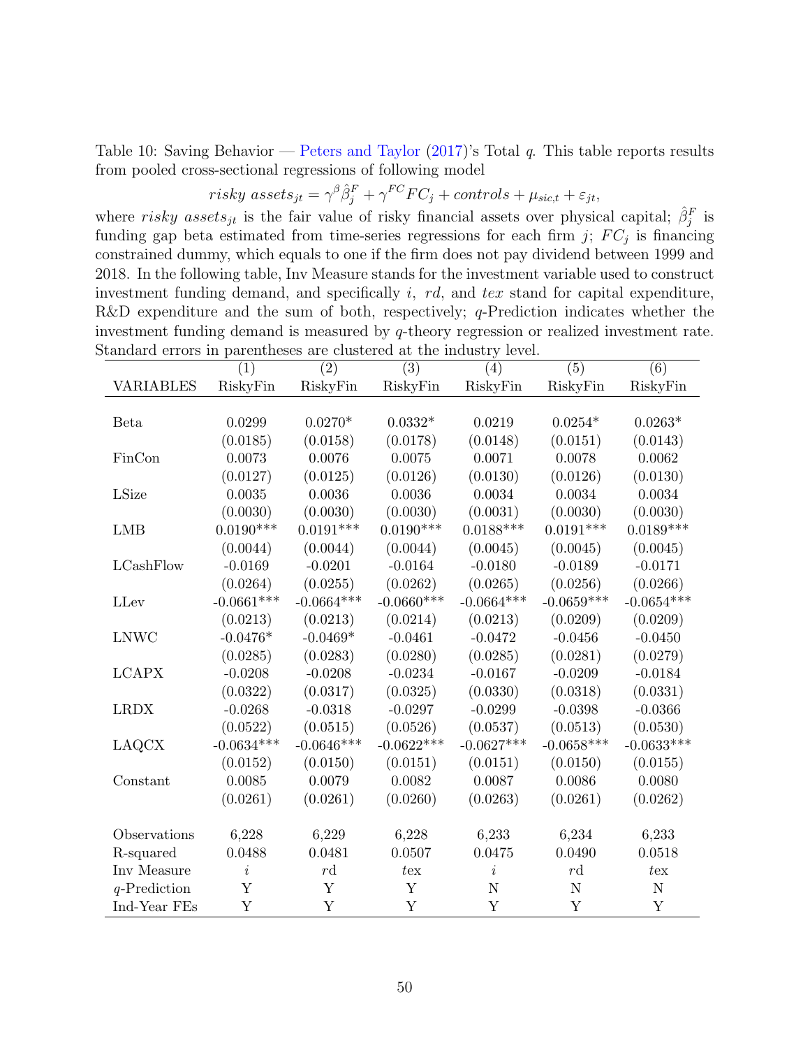Table 10: Saving Behavior — Peters and Taylor (2017)'s Total $q$. This table reports results from pooled cross-sectional regressions of following model

$$risky\ assets_{jt} = \gamma^{\beta}\hat{\beta}^{F}_{j} + \gamma^{FC}FC_j + controls + \mu_{sic,t} + \varepsilon_{jt},$$

where $risky\ assets_{jt}$ is the fair value of risky financial assets over physical capital; $\hat{\beta}^{F}_{j}$ is funding gap beta estimated from time-series regressions for each firm $j$; $FC_j$ is financing constrained dummy, which equals to one if the firm does not pay dividend between 1999 and 2018. In the following table, Inv Measure stands for the investment variable used to construct investment funding demand, and specifically $i$, $rd$, and $tex$ stand for capital expenditure, R&D expenditure and the sum of both, respectively; $q$-Prediction indicates whether the investment funding demand is measured by $q$-theory regression or realized investment rate. Standard errors in parentheses are clustered at the industry level.

| | (1) | (2) | (3) | (4) | (5) | (6) |
|---|---|---|---|---|---|---|
| VARIABLES | RiskyFin | RiskyFin | RiskyFin | RiskyFin | RiskyFin | RiskyFin |
| Beta | 0.0299 | 0.0270* | 0.0332* | 0.0219 | 0.0254* | 0.0263* |
| | (0.0185) | (0.0158) | (0.0178) | (0.0148) | (0.0151) | (0.0143) |
| FinCon | 0.0073 | 0.0076 | 0.0075 | 0.0071 | 0.0078 | 0.0062 |
| | (0.0127) | (0.0125) | (0.0126) | (0.0130) | (0.0126) | (0.0130) |
| LSize | 0.0035 | 0.0036 | 0.0036 | 0.0034 | 0.0034 | 0.0034 |
| | (0.0030) | (0.0030) | (0.0030) | (0.0031) | (0.0030) | (0.0030) |
| LMB | 0.0190*** | 0.0191*** | 0.0190*** | 0.0188*** | 0.0191*** | 0.0189*** |
| | (0.0044) | (0.0044) | (0.0044) | (0.0045) | (0.0045) | (0.0045) |
| LCashFlow | -0.0169 | -0.0201 | -0.0164 | -0.0180 | -0.0189 | -0.0171 |
| | (0.0264) | (0.0255) | (0.0262) | (0.0265) | (0.0256) | (0.0266) |
| LLev | -0.0661*** | -0.0664*** | -0.0660*** | -0.0664*** | -0.0659*** | -0.0654*** |
| | (0.0213) | (0.0213) | (0.0214) | (0.0213) | (0.0209) | (0.0209) |
| LNWC | -0.0476* | -0.0469* | -0.0461 | -0.0472 | -0.0456 | -0.0450 |
| | (0.0285) | (0.0283) | (0.0280) | (0.0285) | (0.0281) | (0.0279) |
| LCAPX | -0.0208 | -0.0208 | -0.0234 | -0.0167 | -0.0209 | -0.0184 |
| | (0.0322) | (0.0317) | (0.0325) | (0.0330) | (0.0318) | (0.0331) |
| LRDX | -0.0268 | -0.0318 | -0.0297 | -0.0299 | -0.0398 | -0.0366 |
| | (0.0522) | (0.0515) | (0.0526) | (0.0537) | (0.0513) | (0.0530) |
| LAQCX | -0.0634*** | -0.0646*** | -0.0622*** | -0.0627*** | -0.0658*** | -0.0633*** |
| | (0.0152) | (0.0150) | (0.0151) | (0.0151) | (0.0150) | (0.0155) |
| Constant | 0.0085 | 0.0079 | 0.0082 | 0.0087 | 0.0086 | 0.0080 |
| | (0.0261) | (0.0261) | (0.0260) | (0.0263) | (0.0261) | (0.0262) |
| Observations | 6,228 | 6,229 | 6,228 | 6,233 | 6,234 | 6,233 |
| R-squared | 0.0488 | 0.0481 | 0.0507 | 0.0475 | 0.0490 | 0.0518 |
| Inv Measure | $i$ | $rd$ | $tex$ | $i$ | $rd$ | $tex$ |
| $q$-Prediction | Y | Y | Y | N | N | N |
| Ind-Year FEs | Y | Y | Y | Y | Y | Y |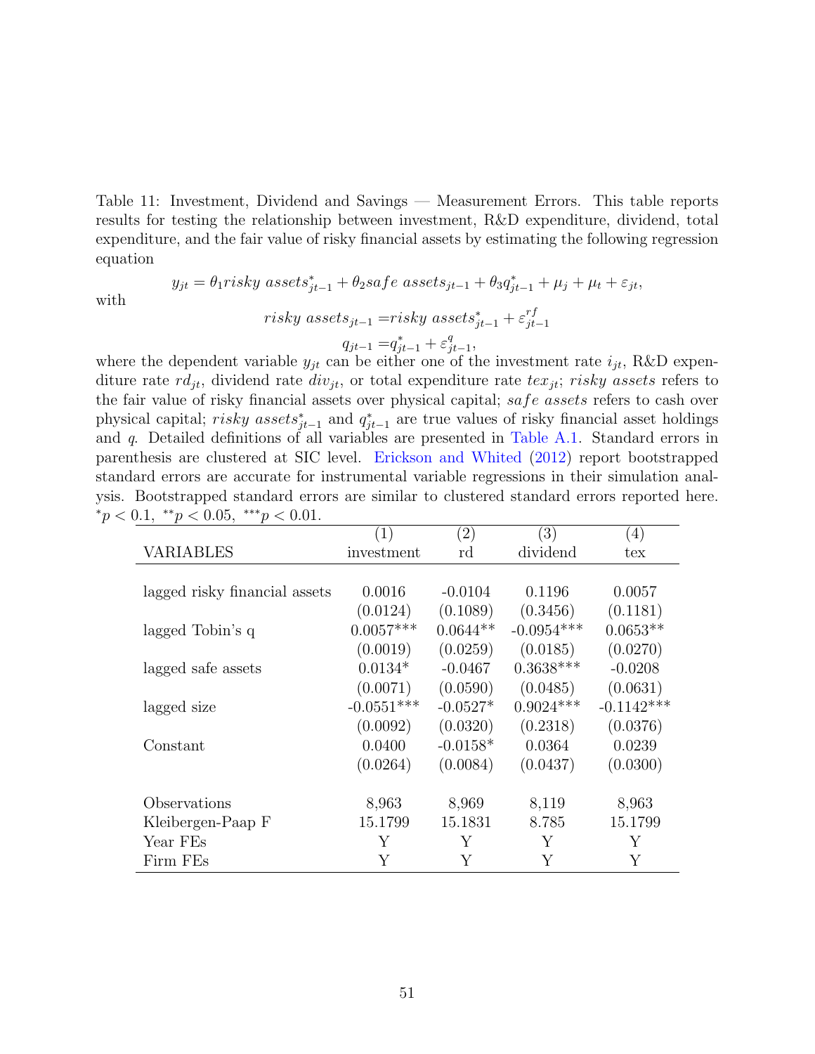Table 11: Investment, Dividend and Savings — Measurement Errors. This table reports results for testing the relationship between investment, R&D expenditure, dividend, total expenditure, and the fair value of risky financial assets by estimating the following regression equation

$$y_{jt} = \theta_1 risky\ assets^*_{jt-1} + \theta_2 safe\ assets_{jt-1} + \theta_3 q^*_{jt-1} + \mu_j + \mu_t + \varepsilon_{jt},$$

with

$$risky\ assets_{jt-1} = risky\ assets^*_{jt-1} + \varepsilon^{rf}_{jt-1}$$

$$q_{jt-1} = q^*_{jt-1} + \varepsilon^{q}_{jt-1},$$

where the dependent variable $y_{jt}$ can be either one of the investment rate $i_{jt}$, R&D expenditure rate $rd_{jt}$, dividend rate $div_{jt}$, or total expenditure rate $tex_{jt}$; *risky assets* refers to the fair value of risky financial assets over physical capital; *safe assets* refers to cash over physical capital; $risky\ assets^*_{jt-1}$ and $q^*_{jt-1}$ are true values of risky financial asset holdings and $q$. Detailed definitions of all variables are presented in Table A.1. Standard errors in parenthesis are clustered at SIC level. Erickson and Whited (2012) report bootstrapped standard errors are accurate for instrumental variable regressions in their simulation analysis. Bootstrapped standard errors are similar to clustered standard errors reported here. $^{*}p < 0.1$, $^{**}p < 0.05$, $^{***}p < 0.01$.

| | (1) | (2) | (3) | (4) |
|---|---|---|---|---|
| VARIABLES | investment | rd | dividend | tex |
| lagged risky financial assets | 0.0016 | -0.0104 | 0.1196 | 0.0057 |
| | (0.0124) | (0.1089) | (0.3456) | (0.1181) |
| lagged Tobin's q | 0.0057*** | 0.0644** | -0.0954*** | 0.0653** |
| | (0.0019) | (0.0259) | (0.0185) | (0.0270) |
| lagged safe assets | 0.0134* | -0.0467 | 0.3638*** | -0.0208 |
| | (0.0071) | (0.0590) | (0.0485) | (0.0631) |
| lagged size | -0.0551*** | -0.0527* | 0.9024*** | -0.1142*** |
| | (0.0092) | (0.0320) | (0.2318) | (0.0376) |
| Constant | 0.0400 | -0.0158* | 0.0364 | 0.0239 |
| | (0.0264) | (0.0084) | (0.0437) | (0.0300) |
| Observations | 8,963 | 8,969 | 8,119 | 8,963 |
| Kleibergen-Paap F | 15.1799 | 15.1831 | 8.785 | 15.1799 |
| Year FEs | Y | Y | Y | Y |
| Firm FEs | Y | Y | Y | Y |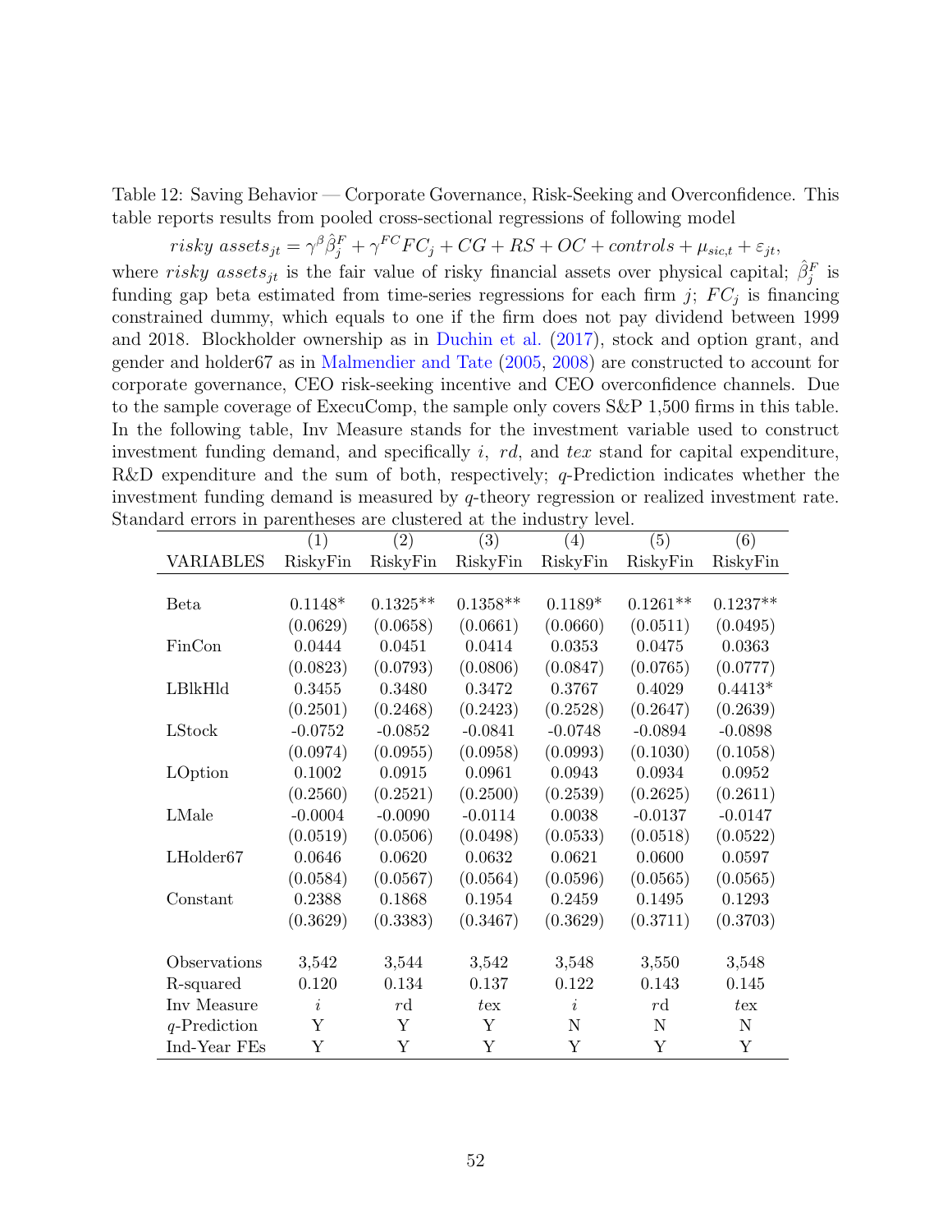Table 12: Saving Behavior — Corporate Governance, Risk-Seeking and Overconfidence. This table reports results from pooled cross-sectional regressions of following model

$$risky\ assets_{jt} = \gamma^{\beta}\hat{\beta}_j^F + \gamma^{FC}FC_j + CG + RS + OC + controls + \mu_{sic,t} + \varepsilon_{jt},$$

where $risky\ assets_{jt}$ is the fair value of risky financial assets over physical capital; $\hat{\beta}_j^F$ is funding gap beta estimated from time-series regressions for each firm $j$; $FC_j$ is financing constrained dummy, which equals to one if the firm does not pay dividend between 1999 and 2018. Blockholder ownership as in Duchin et al. (2017), stock and option grant, and gender and holder67 as in Malmendier and Tate (2005, 2008) are constructed to account for corporate governance, CEO risk-seeking incentive and CEO overconfidence channels. Due to the sample coverage of ExecuComp, the sample only covers S&P 1,500 firms in this table. In the following table, Inv Measure stands for the investment variable used to construct investment funding demand, and specifically $i$, $rd$, and $tex$ stand for capital expenditure, R&D expenditure and the sum of both, respectively; $q$-Prediction indicates whether the investment funding demand is measured by $q$-theory regression or realized investment rate. Standard errors in parentheses are clustered at the industry level.

| | (1) | (2) | (3) | (4) | (5) | (6) |
|---|---|---|---|---|---|---|
| VARIABLES | RiskyFin | RiskyFin | RiskyFin | RiskyFin | RiskyFin | RiskyFin |
| Beta | 0.1148* | 0.1325** | 0.1358** | 0.1189* | 0.1261** | 0.1237** |
| | (0.0629) | (0.0658) | (0.0661) | (0.0660) | (0.0511) | (0.0495) |
| FinCon | 0.0444 | 0.0451 | 0.0414 | 0.0353 | 0.0475 | 0.0363 |
| | (0.0823) | (0.0793) | (0.0806) | (0.0847) | (0.0765) | (0.0777) |
| LBlkHld | 0.3455 | 0.3480 | 0.3472 | 0.3767 | 0.4029 | 0.4413* |
| | (0.2501) | (0.2468) | (0.2423) | (0.2528) | (0.2647) | (0.2639) |
| LStock | -0.0752 | -0.0852 | -0.0841 | -0.0748 | -0.0894 | -0.0898 |
| | (0.0974) | (0.0955) | (0.0958) | (0.0993) | (0.1030) | (0.1058) |
| LOption | 0.1002 | 0.0915 | 0.0961 | 0.0943 | 0.0934 | 0.0952 |
| | (0.2560) | (0.2521) | (0.2500) | (0.2539) | (0.2625) | (0.2611) |
| LMale | -0.0004 | -0.0090 | -0.0114 | 0.0038 | -0.0137 | -0.0147 |
| | (0.0519) | (0.0506) | (0.0498) | (0.0533) | (0.0518) | (0.0522) |
| LHolder67 | 0.0646 | 0.0620 | 0.0632 | 0.0621 | 0.0600 | 0.0597 |
| | (0.0584) | (0.0567) | (0.0564) | (0.0596) | (0.0565) | (0.0565) |
| Constant | 0.2388 | 0.1868 | 0.1954 | 0.2459 | 0.1495 | 0.1293 |
| | (0.3629) | (0.3383) | (0.3467) | (0.3629) | (0.3711) | (0.3703) |
| Observations | 3,542 | 3,544 | 3,542 | 3,548 | 3,550 | 3,548 |
| R-squared | 0.120 | 0.134 | 0.137 | 0.122 | 0.143 | 0.145 |
| Inv Measure | $i$ | $rd$ | $tex$ | $i$ | $rd$ | $tex$ |
| $q$-Prediction | Y | Y | Y | N | N | N |
| Ind-Year FEs | Y | Y | Y | Y | Y | Y |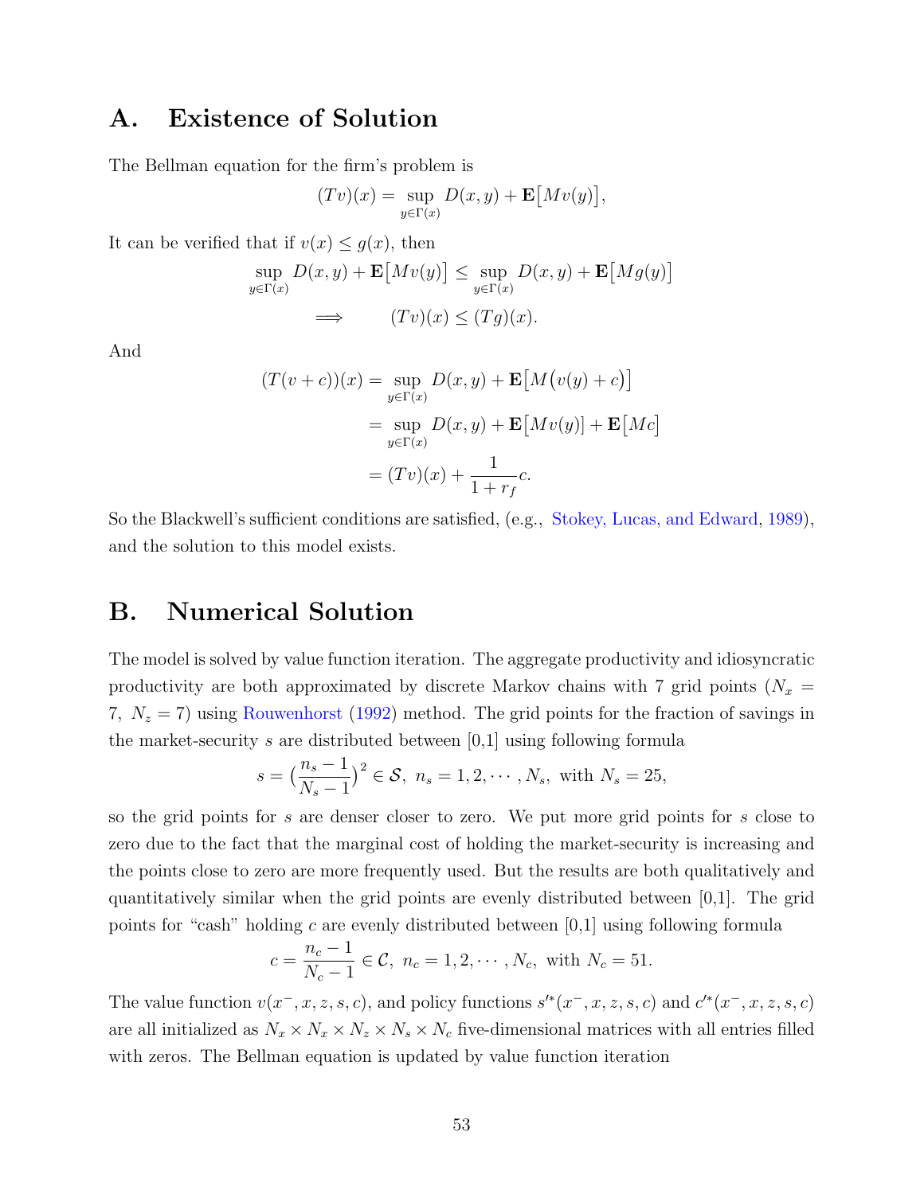## A. Existence of Solution

The Bellman equation for the firm's problem is

$$(Tv)(x) = \sup_{y \in \Gamma(x)} D(x, y) + \mathbf{E}\big[Mv(y)\big],$$

It can be verified that if $v(x) \leq g(x)$, then

$$\sup_{y \in \Gamma(x)} D(x, y) + \mathbf{E}\big[Mv(y)\big] \leq \sup_{y \in \Gamma(x)} D(x, y) + \mathbf{E}\big[Mg(y)\big]$$
$$\Longrightarrow \qquad (Tv)(x) \leq (Tg)(x).$$

And

$$\begin{aligned}
(T(v + c))(x) &= \sup_{y \in \Gamma(x)} D(x, y) + \mathbf{E}\big[M\big(v(y) + c\big)\big] \\
&= \sup_{y \in \Gamma(x)} D(x, y) + \mathbf{E}\big[Mv(y)\big] + \mathbf{E}\big[Mc\big] \\
&= (Tv)(x) + \frac{1}{1 + r_f} c.
\end{aligned}$$

So the Blackwell's sufficient conditions are satisfied, (e.g., Stokey, Lucas, and Edward, 1989), and the solution to this model exists.

## B. Numerical Solution

The model is solved by value function iteration. The aggregate productivity and idiosyncratic productivity are both approximated by discrete Markov chains with 7 grid points ($N_x = 7,\ N_z = 7$) using Rouwenhorst (1992) method. The grid points for the fraction of savings in the market-security $s$ are distributed between [0,1] using following formula

$$s = \big(\frac{n_s - 1}{N_s - 1}\big)^2 \in \mathcal{S},\ n_s = 1, 2, \cdots, N_s, \text{ with } N_s = 25,$$

so the grid points for $s$ are denser closer to zero. We put more grid points for $s$ close to zero due to the fact that the marginal cost of holding the market-security is increasing and the points close to zero are more frequently used. But the results are both qualitatively and quantitatively similar when the grid points are evenly distributed between [0,1]. The grid points for "cash" holding $c$ are evenly distributed between [0,1] using following formula

$$c = \frac{n_c - 1}{N_c - 1} \in \mathcal{C},\ n_c = 1, 2, \cdots, N_c, \text{ with } N_c = 51.$$

The value function $v(x^-, x, z, s, c)$, and policy functions $s'^*(x^-, x, z, s, c)$ and $c'^*(x^-, x, z, s, c)$ are all initialized as $N_x \times N_x \times N_z \times N_s \times N_c$ five-dimensional matrices with all entries filled with zeros. The Bellman equation is updated by value function iteration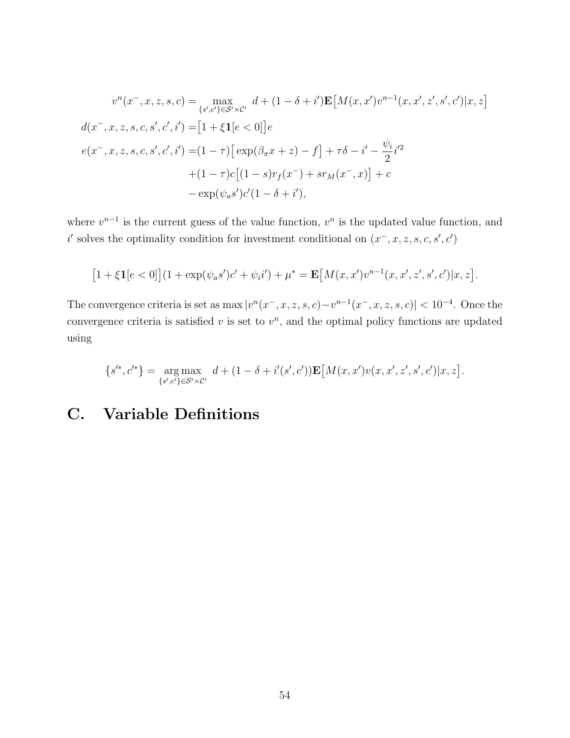$$
\begin{aligned}
v^n(x^-, x, z, s, c) =& \max_{\{s', c'\} \in \mathcal{S}' \times \mathcal{C}'} \; d + (1 - \delta + i')\mathbf{E}\big[M(x, x')v^{n-1}(x, x', z', s', c')|x, z\big] \\
d(x^-, x, z, s, c, s', c', i') =& \big[1 + \xi \mathbf{1}[e < 0]\big]e \\
e(x^-, x, z, s, c, s', c', i') =& (1 - \tau)\big[\exp(\beta_\pi x + z) - f\big] + \tau\delta - i' - \frac{\psi_i}{2}i'^2 \\
& + (1 - \tau)c\big[(1 - s)r_f(x^-) + s r_M(x^-, x)\big] + c \\
& - \exp(\psi_a s')c'(1 - \delta + i'),
\end{aligned}
$$

where $v^{n-1}$ is the current guess of the value function, $v^n$ is the updated value function, and $i'$ solves the optimality condition for investment conditional on $(x^-, x, z, s, c, s', c')$

$$
\big[1 + \xi \mathbf{1}[e < 0]\big](1 + \exp(\psi_a s')c' + \psi_i i') + \mu^* = \mathbf{E}\big[M(x, x')v^{n-1}(x, x', z', s', c')|x, z\big].
$$

The convergence criteria is set as $\max|v^n(x^-, x, z, s, c) - v^{n-1}(x^-, x, z, s, c)| < 10^{-4}$. Once the convergence criteria is satisfied $v$ is set to $v^n$, and the optimal policy functions are updated using

$$
\{s'^*, c'^*\} = \underset{\{s', c'\} \in \mathcal{S}' \times \mathcal{C}'}{\arg\max} \; d + (1 - \delta + i'(s', c'))\mathbf{E}\big[M(x, x')v(x, x', z', s', c')|x, z\big].
$$

# C. Variable Definitions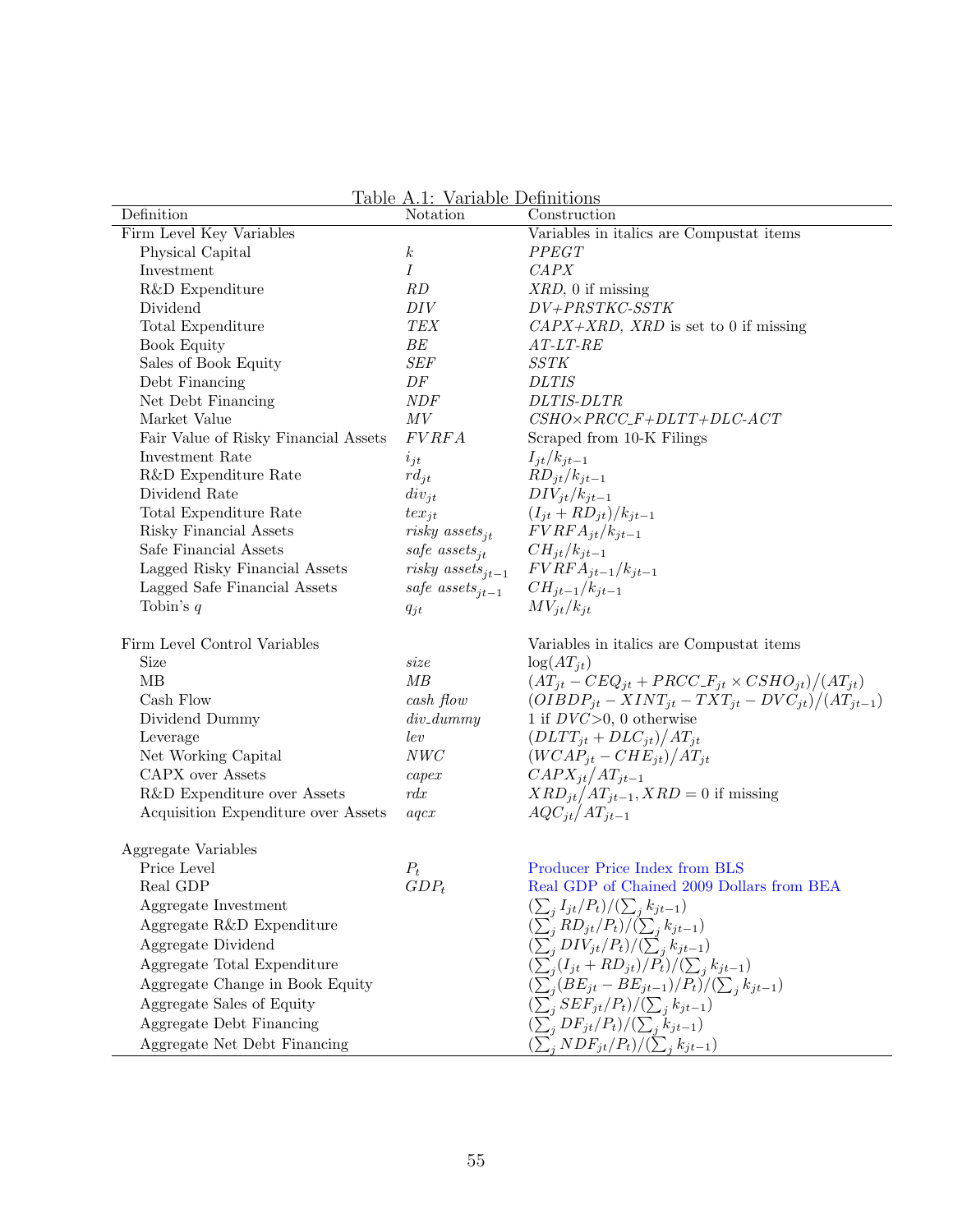Table A.1: Variable Definitions

| Definition | Notation | Construction |
|---|---|---|
| Firm Level Key Variables | | Variables in italics are Compustat items |
| Physical Capital | $k$ | *PPEGT* |
| Investment | $I$ | *CAPX* |
| R&D Expenditure | $RD$ | *XRD*, 0 if missing |
| Dividend | $DIV$ | *DV+PRSTKC-SSTK* |
| Total Expenditure | $TEX$ | *CAPX+XRD, XRD* is set to 0 if missing |
| Book Equity | $BE$ | *AT-LT-RE* |
| Sales of Book Equity | $SEF$ | *SSTK* |
| Debt Financing | $DF$ | *DLTIS* |
| Net Debt Financing | $NDF$ | *DLTIS-DLTR* |
| Market Value | $MV$ | *CSHO×PRCC_F+DLTT+DLC-ACT* |
| Fair Value of Risky Financial Assets | $FVRFA$ | Scraped from 10-K Filings |
| Investment Rate | $i_{jt}$ | $I_{jt}/k_{jt-1}$ |
| R&D Expenditure Rate | $rd_{jt}$ | $RD_{jt}/k_{jt-1}$ |
| Dividend Rate | $div_{jt}$ | $DIV_{jt}/k_{jt-1}$ |
| Total Expenditure Rate | $tex_{jt}$ | $(I_{jt}+RD_{jt})/k_{jt-1}$ |
| Risky Financial Assets | $risky\ assets_{jt}$ | $FVRFA_{jt}/k_{jt-1}$ |
| Safe Financial Assets | $safe\ assets_{jt}$ | $CH_{jt}/k_{jt-1}$ |
| Lagged Risky Financial Assets | $risky\ assets_{jt-1}$ | $FVRFA_{jt-1}/k_{jt-1}$ |
| Lagged Safe Financial Assets | $safe\ assets_{jt-1}$ | $CH_{jt-1}/k_{jt-1}$ |
| Tobin's $q$ | $q_{jt}$ | $MV_{jt}/k_{jt}$ |
| | | |
| Firm Level Control Variables | | Variables in italics are Compustat items |
| Size | $size$ | $\log(AT_{jt})$ |
| MB | $MB$ | $(AT_{jt}-CEQ_{jt}+PRCC\_F_{jt}\times CSHO_{jt})/(AT_{jt})$ |
| Cash Flow | $cash\ flow$ | $(OIBDP_{jt}-XINT_{jt}-TXT_{jt}-DVC_{jt})/(AT_{jt-1})$ |
| Dividend Dummy | $div\_dummy$ | 1 if $DVC$>0, 0 otherwise |
| Leverage | $lev$ | $(DLTT_{jt}+DLC_{jt})/AT_{jt}$ |
| Net Working Capital | $NWC$ | $(WCAP_{jt}-CHE_{jt})/AT_{jt}$ |
| CAPX over Assets | $capex$ | $CAPX_{jt}/AT_{jt-1}$ |
| R&D Expenditure over Assets | $rdx$ | $XRD_{jt}/AT_{jt-1}, XRD=0$ if missing |
| Acquisition Expenditure over Assets | $aqcx$ | $AQC_{jt}/AT_{jt-1}$ |
| | | |
| Aggregate Variables | | |
| Price Level | $P_t$ | Producer Price Index from BLS |
| Real GDP | $GDP_t$ | Real GDP of Chained 2009 Dollars from BEA |
| Aggregate Investment | | $(\sum_j I_{jt}/P_t)/(\sum_j k_{jt-1})$ |
| Aggregate R&D Expenditure | | $(\sum_j RD_{jt}/P_t)/(\sum_j k_{jt-1})$ |
| Aggregate Dividend | | $(\sum_j DIV_{jt}/P_t)/(\sum_j k_{jt-1})$ |
| Aggregate Total Expenditure | | $(\sum_j (I_{jt}+RD_{jt})/P_t)/(\sum_j k_{jt-1})$ |
| Aggregate Change in Book Equity | | $(\sum_j (BE_{jt}-BE_{jt-1})/P_t)/(\sum_j k_{jt-1})$ |
| Aggregate Sales of Equity | | $(\sum_j SEF_{jt}/P_t)/(\sum_j k_{jt-1})$ |
| Aggregate Debt Financing | | $(\sum_j DF_{jt}/P_t)/(\sum_j k_{jt-1})$ |
| Aggregate Net Debt Financing | | $(\sum_j NDF_{jt}/P_t)/(\sum_j k_{jt-1})$ |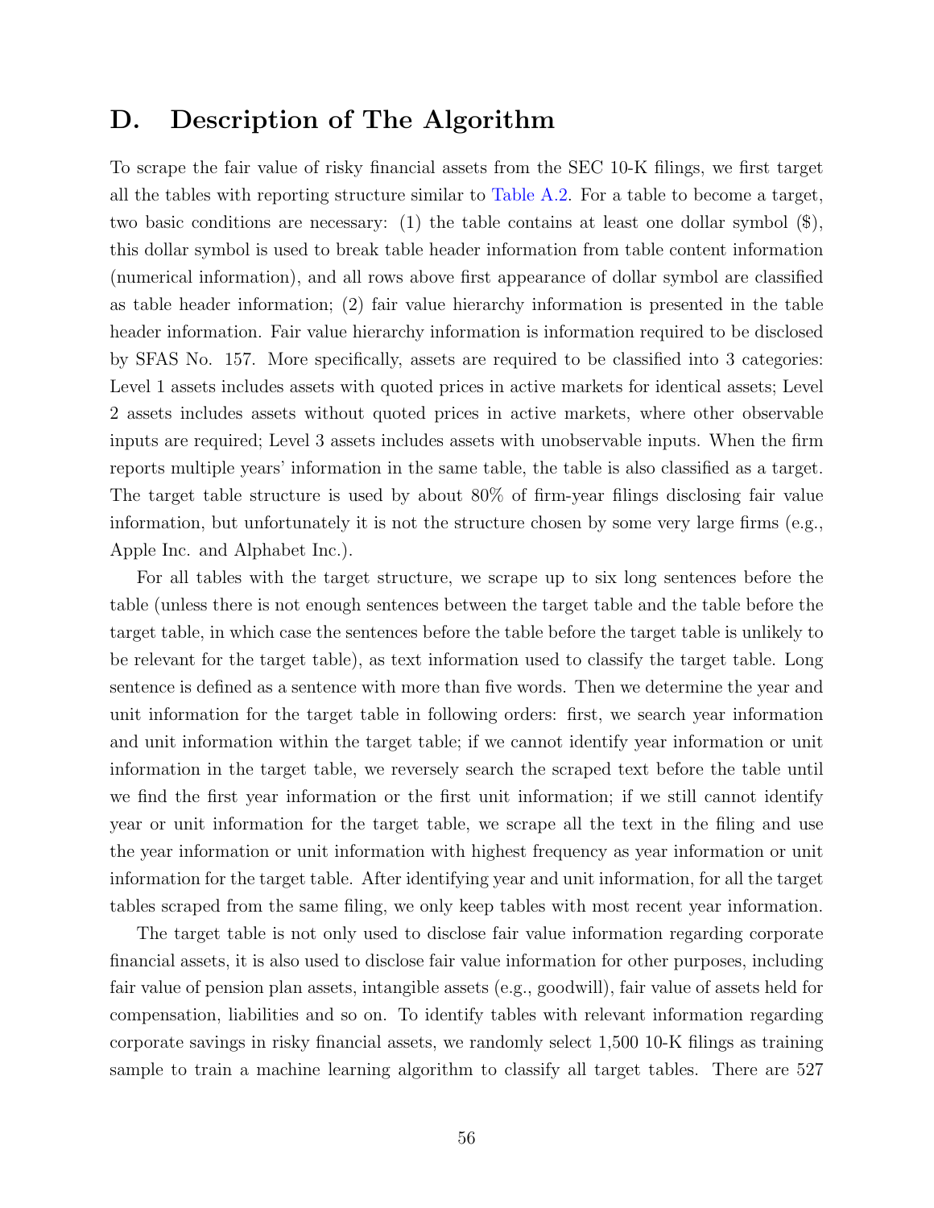## D. Description of The Algorithm

To scrape the fair value of risky financial assets from the SEC 10-K filings, we first target all the tables with reporting structure similar to Table A.2. For a table to become a target, two basic conditions are necessary: (1) the table contains at least one dollar symbol ($), this dollar symbol is used to break table header information from table content information (numerical information), and all rows above first appearance of dollar symbol are classified as table header information; (2) fair value hierarchy information is presented in the table header information. Fair value hierarchy information is information required to be disclosed by SFAS No. 157. More specifically, assets are required to be classified into 3 categories: Level 1 assets includes assets with quoted prices in active markets for identical assets; Level 2 assets includes assets without quoted prices in active markets, where other observable inputs are required; Level 3 assets includes assets with unobservable inputs. When the firm reports multiple years' information in the same table, the table is also classified as a target. The target table structure is used by about 80% of firm-year filings disclosing fair value information, but unfortunately it is not the structure chosen by some very large firms (e.g., Apple Inc. and Alphabet Inc.).

For all tables with the target structure, we scrape up to six long sentences before the table (unless there is not enough sentences between the target table and the table before the target table, in which case the sentences before the table before the target table is unlikely to be relevant for the target table), as text information used to classify the target table. Long sentence is defined as a sentence with more than five words. Then we determine the year and unit information for the target table in following orders: first, we search year information and unit information within the target table; if we cannot identify year information or unit information in the target table, we reversely search the scraped text before the table until we find the first year information or the first unit information; if we still cannot identify year or unit information for the target table, we scrape all the text in the filing and use the year information or unit information with highest frequency as year information or unit information for the target table. After identifying year and unit information, for all the target tables scraped from the same filing, we only keep tables with most recent year information.

The target table is not only used to disclose fair value information regarding corporate financial assets, it is also used to disclose fair value information for other purposes, including fair value of pension plan assets, intangible assets (e.g., goodwill), fair value of assets held for compensation, liabilities and so on. To identify tables with relevant information regarding corporate savings in risky financial assets, we randomly select 1,500 10-K filings as training sample to train a machine learning algorithm to classify all target tables. There are 527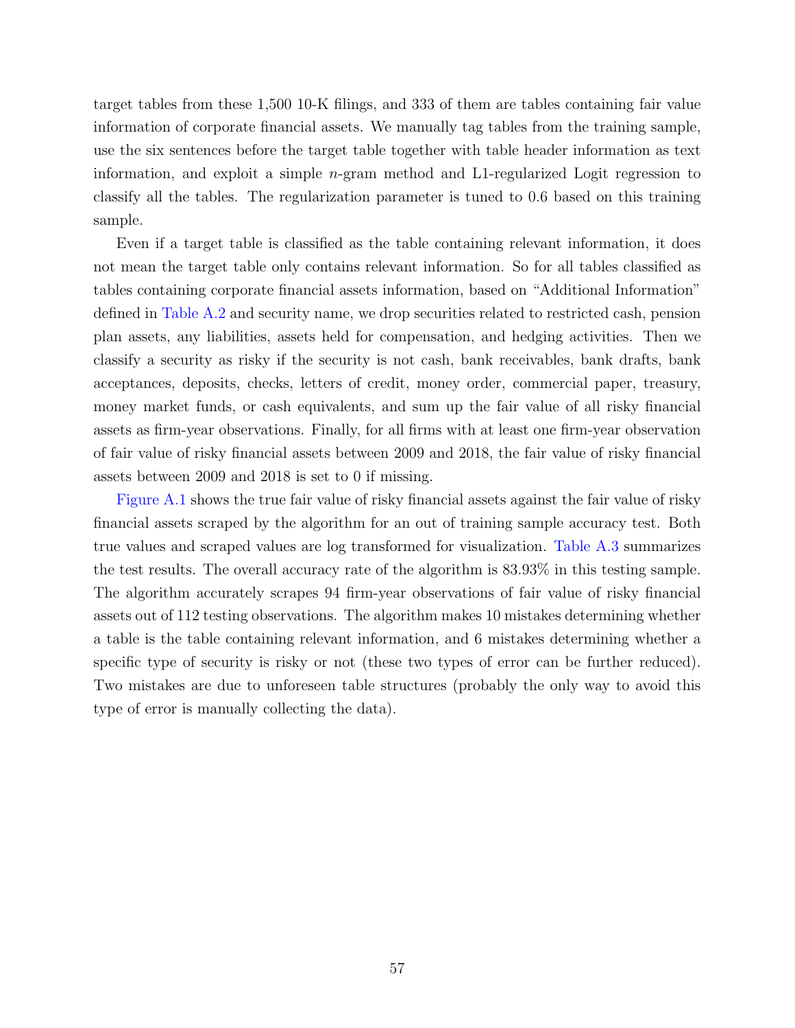target tables from these 1,500 10-K filings, and 333 of them are tables containing fair value information of corporate financial assets. We manually tag tables from the training sample, use the six sentences before the target table together with table header information as text information, and exploit a simple $n$-gram method and L1-regularized Logit regression to classify all the tables. The regularization parameter is tuned to 0.6 based on this training sample.

Even if a target table is classified as the table containing relevant information, it does not mean the target table only contains relevant information. So for all tables classified as tables containing corporate financial assets information, based on "Additional Information" defined in Table A.2 and security name, we drop securities related to restricted cash, pension plan assets, any liabilities, assets held for compensation, and hedging activities. Then we classify a security as risky if the security is not cash, bank receivables, bank drafts, bank acceptances, deposits, checks, letters of credit, money order, commercial paper, treasury, money market funds, or cash equivalents, and sum up the fair value of all risky financial assets as firm-year observations. Finally, for all firms with at least one firm-year observation of fair value of risky financial assets between 2009 and 2018, the fair value of risky financial assets between 2009 and 2018 is set to 0 if missing.

Figure A.1 shows the true fair value of risky financial assets against the fair value of risky financial assets scraped by the algorithm for an out of training sample accuracy test. Both true values and scraped values are log transformed for visualization. Table A.3 summarizes the test results. The overall accuracy rate of the algorithm is 83.93% in this testing sample. The algorithm accurately scrapes 94 firm-year observations of fair value of risky financial assets out of 112 testing observations. The algorithm makes 10 mistakes determining whether a table is the table containing relevant information, and 6 mistakes determining whether a specific type of security is risky or not (these two types of error can be further reduced). Two mistakes are due to unforeseen table structures (probably the only way to avoid this type of error is manually collecting the data).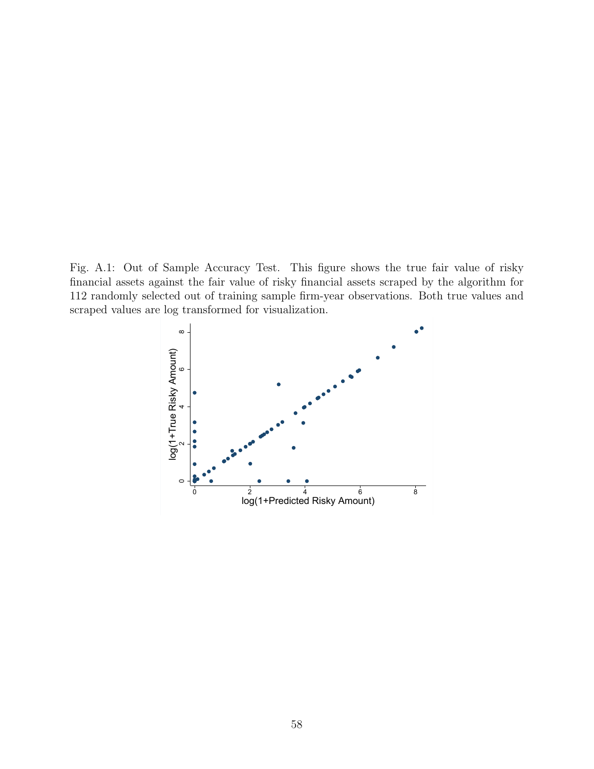Fig. A.1: Out of Sample Accuracy Test. This figure shows the true fair value of risky financial assets against the fair value of risky financial assets scraped by the algorithm for 112 randomly selected out of training sample firm-year observations. Both true values and scraped values are log transformed for visualization.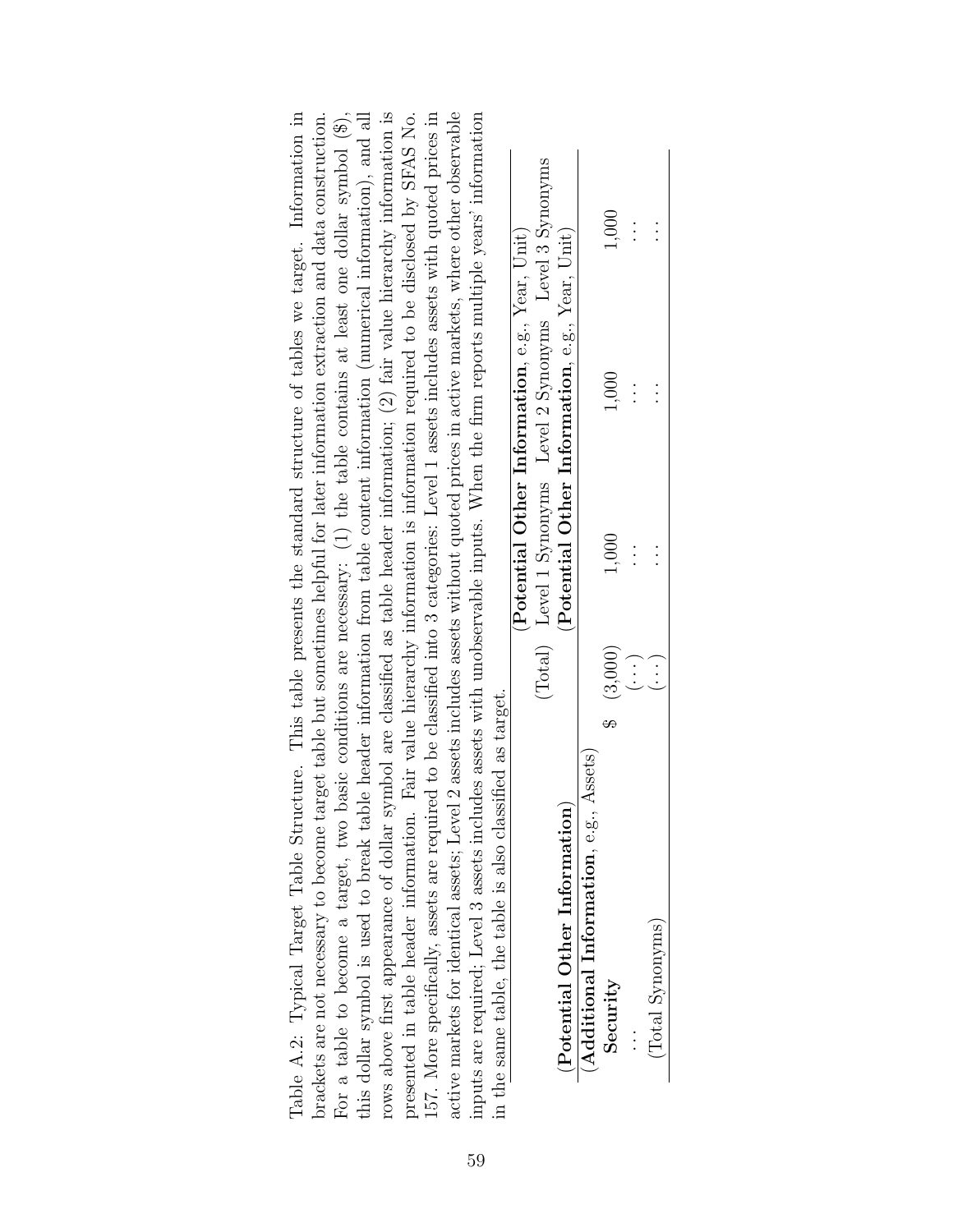Table A.2: Typical Target Table Structure. This table presents the standard structure of tables we target. Information in brackets are not necessary to become target table but sometimes helpful for later information extraction and data construction. For a table to become a target, two basic conditions are necessary: (1) the table contains at least one dollar symbol ($), this dollar symbol is used to break table header information from table content information (numerical information), and all rows above first appearance of dollar symbol are classified as table header information; (2) fair value hierarchy information is presented in table header information. Fair value hierarchy information is information required to be disclosed by SFAS No. 157. More specifically, assets are required to be classified into 3 categories: Level 1 assets includes assets with quoted prices in active markets for identical assets; Level 2 assets includes assets without quoted prices in active markets, where other observable inputs are required; Level 3 assets includes assets with unobservable inputs. When the firm reports multiple years' information in the same table, the table is also classified as target.

| | | (**Potential Other Information**, e.g., Year, Unit) | | |
|---|---|---|---|---|
| | (Total) | Level 1 Synonyms | Level 2 Synonyms | Level 3 Synonyms |
| (**Potential Other Information**) | | (**Potential Other Information**, e.g., Year, Unit) | | |
| (**Additional Information**, e.g., Assets) | | | | |
| **Security** | $ (3,000) | 1,000 | 1,000 | 1,000 |
| … | (…) | … | … | … |
| (Total Synonyms) | (…) | … | … | … |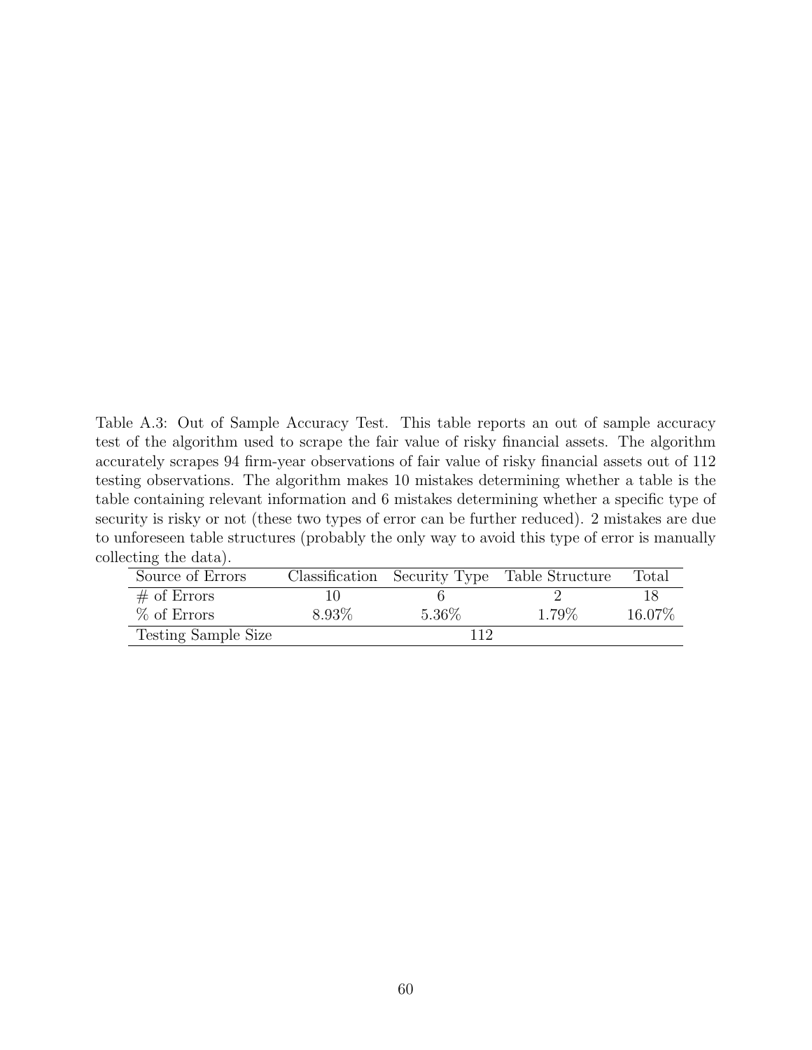Table A.3: Out of Sample Accuracy Test. This table reports an out of sample accuracy test of the algorithm used to scrape the fair value of risky financial assets. The algorithm accurately scrapes 94 firm-year observations of fair value of risky financial assets out of 112 testing observations. The algorithm makes 10 mistakes determining whether a table is the table containing relevant information and 6 mistakes determining whether a specific type of security is risky or not (these two types of error can be further reduced). 2 mistakes are due to unforeseen table structures (probably the only way to avoid this type of error is manually collecting the data).

| Source of Errors | Classification | Security Type | Table Structure | Total |
|---|---|---|---|---|
| # of Errors | 10 | 6 | 2 | 18 |
| % of Errors | 8.93% | 5.36% | 1.79% | 16.07% |
| Testing Sample Size | | 112 | | |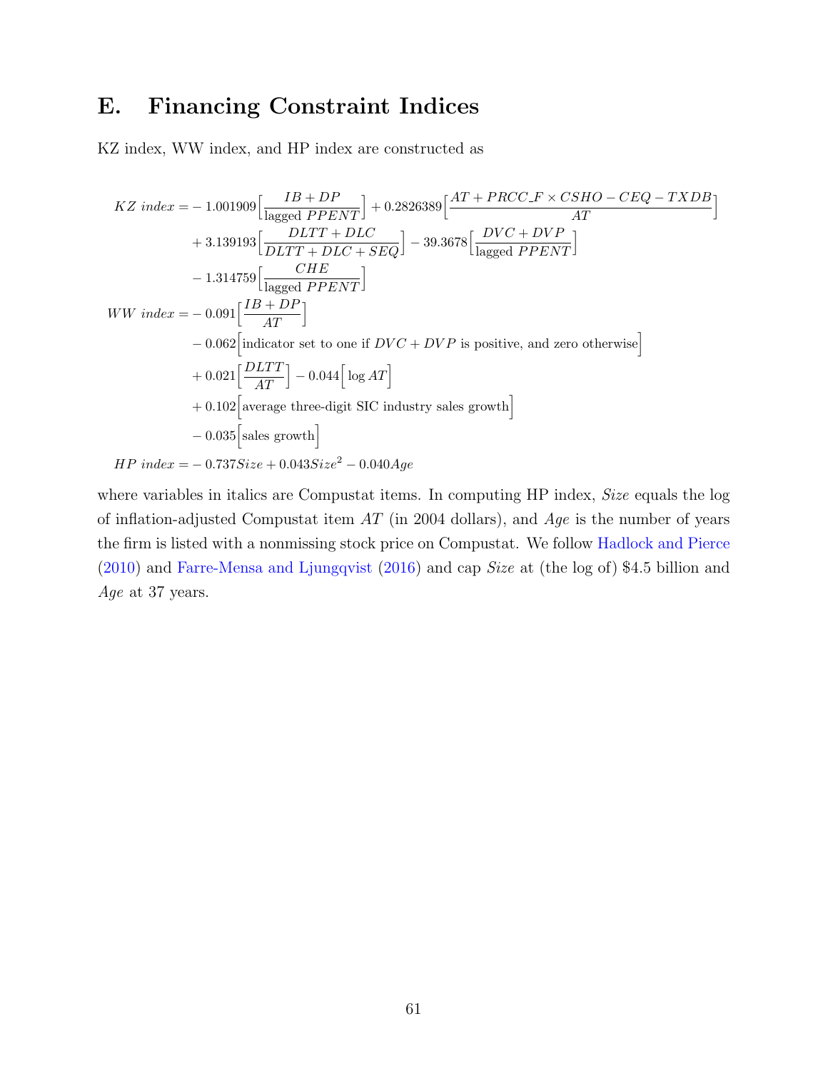## E. Financing Constraint Indices

KZ index, WW index, and HP index are constructed as

$$
\begin{aligned}
KZ\ index =& -1.001909\Big[\frac{IB + DP}{\text{lagged } PPENT}\Big] + 0.2826389\Big[\frac{AT + PRCC\_F \times CSHO - CEQ - TXDB}{AT}\Big] \\
&+ 3.139193\Big[\frac{DLTT + DLC}{DLTT + DLC + SEQ}\Big] - 39.3678\Big[\frac{DVC + DVP}{\text{lagged } PPENT}\Big] \\
&- 1.314759\Big[\frac{CHE}{\text{lagged } PPENT}\Big] \\
WW\ index =& -0.091\Big[\frac{IB + DP}{AT}\Big] \\
&- 0.062\Big[\text{indicator set to one if } DVC + DVP \text{ is positive, and zero otherwise}\Big] \\
&+ 0.021\Big[\frac{DLTT}{AT}\Big] - 0.044\Big[\log AT\Big] \\
&+ 0.102\Big[\text{average three-digit SIC industry sales growth}\Big] \\
&- 0.035\Big[\text{sales growth}\Big] \\
HP\ index =& -0.737 Size + 0.043 Size^2 - 0.040 Age
\end{aligned}
$$

where variables in italics are Compustat items. In computing HP index, *Size* equals the log of inflation-adjusted Compustat item *AT* (in 2004 dollars), and *Age* is the number of years the firm is listed with a nonmissing stock price on Compustat. We follow Hadlock and Pierce (2010) and Farre-Mensa and Ljungqvist (2016) and cap *Size* at (the log of) $4.5 billion and *Age* at 37 years.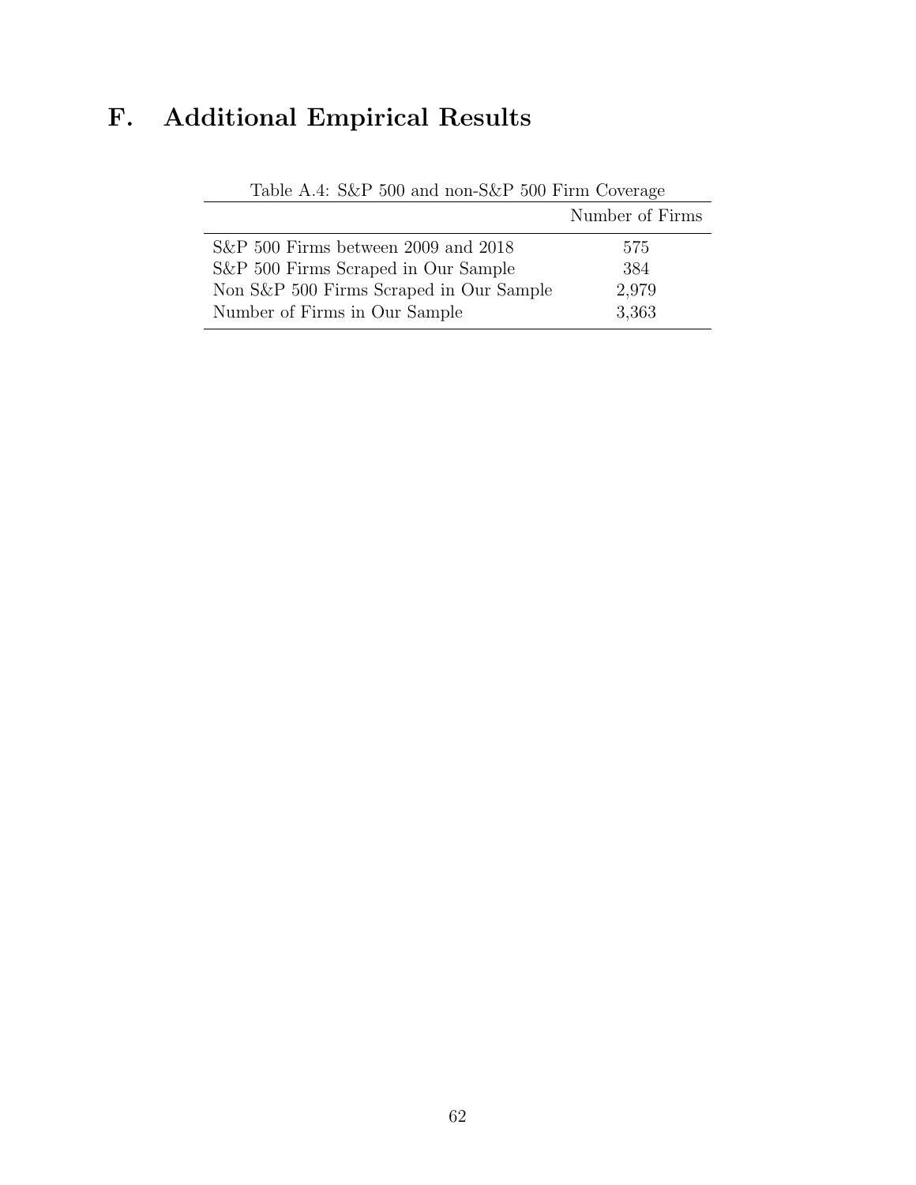# F. Additional Empirical Results

Table A.4: S&P 500 and non-S&P 500 Firm Coverage

| | Number of Firms |
|---|---|
| S&P 500 Firms between 2009 and 2018 | 575 |
| S&P 500 Firms Scraped in Our Sample | 384 |
| Non S&P 500 Firms Scraped in Our Sample | 2,979 |
| Number of Firms in Our Sample | 3,363 |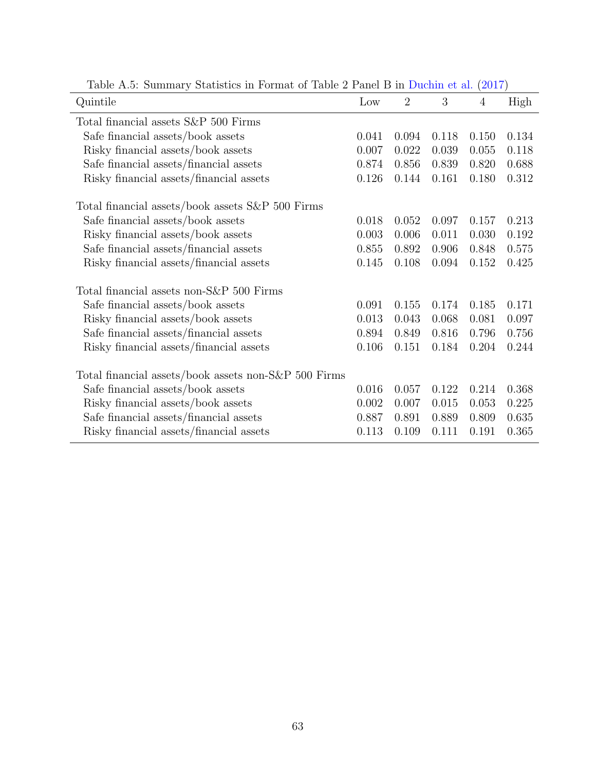Table A.5: Summary Statistics in Format of Table 2 Panel B in Duchin et al. (2017)

| Quintile | Low | 2 | 3 | 4 | High |
|---|---|---|---|---|---|
| Total financial assets S&P 500 Firms | | | | | |
| Safe financial assets/book assets | 0.041 | 0.094 | 0.118 | 0.150 | 0.134 |
| Risky financial assets/book assets | 0.007 | 0.022 | 0.039 | 0.055 | 0.118 |
| Safe financial assets/financial assets | 0.874 | 0.856 | 0.839 | 0.820 | 0.688 |
| Risky financial assets/financial assets | 0.126 | 0.144 | 0.161 | 0.180 | 0.312 |
| Total financial assets/book assets S&P 500 Firms | | | | | |
| Safe financial assets/book assets | 0.018 | 0.052 | 0.097 | 0.157 | 0.213 |
| Risky financial assets/book assets | 0.003 | 0.006 | 0.011 | 0.030 | 0.192 |
| Safe financial assets/financial assets | 0.855 | 0.892 | 0.906 | 0.848 | 0.575 |
| Risky financial assets/financial assets | 0.145 | 0.108 | 0.094 | 0.152 | 0.425 |
| Total financial assets non-S&P 500 Firms | | | | | |
| Safe financial assets/book assets | 0.091 | 0.155 | 0.174 | 0.185 | 0.171 |
| Risky financial assets/book assets | 0.013 | 0.043 | 0.068 | 0.081 | 0.097 |
| Safe financial assets/financial assets | 0.894 | 0.849 | 0.816 | 0.796 | 0.756 |
| Risky financial assets/financial assets | 0.106 | 0.151 | 0.184 | 0.204 | 0.244 |
| Total financial assets/book assets non-S&P 500 Firms | | | | | |
| Safe financial assets/book assets | 0.016 | 0.057 | 0.122 | 0.214 | 0.368 |
| Risky financial assets/book assets | 0.002 | 0.007 | 0.015 | 0.053 | 0.225 |
| Safe financial assets/financial assets | 0.887 | 0.891 | 0.889 | 0.809 | 0.635 |
| Risky financial assets/financial assets | 0.113 | 0.109 | 0.111 | 0.191 | 0.365 |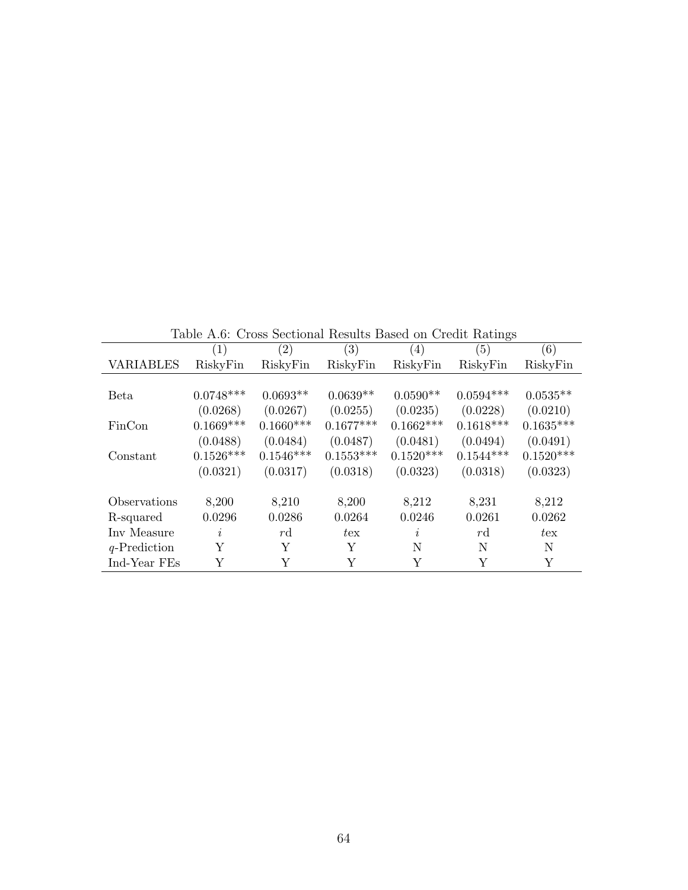Table A.6: Cross Sectional Results Based on Credit Ratings

| | (1) | (2) | (3) | (4) | (5) | (6) |
|---|---|---|---|---|---|---|
| VARIABLES | RiskyFin | RiskyFin | RiskyFin | RiskyFin | RiskyFin | RiskyFin |
| Beta | 0.0748*** | 0.0693** | 0.0639** | 0.0590** | 0.0594*** | 0.0535** |
| | (0.0268) | (0.0267) | (0.0255) | (0.0235) | (0.0228) | (0.0210) |
| FinCon | 0.1669*** | 0.1660*** | 0.1677*** | 0.1662*** | 0.1618*** | 0.1635*** |
| | (0.0488) | (0.0484) | (0.0487) | (0.0481) | (0.0494) | (0.0491) |
| Constant | 0.1526*** | 0.1546*** | 0.1553*** | 0.1520*** | 0.1544*** | 0.1520*** |
| | (0.0321) | (0.0317) | (0.0318) | (0.0323) | (0.0318) | (0.0323) |
| Observations | 8,200 | 8,210 | 8,200 | 8,212 | 8,231 | 8,212 |
| R-squared | 0.0296 | 0.0286 | 0.0264 | 0.0246 | 0.0261 | 0.0262 |
| Inv Measure | $i$ | $r$d | $t$ex | $i$ | $r$d | $t$ex |
| $q$-Prediction | Y | Y | Y | N | N | N |
| Ind-Year FEs | Y | Y | Y | Y | Y | Y |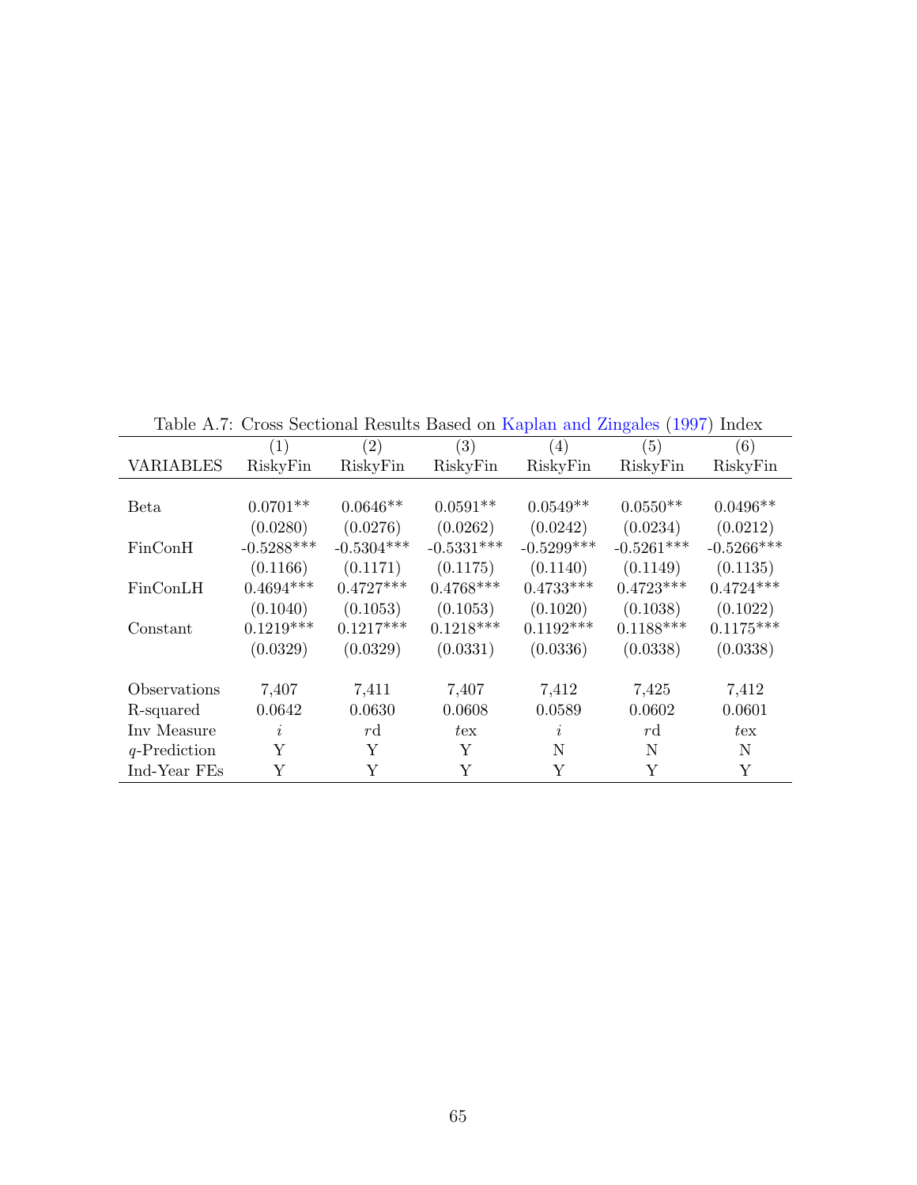Table A.7: Cross Sectional Results Based on Kaplan and Zingales (1997) Index

| | (1) | (2) | (3) | (4) | (5) | (6) |
|---|---|---|---|---|---|---|
| VARIABLES | RiskyFin | RiskyFin | RiskyFin | RiskyFin | RiskyFin | RiskyFin |
| | | | | | | |
| Beta | 0.0701** | 0.0646** | 0.0591** | 0.0549** | 0.0550** | 0.0496** |
| | (0.0280) | (0.0276) | (0.0262) | (0.0242) | (0.0234) | (0.0212) |
| FinConH | -0.5288*** | -0.5304*** | -0.5331*** | -0.5299*** | -0.5261*** | -0.5266*** |
| | (0.1166) | (0.1171) | (0.1175) | (0.1140) | (0.1149) | (0.1135) |
| FinConLH | 0.4694*** | 0.4727*** | 0.4768*** | 0.4733*** | 0.4723*** | 0.4724*** |
| | (0.1040) | (0.1053) | (0.1053) | (0.1020) | (0.1038) | (0.1022) |
| Constant | 0.1219*** | 0.1217*** | 0.1218*** | 0.1192*** | 0.1188*** | 0.1175*** |
| | (0.0329) | (0.0329) | (0.0331) | (0.0336) | (0.0338) | (0.0338) |
| | | | | | | |
| Observations | 7,407 | 7,411 | 7,407 | 7,412 | 7,425 | 7,412 |
| R-squared | 0.0642 | 0.0630 | 0.0608 | 0.0589 | 0.0602 | 0.0601 |
| Inv Measure | $i$ | $rd$ | $tex$ | $i$ | $rd$ | $tex$ |
| $q$-Prediction | Y | Y | Y | N | N | N |
| Ind-Year FEs | Y | Y | Y | Y | Y | Y |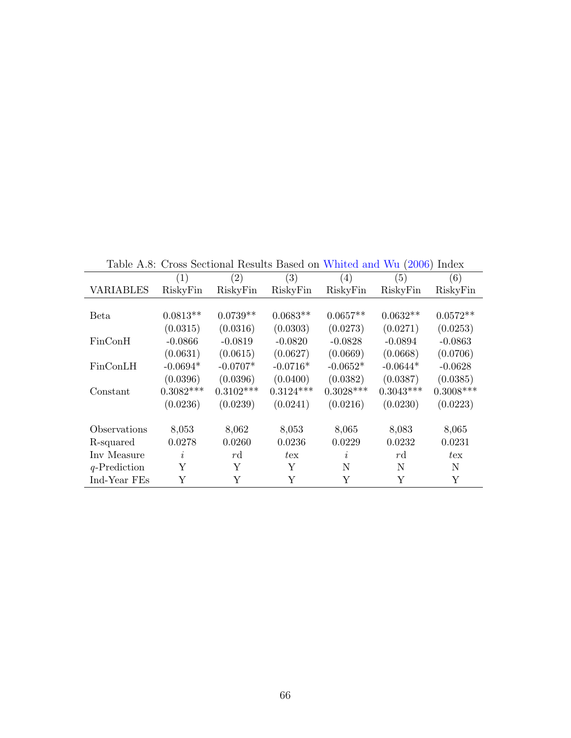Table A.8: Cross Sectional Results Based on Whited and Wu (2006) Index

| | (1) | (2) | (3) | (4) | (5) | (6) |
|---|---|---|---|---|---|---|
| VARIABLES | RiskyFin | RiskyFin | RiskyFin | RiskyFin | RiskyFin | RiskyFin |
| | | | | | | |
| Beta | 0.0813** | 0.0739** | 0.0683** | 0.0657** | 0.0632** | 0.0572** |
| | (0.0315) | (0.0316) | (0.0303) | (0.0273) | (0.0271) | (0.0253) |
| FinConH | -0.0866 | -0.0819 | -0.0820 | -0.0828 | -0.0894 | -0.0863 |
| | (0.0631) | (0.0615) | (0.0627) | (0.0669) | (0.0668) | (0.0706) |
| FinConLH | -0.0694* | -0.0707* | -0.0716* | -0.0652* | -0.0644* | -0.0628 |
| | (0.0396) | (0.0396) | (0.0400) | (0.0382) | (0.0387) | (0.0385) |
| Constant | 0.3082*** | 0.3102*** | 0.3124*** | 0.3028*** | 0.3043*** | 0.3008*** |
| | (0.0236) | (0.0239) | (0.0241) | (0.0216) | (0.0230) | (0.0223) |
| | | | | | | |
| Observations | 8,053 | 8,062 | 8,053 | 8,065 | 8,083 | 8,065 |
| R-squared | 0.0278 | 0.0260 | 0.0236 | 0.0229 | 0.0232 | 0.0231 |
| Inv Measure | $i$ | $rd$ | $tex$ | $i$ | $rd$ | $tex$ |
| $q$-Prediction | Y | Y | Y | N | N | N |
| Ind-Year FEs | Y | Y | Y | Y | Y | Y |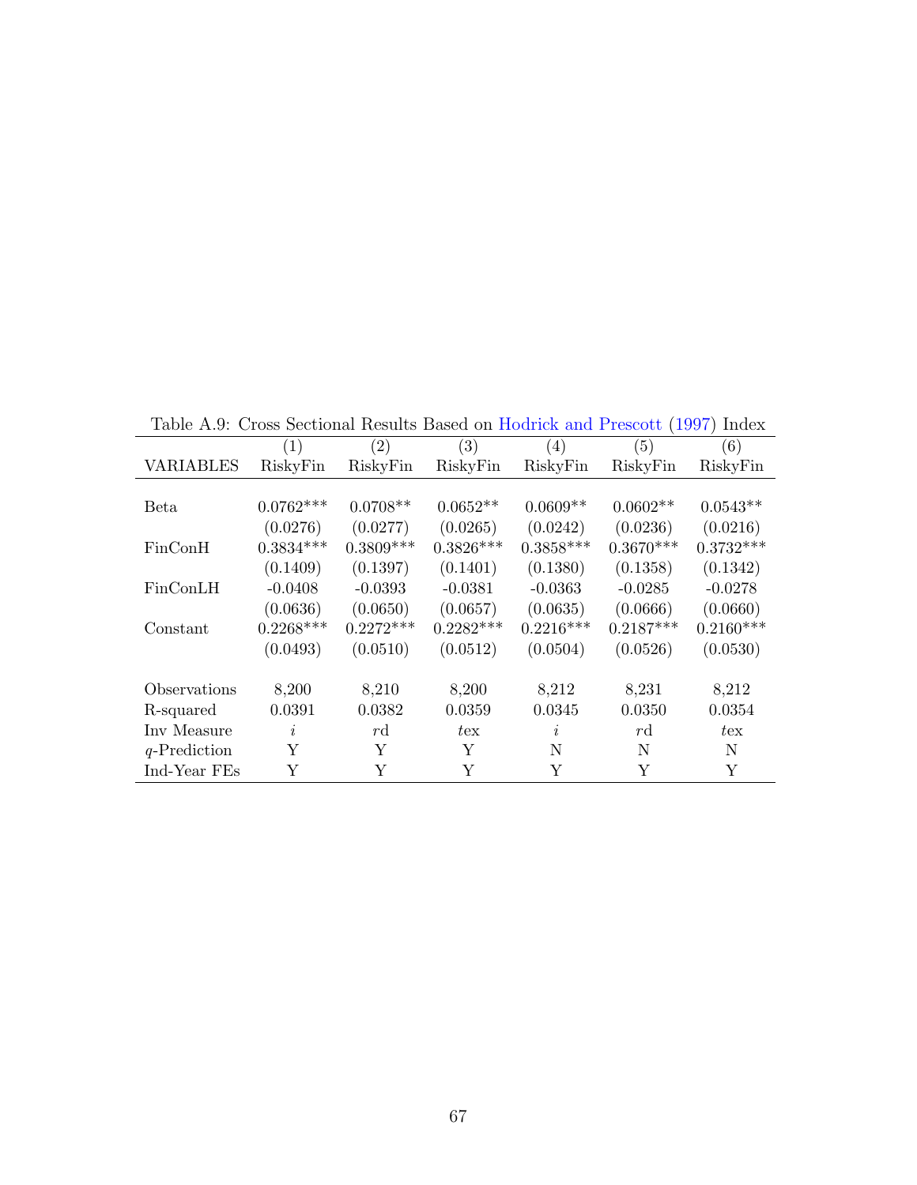Table A.9: Cross Sectional Results Based on Hodrick and Prescott (1997) Index

| VARIABLES | (1) RiskyFin | (2) RiskyFin | (3) RiskyFin | (4) RiskyFin | (5) RiskyFin | (6) RiskyFin |
|---|---|---|---|---|---|---|
| Beta | 0.0762*** | 0.0708** | 0.0652** | 0.0609** | 0.0602** | 0.0543** |
| | (0.0276) | (0.0277) | (0.0265) | (0.0242) | (0.0236) | (0.0216) |
| FinConH | 0.3834*** | 0.3809*** | 0.3826*** | 0.3858*** | 0.3670*** | 0.3732*** |
| | (0.1409) | (0.1397) | (0.1401) | (0.1380) | (0.1358) | (0.1342) |
| FinConLH | -0.0408 | -0.0393 | -0.0381 | -0.0363 | -0.0285 | -0.0278 |
| | (0.0636) | (0.0650) | (0.0657) | (0.0635) | (0.0666) | (0.0660) |
| Constant | 0.2268*** | 0.2272*** | 0.2282*** | 0.2216*** | 0.2187*** | 0.2160*** |
| | (0.0493) | (0.0510) | (0.0512) | (0.0504) | (0.0526) | (0.0530) |
| Observations | 8,200 | 8,210 | 8,200 | 8,212 | 8,231 | 8,212 |
| R-squared | 0.0391 | 0.0382 | 0.0359 | 0.0345 | 0.0350 | 0.0354 |
| Inv Measure | $i$ | $r$d | $t$ex | $i$ | $r$d | $t$ex |
| $q$-Prediction | Y | Y | Y | N | N | N |
| Ind-Year FEs | Y | Y | Y | Y | Y | Y |